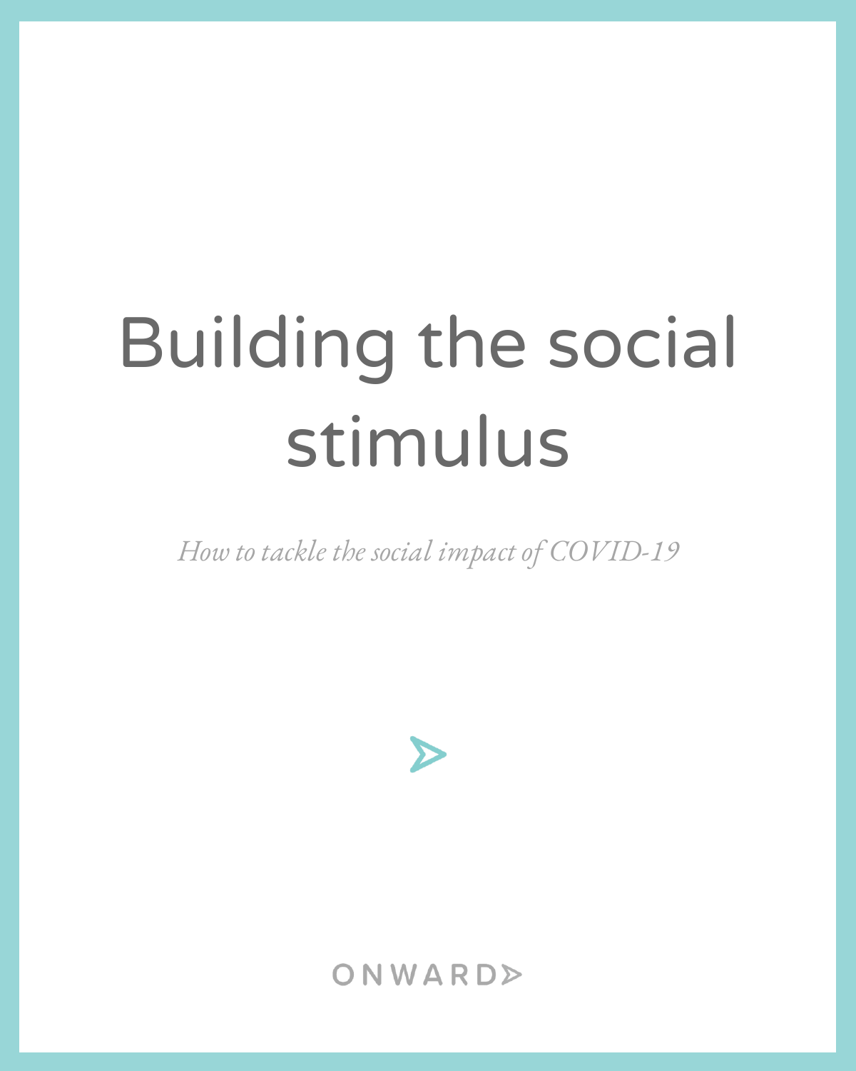# Building the social stimulus

*How to tackle the social impact of COVID-19*

ONWARD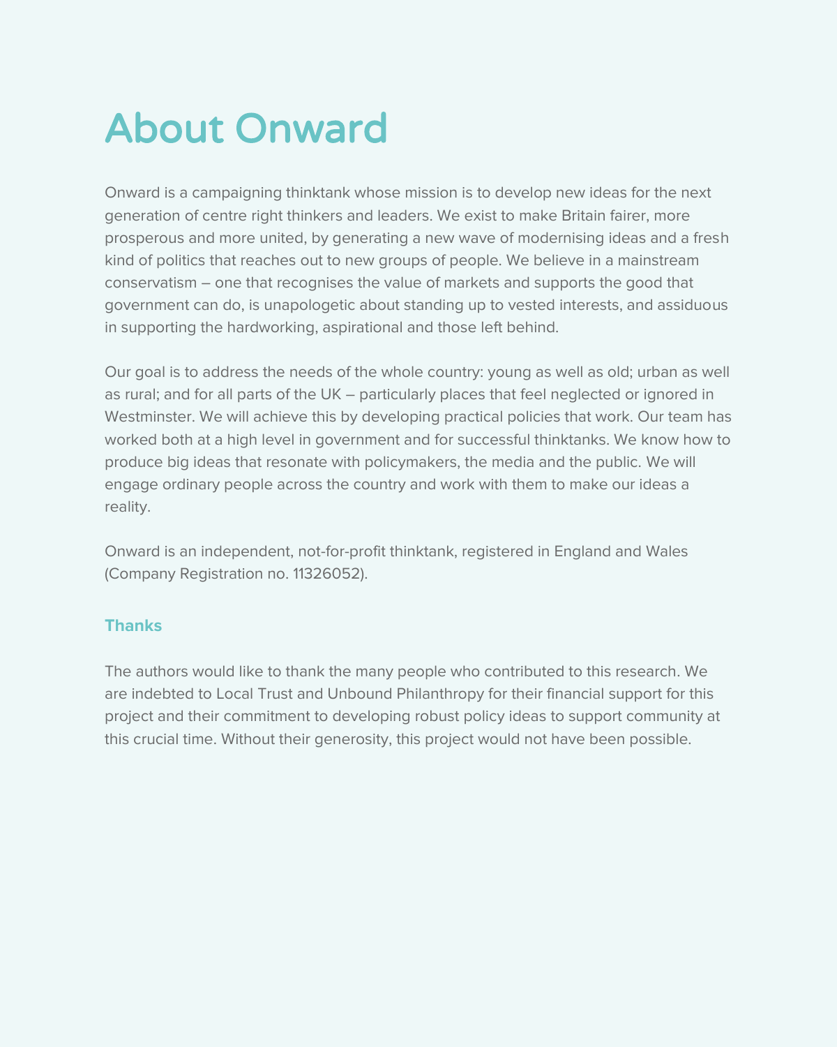# About Onward

Onward is a campaigning thinktank whose mission is to develop new ideas for the next generation of centre right thinkers and leaders. We exist to make Britain fairer, more prosperous and more united, by generating a new wave of modernising ideas and a fresh kind of politics that reaches out to new groups of people. We believe in a mainstream conservatism – one that recognises the value of markets and supports the good that government can do, is unapologetic about standing up to vested interests, and assiduous in supporting the hardworking, aspirational and those left behind.

Our goal is to address the needs of the whole country: young as well as old; urban as well as rural; and for all parts of the UK – particularly places that feel neglected or ignored in Westminster. We will achieve this by developing practical policies that work. Our team has worked both at a high level in government and for successful thinktanks. We know how to produce big ideas that resonate with policymakers, the media and the public. We will engage ordinary people across the country and work with them to make our ideas a reality.

Onward is an independent, not-for-profit thinktank, registered in England and Wales (Company Registration no. 11326052).

### Thanks

The authors would like to thank the many people who contributed to this research. We are indebted to Local Trust and Unbound Philanthropy for their financial support for this project and their commitment to developing robust policy ideas to support community at this crucial time. Without their generosity, this project would not have been possible.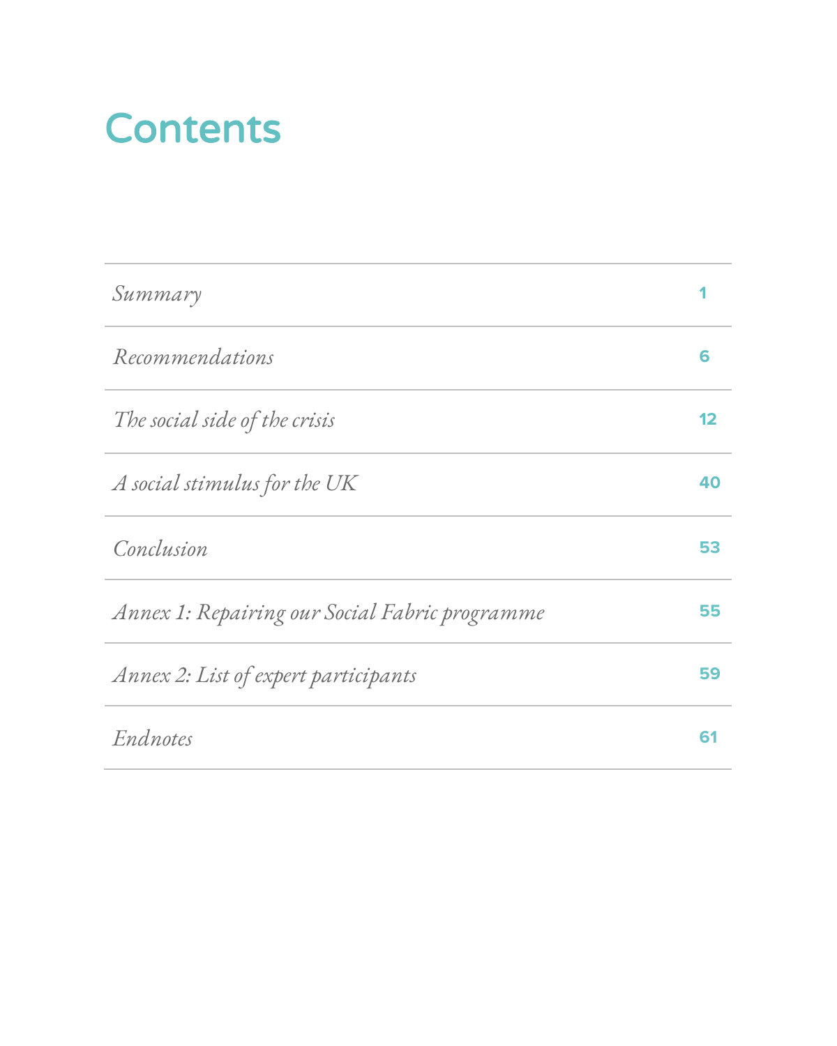# Contents

| | |
|---|---|
| *Summary* | 1 |
| *Recommendations* | 6 |
| *The social side of the crisis* | 12 |
| *A social stimulus for the UK* | 40 |
| *Conclusion* | 53 |
| *Annex 1: Repairing our Social Fabric programme* | 55 |
| *Annex 2: List of expert participants* | 59 |
| *Endnotes* | 61 |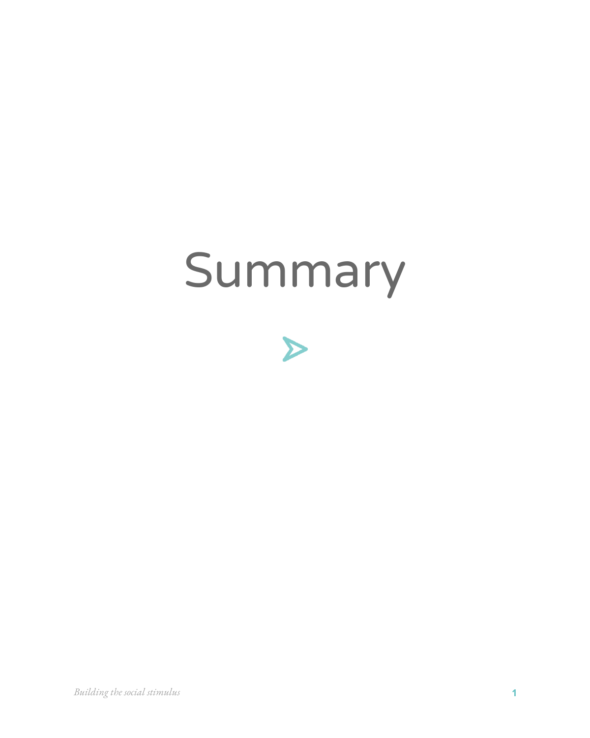# Summary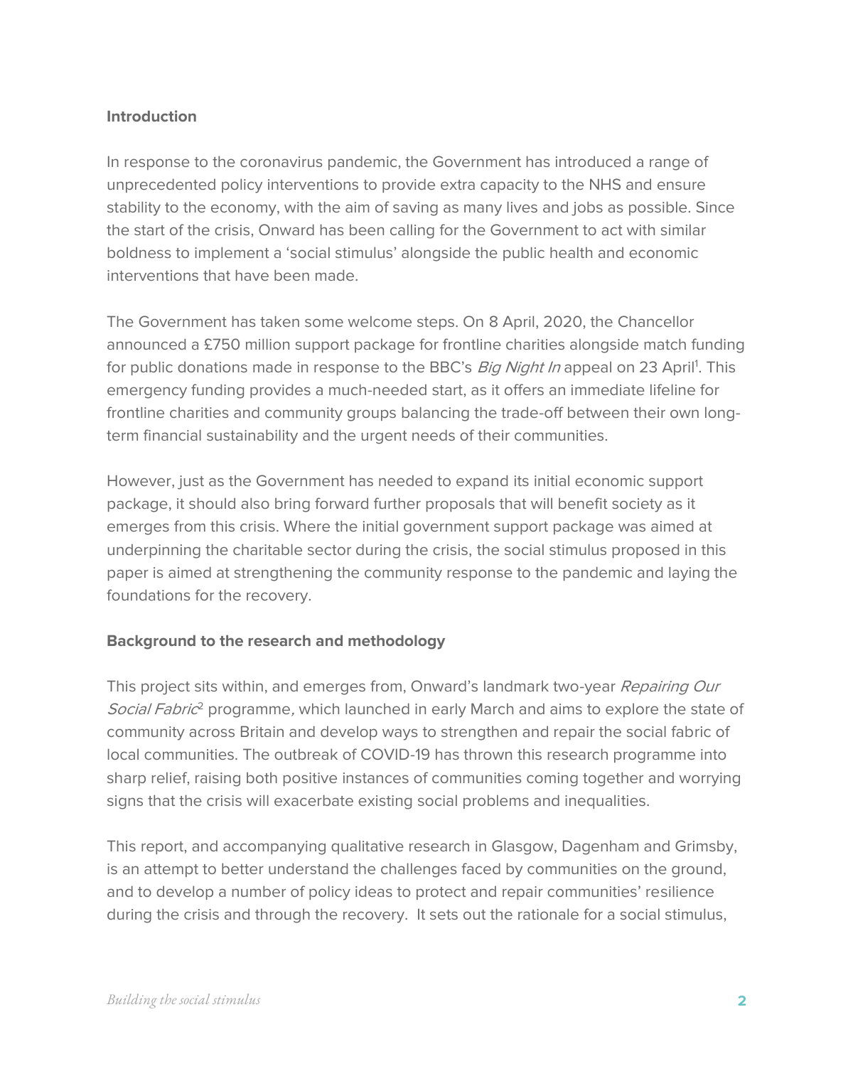## Introduction

In response to the coronavirus pandemic, the Government has introduced a range of unprecedented policy interventions to provide extra capacity to the NHS and ensure stability to the economy, with the aim of saving as many lives and jobs as possible. Since the start of the crisis, Onward has been calling for the Government to act with similar boldness to implement a 'social stimulus' alongside the public health and economic interventions that have been made.

The Government has taken some welcome steps. On 8 April, 2020, the Chancellor announced a £750 million support package for frontline charities alongside match funding for public donations made in response to the BBC's *Big Night In* appeal on 23 April[1]. This emergency funding provides a much-needed start, as it offers an immediate lifeline for frontline charities and community groups balancing the trade-off between their own long-term financial sustainability and the urgent needs of their communities.

However, just as the Government has needed to expand its initial economic support package, it should also bring forward further proposals that will benefit society as it emerges from this crisis. Where the initial government support package was aimed at underpinning the charitable sector during the crisis, the social stimulus proposed in this paper is aimed at strengthening the community response to the pandemic and laying the foundations for the recovery.

## Background to the research and methodology

This project sits within, and emerges from, Onward's landmark two-year *Repairing Our Social Fabric*[2] programme, which launched in early March and aims to explore the state of community across Britain and develop ways to strengthen and repair the social fabric of local communities. The outbreak of COVID-19 has thrown this research programme into sharp relief, raising both positive instances of communities coming together and worrying signs that the crisis will exacerbate existing social problems and inequalities.

This report, and accompanying qualitative research in Glasgow, Dagenham and Grimsby, is an attempt to better understand the challenges faced by communities on the ground, and to develop a number of policy ideas to protect and repair communities' resilience during the crisis and through the recovery. It sets out the rationale for a social stimulus,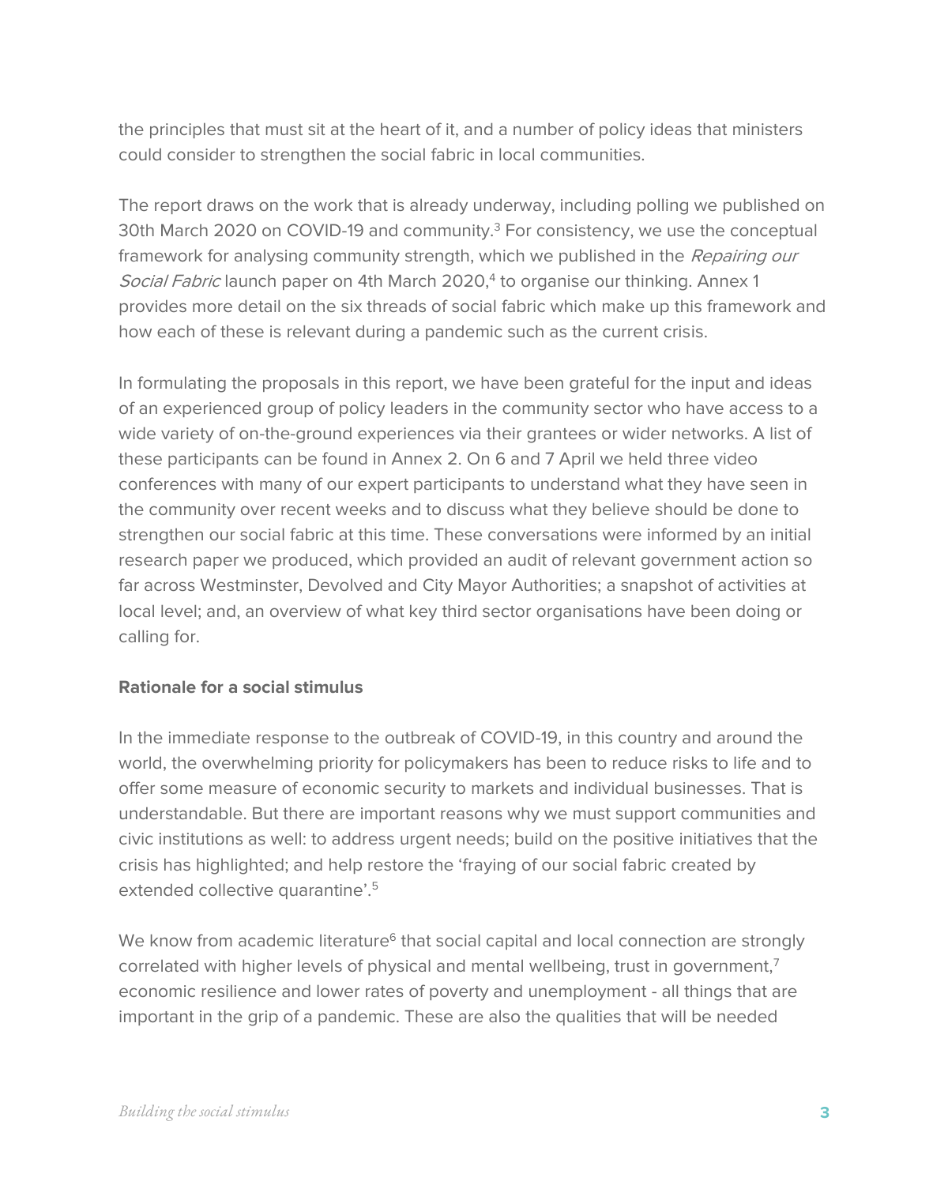the principles that must sit at the heart of it, and a number of policy ideas that ministers could consider to strengthen the social fabric in local communities.

The report draws on the work that is already underway, including polling we published on 30th March 2020 on COVID-19 and community.[3] For consistency, we use the conceptual framework for analysing community strength, which we published in the *Repairing our Social Fabric* launch paper on 4th March 2020,[4] to organise our thinking. Annex 1 provides more detail on the six threads of social fabric which make up this framework and how each of these is relevant during a pandemic such as the current crisis.

In formulating the proposals in this report, we have been grateful for the input and ideas of an experienced group of policy leaders in the community sector who have access to a wide variety of on-the-ground experiences via their grantees or wider networks. A list of these participants can be found in Annex 2. On 6 and 7 April we held three video conferences with many of our expert participants to understand what they have seen in the community over recent weeks and to discuss what they believe should be done to strengthen our social fabric at this time. These conversations were informed by an initial research paper we produced, which provided an audit of relevant government action so far across Westminster, Devolved and City Mayor Authorities; a snapshot of activities at local level; and, an overview of what key third sector organisations have been doing or calling for.

**Rationale for a social stimulus**

In the immediate response to the outbreak of COVID-19, in this country and around the world, the overwhelming priority for policymakers has been to reduce risks to life and to offer some measure of economic security to markets and individual businesses. That is understandable. But there are important reasons why we must support communities and civic institutions as well: to address urgent needs; build on the positive initiatives that the crisis has highlighted; and help restore the 'fraying of our social fabric created by extended collective quarantine'.[5]

We know from academic literature[6] that social capital and local connection are strongly correlated with higher levels of physical and mental wellbeing, trust in government,[7] economic resilience and lower rates of poverty and unemployment - all things that are important in the grip of a pandemic. These are also the qualities that will be needed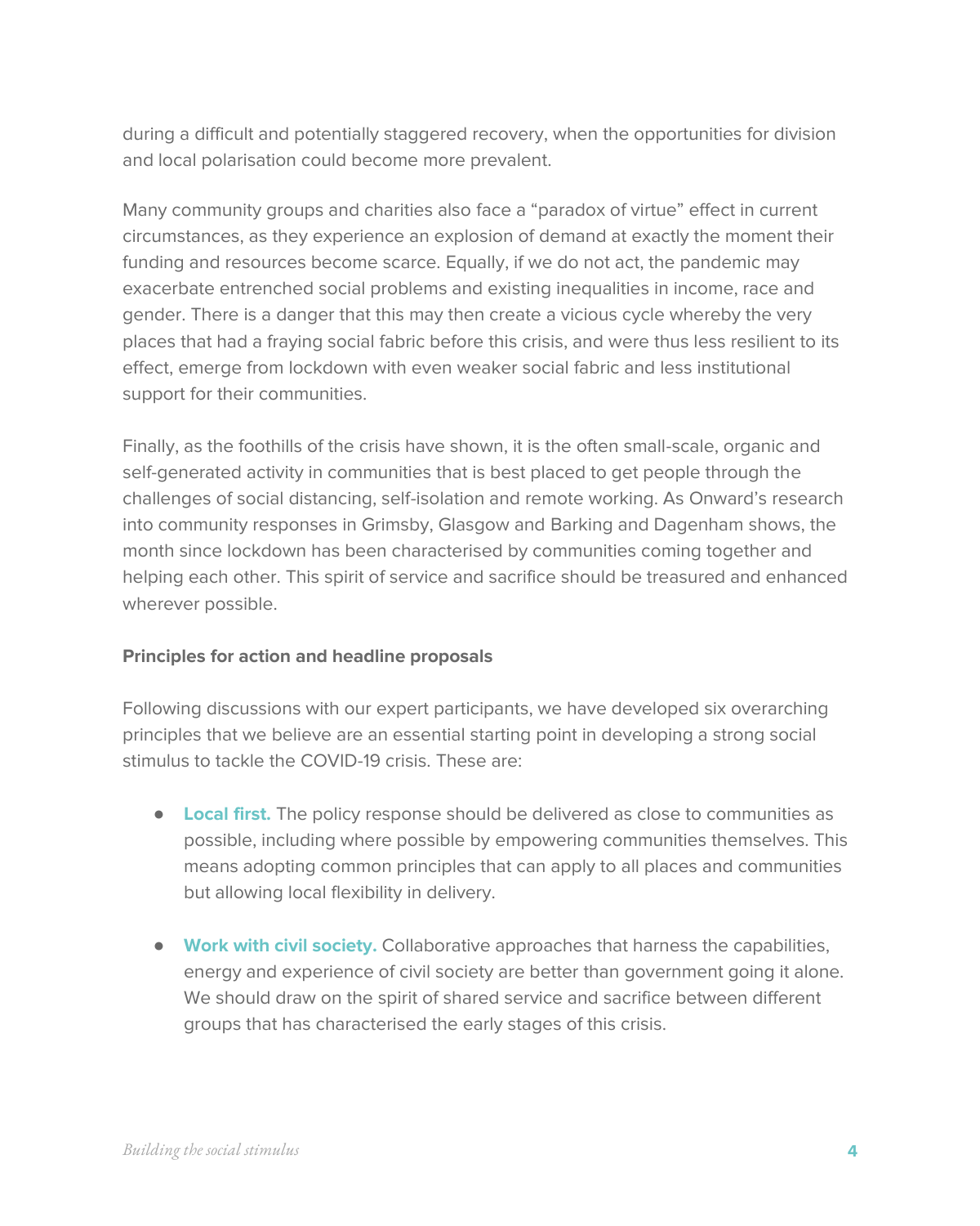during a difficult and potentially staggered recovery, when the opportunities for division and local polarisation could become more prevalent.

Many community groups and charities also face a "paradox of virtue" effect in current circumstances, as they experience an explosion of demand at exactly the moment their funding and resources become scarce. Equally, if we do not act, the pandemic may exacerbate entrenched social problems and existing inequalities in income, race and gender. There is a danger that this may then create a vicious cycle whereby the very places that had a fraying social fabric before this crisis, and were thus less resilient to its effect, emerge from lockdown with even weaker social fabric and less institutional support for their communities.

Finally, as the foothills of the crisis have shown, it is the often small-scale, organic and self-generated activity in communities that is best placed to get people through the challenges of social distancing, self-isolation and remote working. As Onward's research into community responses in Grimsby, Glasgow and Barking and Dagenham shows, the month since lockdown has been characterised by communities coming together and helping each other. This spirit of service and sacrifice should be treasured and enhanced wherever possible.

**Principles for action and headline proposals**

Following discussions with our expert participants, we have developed six overarching principles that we believe are an essential starting point in developing a strong social stimulus to tackle the COVID-19 crisis. These are:

- **Local first.** The policy response should be delivered as close to communities as possible, including where possible by empowering communities themselves. This means adopting common principles that can apply to all places and communities but allowing local flexibility in delivery.

- **Work with civil society.** Collaborative approaches that harness the capabilities, energy and experience of civil society are better than government going it alone. We should draw on the spirit of shared service and sacrifice between different groups that has characterised the early stages of this crisis.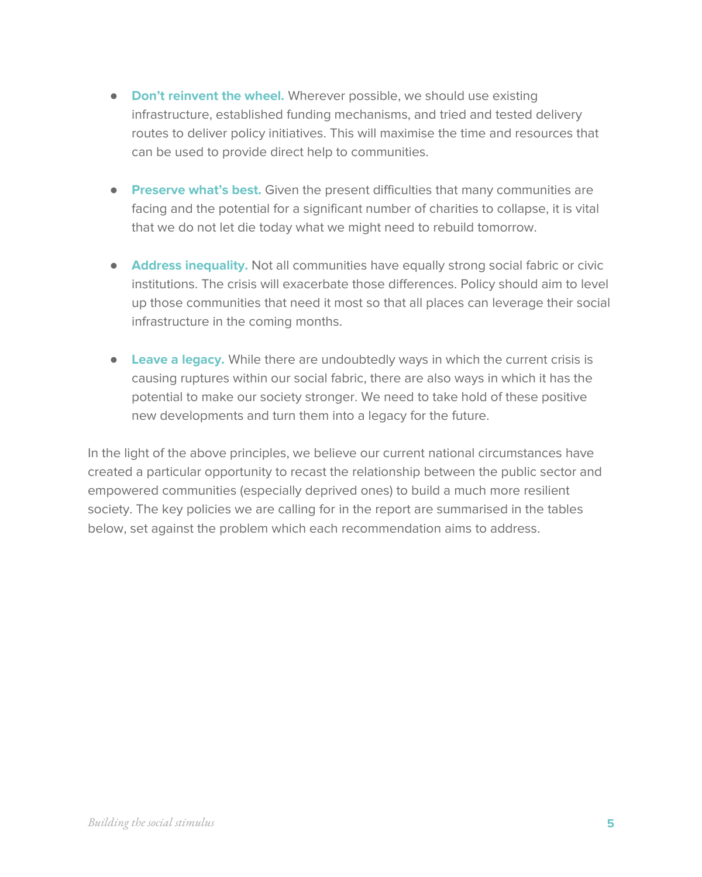- **Don't reinvent the wheel.** Wherever possible, we should use existing infrastructure, established funding mechanisms, and tried and tested delivery routes to deliver policy initiatives. This will maximise the time and resources that can be used to provide direct help to communities.

- **Preserve what's best.** Given the present difficulties that many communities are facing and the potential for a significant number of charities to collapse, it is vital that we do not let die today what we might need to rebuild tomorrow.

- **Address inequality.** Not all communities have equally strong social fabric or civic institutions. The crisis will exacerbate those differences. Policy should aim to level up those communities that need it most so that all places can leverage their social infrastructure in the coming months.

- **Leave a legacy.** While there are undoubtedly ways in which the current crisis is causing ruptures within our social fabric, there are also ways in which it has the potential to make our society stronger. We need to take hold of these positive new developments and turn them into a legacy for the future.

In the light of the above principles, we believe our current national circumstances have created a particular opportunity to recast the relationship between the public sector and empowered communities (especially deprived ones) to build a much more resilient society. The key policies we are calling for in the report are summarised in the tables below, set against the problem which each recommendation aims to address.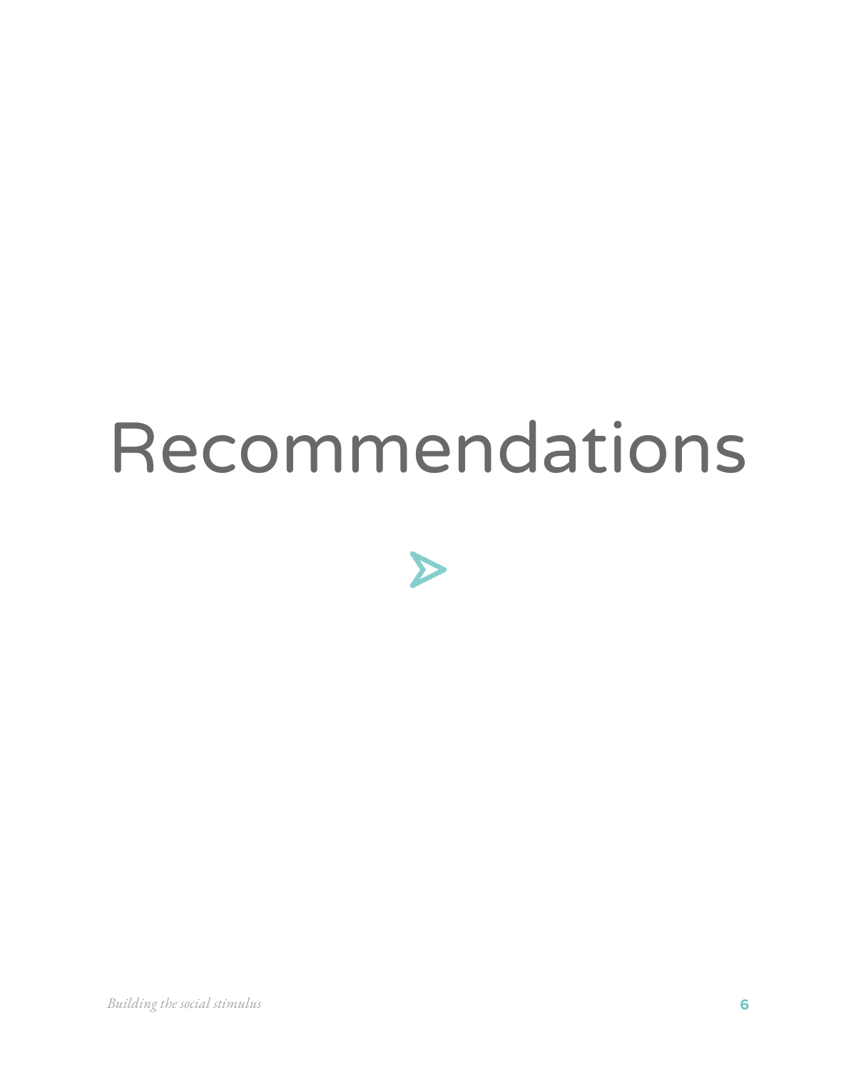# Recommendations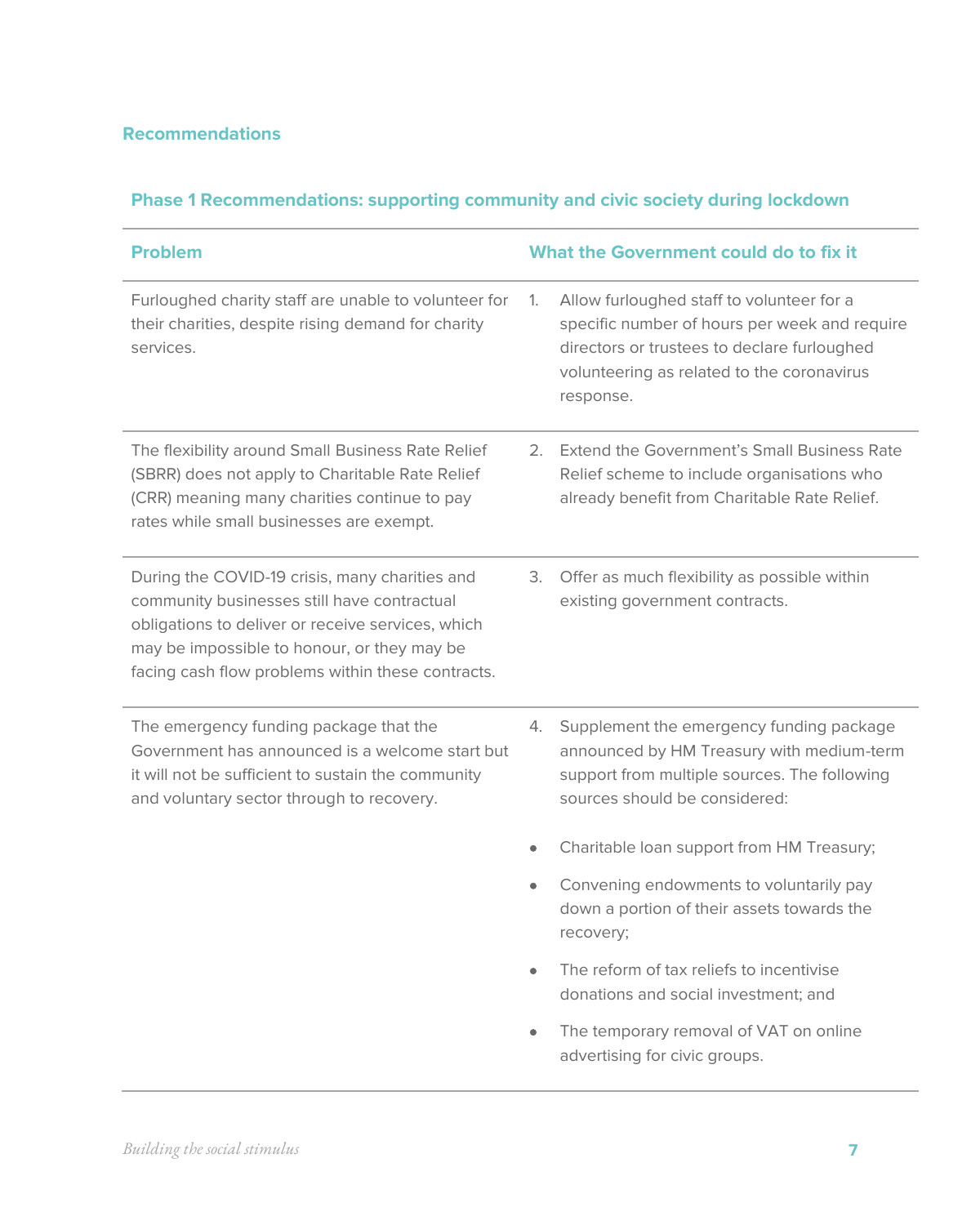## Recommendations

### Phase 1 Recommendations: supporting community and civic society during lockdown

| Problem | What the Government could do to fix it |
| --- | --- |
| Furloughed charity staff are unable to volunteer for their charities, despite rising demand for charity services. | 1. Allow furloughed staff to volunteer for a specific number of hours per week and require directors or trustees to declare furloughed volunteering as related to the coronavirus response. |
| The flexibility around Small Business Rate Relief (SBRR) does not apply to Charitable Rate Relief (CRR) meaning many charities continue to pay rates while small businesses are exempt. | 2. Extend the Government's Small Business Rate Relief scheme to include organisations who already benefit from Charitable Rate Relief. |
| During the COVID-19 crisis, many charities and community businesses still have contractual obligations to deliver or receive services, which may be impossible to honour, or they may be facing cash flow problems within these contracts. | 3. Offer as much flexibility as possible within existing government contracts. |
| The emergency funding package that the Government has announced is a welcome start but it will not be sufficient to sustain the community and voluntary sector through to recovery. | 4. Supplement the emergency funding package announced by HM Treasury with medium-term support from multiple sources. The following sources should be considered:<br>• Charitable loan support from HM Treasury;<br>• Convening endowments to voluntarily pay down a portion of their assets towards the recovery;<br>• The reform of tax reliefs to incentivise donations and social investment; and<br>• The temporary removal of VAT on online advertising for civic groups. |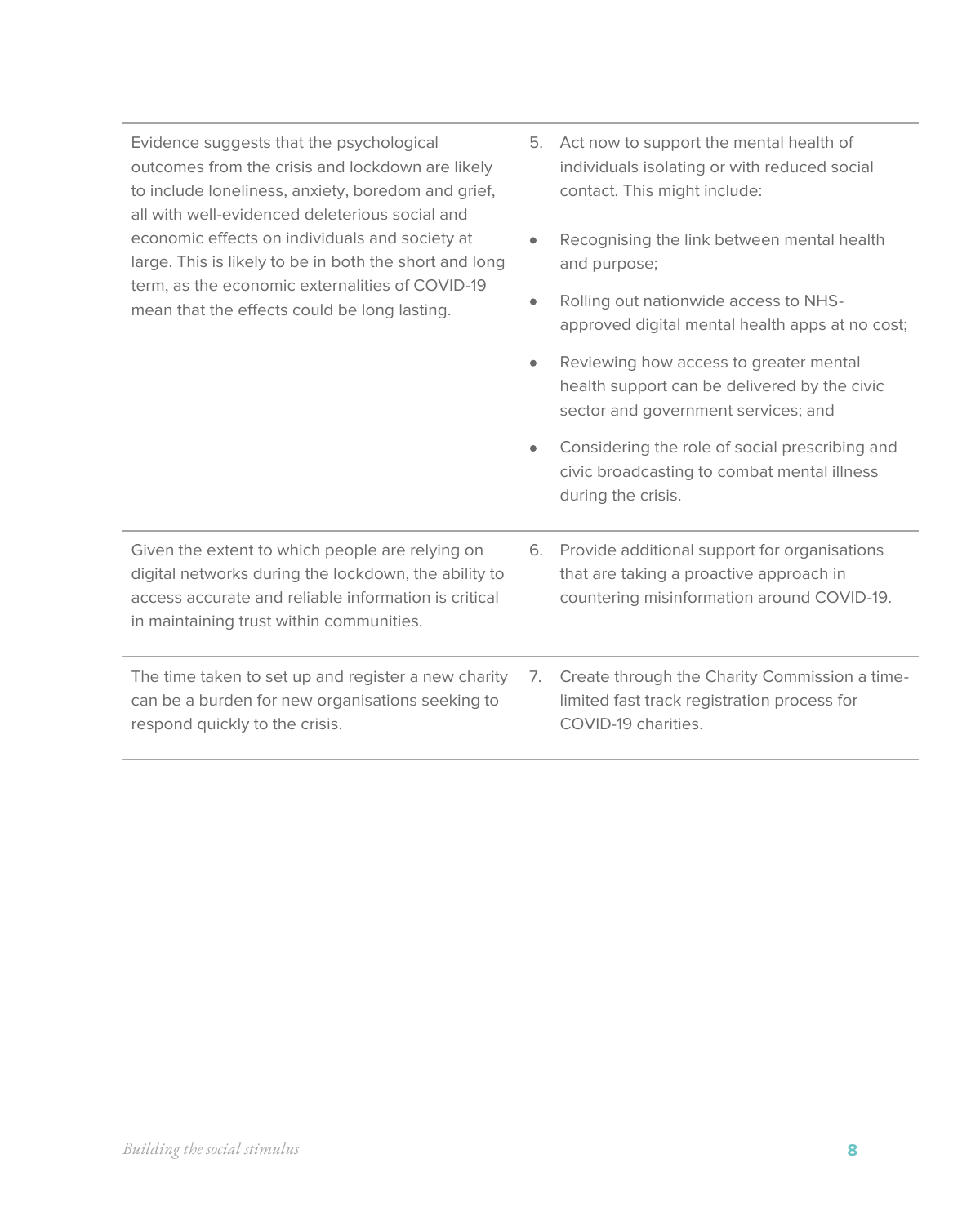| | |
|---|---|
| Evidence suggests that the psychological outcomes from the crisis and lockdown are likely to include loneliness, anxiety, boredom and grief, all with well-evidenced deleterious social and economic effects on individuals and society at large. This is likely to be in both the short and long term, as the economic externalities of COVID-19 mean that the effects could be long lasting. | 5. Act now to support the mental health of individuals isolating or with reduced social contact. This might include: <br>• Recognising the link between mental health and purpose; <br>• Rolling out nationwide access to NHS-approved digital mental health apps at no cost; <br>• Reviewing how access to greater mental health support can be delivered by the civic sector and government services; and <br>• Considering the role of social prescribing and civic broadcasting to combat mental illness during the crisis. |
| Given the extent to which people are relying on digital networks during the lockdown, the ability to access accurate and reliable information is critical in maintaining trust within communities. | 6. Provide additional support for organisations that are taking a proactive approach in countering misinformation around COVID-19. |
| The time taken to set up and register a new charity can be a burden for new organisations seeking to respond quickly to the crisis. | 7. Create through the Charity Commission a time-limited fast track registration process for COVID-19 charities. |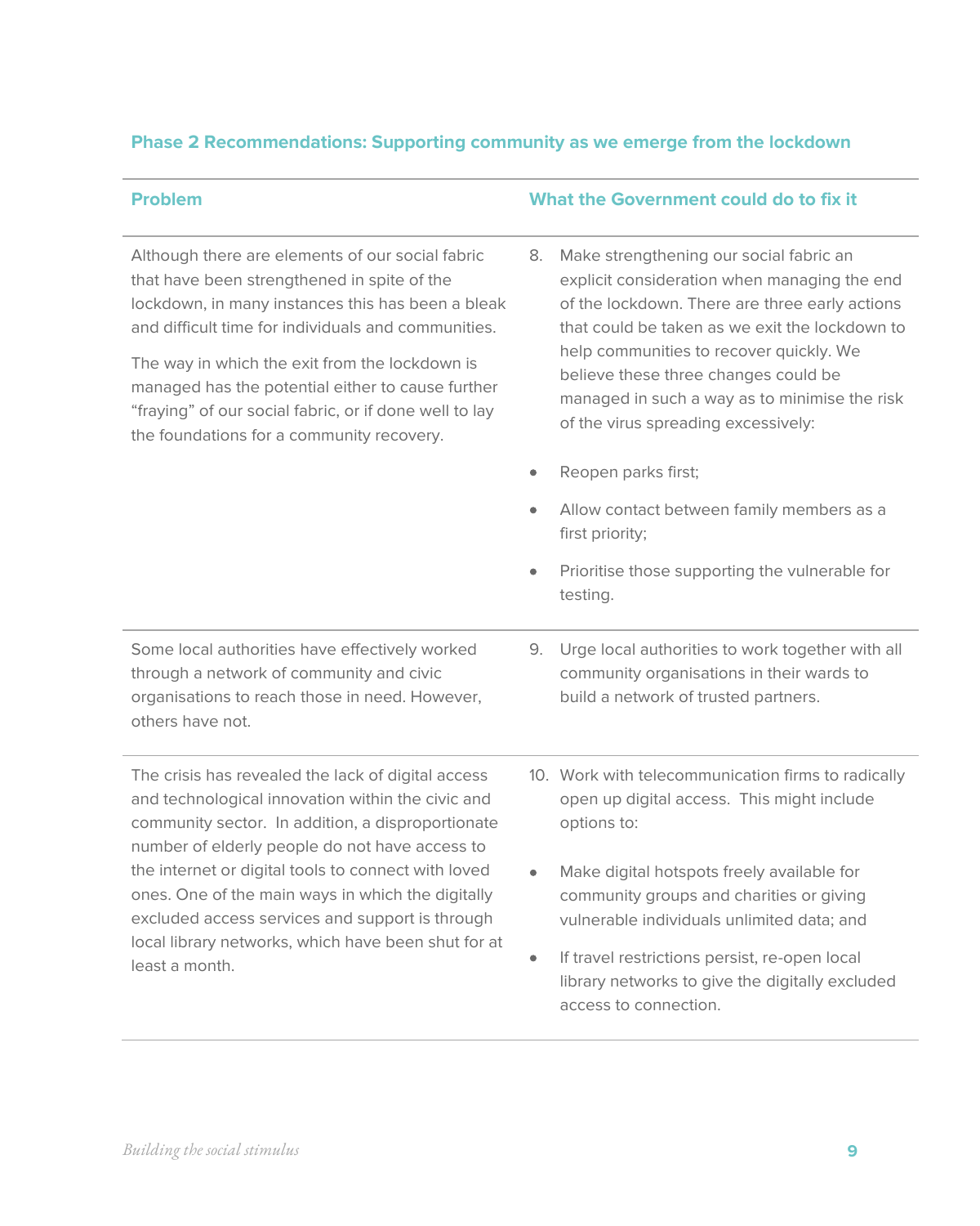### Phase 2 Recommendations: Supporting community as we emerge from the lockdown

| Problem | What the Government could do to fix it |
| --- | --- |
| Although there are elements of our social fabric that have been strengthened in spite of the lockdown, in many instances this has been a bleak and difficult time for individuals and communities.<br><br>The way in which the exit from the lockdown is managed has the potential either to cause further "fraying" of our social fabric, or if done well to lay the foundations for a community recovery. | 8. Make strengthening our social fabric an explicit consideration when managing the end of the lockdown. There are three early actions that could be taken as we exit the lockdown to help communities to recover quickly. We believe these three changes could be managed in such a way as to minimise the risk of the virus spreading excessively:<br><br>• Reopen parks first;<br>• Allow contact between family members as a first priority;<br>• Prioritise those supporting the vulnerable for testing. |
| Some local authorities have effectively worked through a network of community and civic organisations to reach those in need. However, others have not. | 9. Urge local authorities to work together with all community organisations in their wards to build a network of trusted partners. |
| The crisis has revealed the lack of digital access and technological innovation within the civic and community sector. In addition, a disproportionate number of elderly people do not have access to the internet or digital tools to connect with loved ones. One of the main ways in which the digitally excluded access services and support is through local library networks, which have been shut for at least a month. | 10. Work with telecommunication firms to radically open up digital access. This might include options to:<br><br>• Make digital hotspots freely available for community groups and charities or giving vulnerable individuals unlimited data; and<br>• If travel restrictions persist, re-open local library networks to give the digitally excluded access to connection. |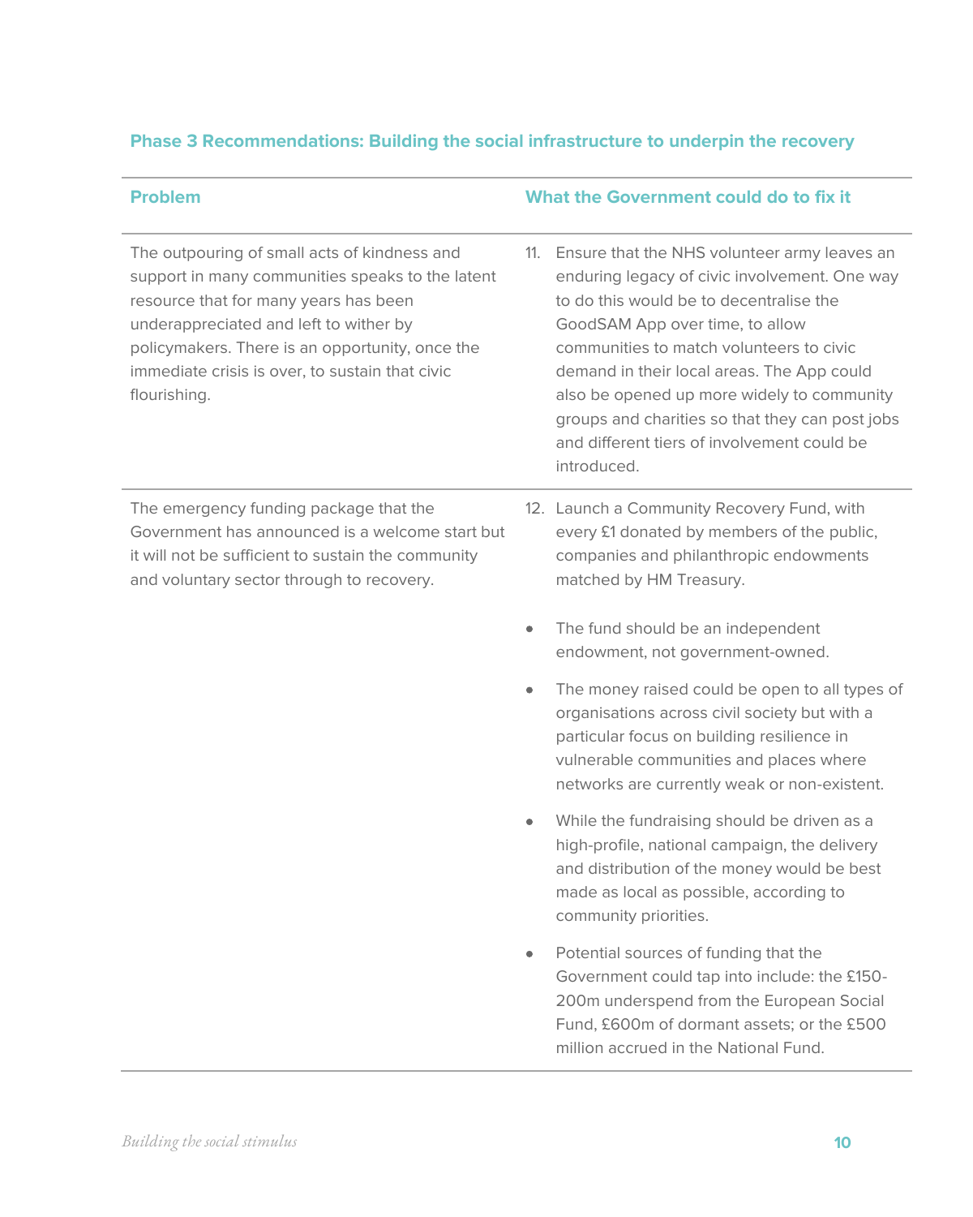### Phase 3 Recommendations: Building the social infrastructure to underpin the recovery

| Problem | What the Government could do to fix it |
|---|---|
| The outpouring of small acts of kindness and support in many communities speaks to the latent resource that for many years has been underappreciated and left to wither by policymakers. There is an opportunity, once the immediate crisis is over, to sustain that civic flourishing. | 11. Ensure that the NHS volunteer army leaves an enduring legacy of civic involvement. One way to do this would be to decentralise the GoodSAM App over time, to allow communities to match volunteers to civic demand in their local areas. The App could also be opened up more widely to community groups and charities so that they can post jobs and different tiers of involvement could be introduced. |
| The emergency funding package that the Government has announced is a welcome start but it will not be sufficient to sustain the community and voluntary sector through to recovery. | 12. Launch a Community Recovery Fund, with every £1 donated by members of the public, companies and philanthropic endowments matched by HM Treasury.<br><br>• The fund should be an independent endowment, not government-owned.<br><br>• The money raised could be open to all types of organisations across civil society but with a particular focus on building resilience in vulnerable communities and places where networks are currently weak or non-existent.<br><br>• While the fundraising should be driven as a high-profile, national campaign, the delivery and distribution of the money would be best made as local as possible, according to community priorities.<br><br>• Potential sources of funding that the Government could tap into include: the £150-200m underspend from the European Social Fund, £600m of dormant assets; or the £500 million accrued in the National Fund. |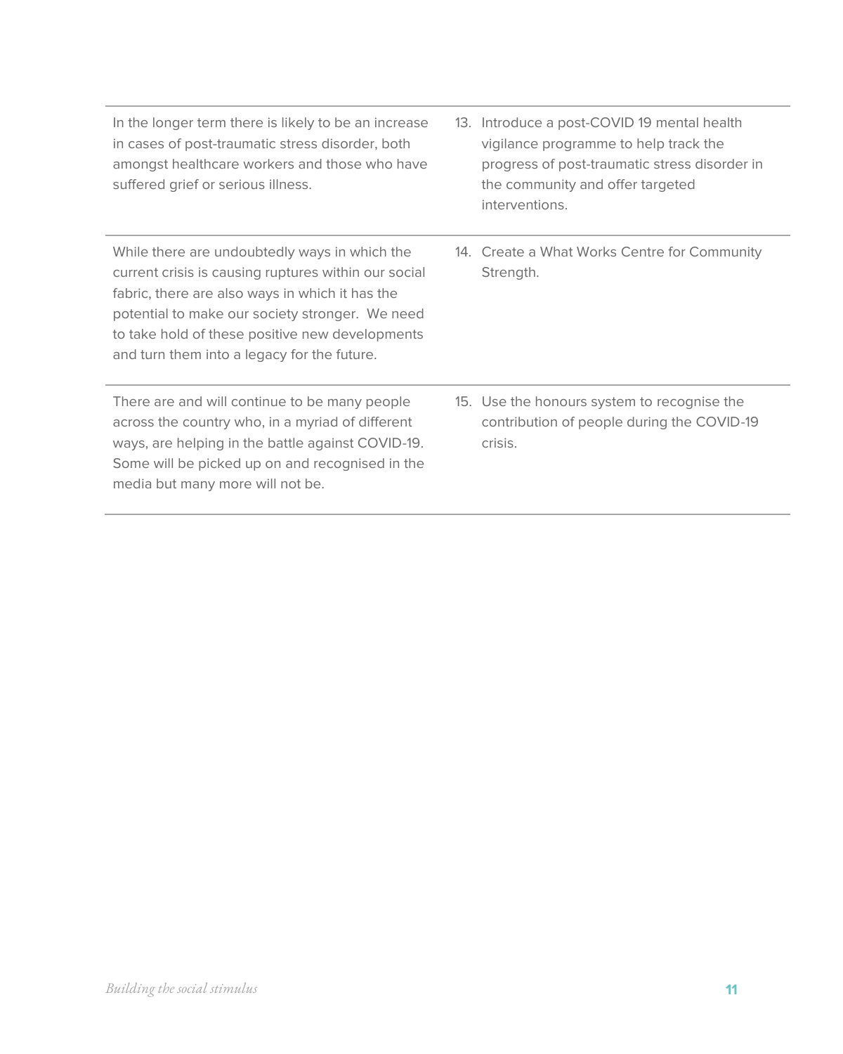| | |
|---|---|
| In the longer term there is likely to be an increase in cases of post-traumatic stress disorder, both amongst healthcare workers and those who have suffered grief or serious illness. | 13. Introduce a post-COVID 19 mental health vigilance programme to help track the progress of post-traumatic stress disorder in the community and offer targeted interventions. |
| While there are undoubtedly ways in which the current crisis is causing ruptures within our social fabric, there are also ways in which it has the potential to make our society stronger. We need to take hold of these positive new developments and turn them into a legacy for the future. | 14. Create a What Works Centre for Community Strength. |
| There are and will continue to be many people across the country who, in a myriad of different ways, are helping in the battle against COVID-19. Some will be picked up on and recognised in the media but many more will not be. | 15. Use the honours system to recognise the contribution of people during the COVID-19 crisis. |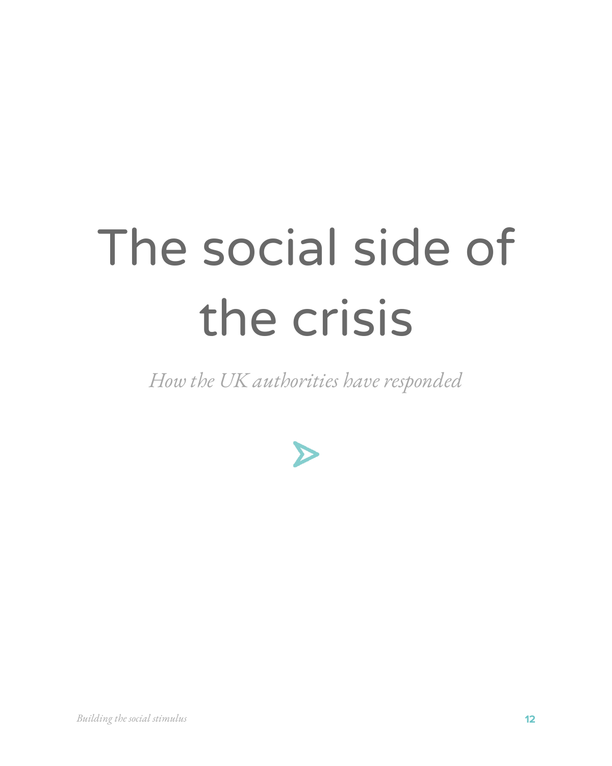# The social side of the crisis

*How the UK authorities have responded*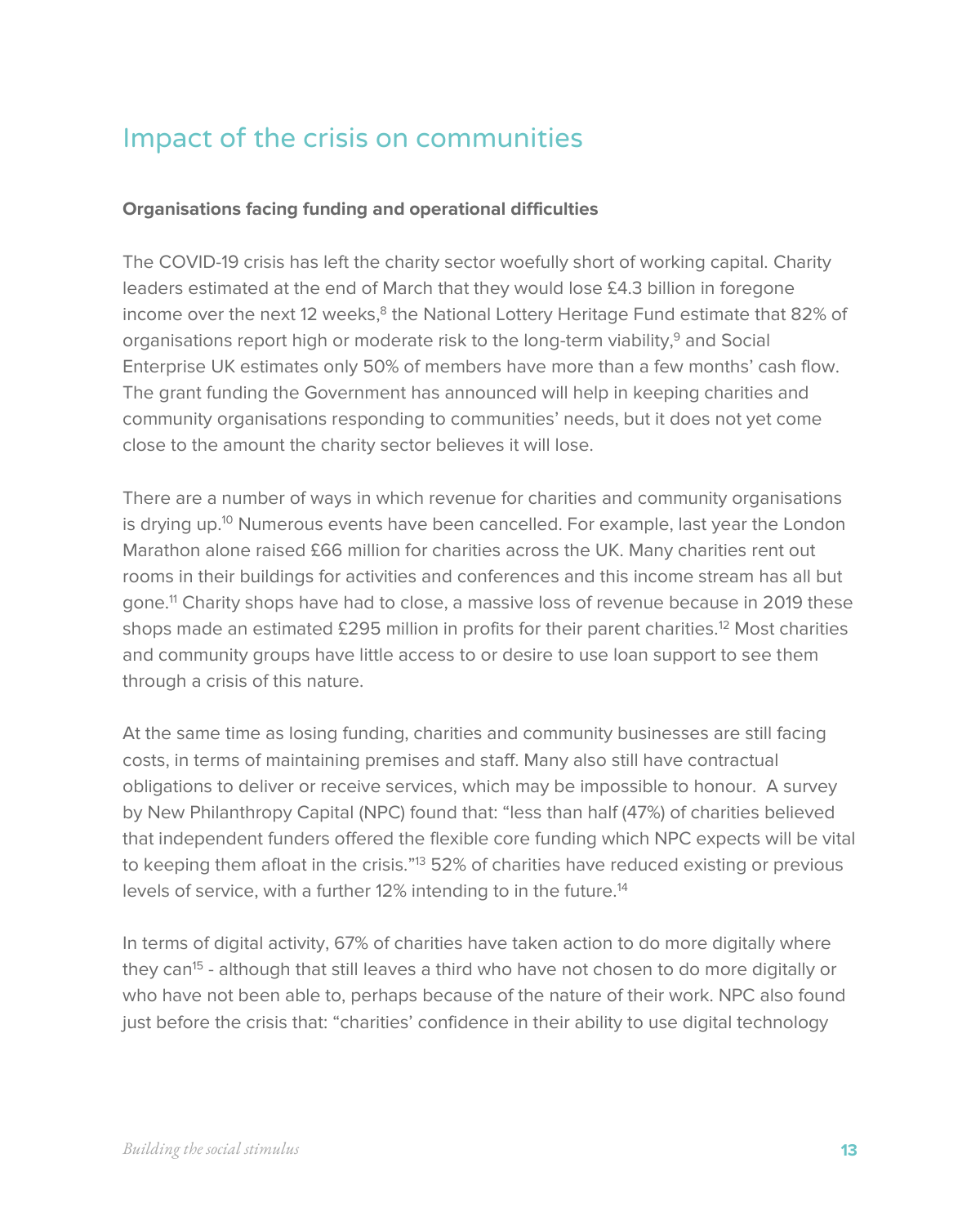## Impact of the crisis on communities

**Organisations facing funding and operational difficulties**

The COVID-19 crisis has left the charity sector woefully short of working capital. Charity leaders estimated at the end of March that they would lose £4.3 billion in foregone income over the next 12 weeks,[8] the National Lottery Heritage Fund estimate that 82% of organisations report high or moderate risk to the long-term viability,[9] and Social Enterprise UK estimates only 50% of members have more than a few months' cash flow. The grant funding the Government has announced will help in keeping charities and community organisations responding to communities' needs, but it does not yet come close to the amount the charity sector believes it will lose.

There are a number of ways in which revenue for charities and community organisations is drying up.[10] Numerous events have been cancelled. For example, last year the London Marathon alone raised £66 million for charities across the UK. Many charities rent out rooms in their buildings for activities and conferences and this income stream has all but gone.[11] Charity shops have had to close, a massive loss of revenue because in 2019 these shops made an estimated £295 million in profits for their parent charities.[12] Most charities and community groups have little access to or desire to use loan support to see them through a crisis of this nature.

At the same time as losing funding, charities and community businesses are still facing costs, in terms of maintaining premises and staff. Many also still have contractual obligations to deliver or receive services, which may be impossible to honour. A survey by New Philanthropy Capital (NPC) found that: "less than half (47%) of charities believed that independent funders offered the flexible core funding which NPC expects will be vital to keeping them afloat in the crisis."[13] 52% of charities have reduced existing or previous levels of service, with a further 12% intending to in the future.[14]

In terms of digital activity, 67% of charities have taken action to do more digitally where they can[15] - although that still leaves a third who have not chosen to do more digitally or who have not been able to, perhaps because of the nature of their work. NPC also found just before the crisis that: "charities' confidence in their ability to use digital technology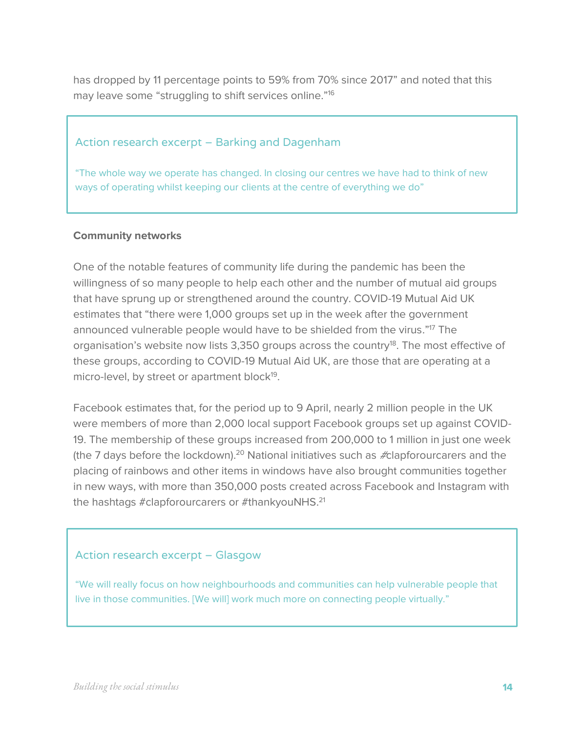has dropped by 11 percentage points to 59% from 70% since 2017" and noted that this may leave some "struggling to shift services online."[16]

> **Action research excerpt – Barking and Dagenham**
>
> "The whole way we operate has changed. In closing our centres we have had to think of new ways of operating whilst keeping our clients at the centre of everything we do"

**Community networks**

One of the notable features of community life during the pandemic has been the willingness of so many people to help each other and the number of mutual aid groups that have sprung up or strengthened around the country. COVID-19 Mutual Aid UK estimates that "there were 1,000 groups set up in the week after the government announced vulnerable people would have to be shielded from the virus."[17] The organisation's website now lists 3,350 groups across the country[18]. The most effective of these groups, according to COVID-19 Mutual Aid UK, are those that are operating at a micro-level, by street or apartment block[19].

Facebook estimates that, for the period up to 9 April, nearly 2 million people in the UK were members of more than 2,000 local support Facebook groups set up against COVID-19. The membership of these groups increased from 200,000 to 1 million in just one week (the 7 days before the lockdown).[20] National initiatives such as #clapforourcarers and the placing of rainbows and other items in windows have also brought communities together in new ways, with more than 350,000 posts created across Facebook and Instagram with the hashtags #clapforourcarers or #thankyouNHS.[21]

> **Action research excerpt – Glasgow**
>
> "We will really focus on how neighbourhoods and communities can help vulnerable people that live in those communities. [We will] work much more on connecting people virtually."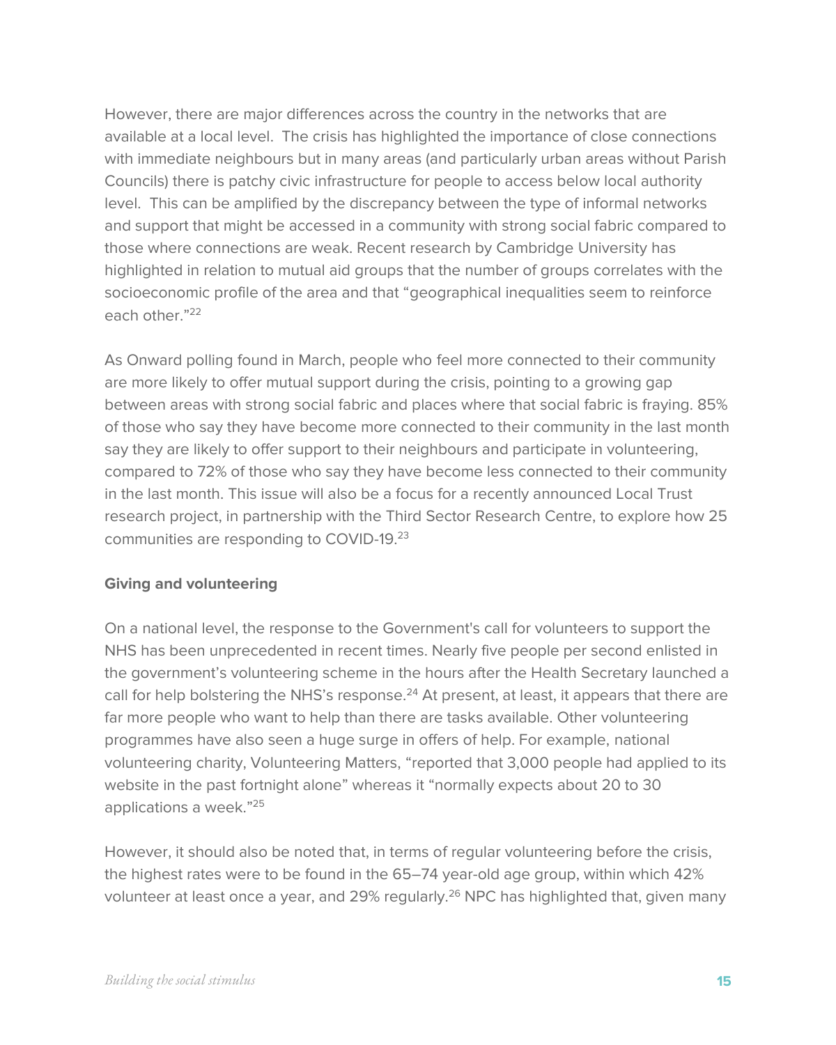However, there are major differences across the country in the networks that are available at a local level. The crisis has highlighted the importance of close connections with immediate neighbours but in many areas (and particularly urban areas without Parish Councils) there is patchy civic infrastructure for people to access below local authority level. This can be amplified by the discrepancy between the type of informal networks and support that might be accessed in a community with strong social fabric compared to those where connections are weak. Recent research by Cambridge University has highlighted in relation to mutual aid groups that the number of groups correlates with the socioeconomic profile of the area and that "geographical inequalities seem to reinforce each other."[22]

As Onward polling found in March, people who feel more connected to their community are more likely to offer mutual support during the crisis, pointing to a growing gap between areas with strong social fabric and places where that social fabric is fraying. 85% of those who say they have become more connected to their community in the last month say they are likely to offer support to their neighbours and participate in volunteering, compared to 72% of those who say they have become less connected to their community in the last month. This issue will also be a focus for a recently announced Local Trust research project, in partnership with the Third Sector Research Centre, to explore how 25 communities are responding to COVID-19.[23]

**Giving and volunteering**

On a national level, the response to the Government's call for volunteers to support the NHS has been unprecedented in recent times. Nearly five people per second enlisted in the government's volunteering scheme in the hours after the Health Secretary launched a call for help bolstering the NHS's response.[24] At present, at least, it appears that there are far more people who want to help than there are tasks available. Other volunteering programmes have also seen a huge surge in offers of help. For example, national volunteering charity, Volunteering Matters, "reported that 3,000 people had applied to its website in the past fortnight alone" whereas it "normally expects about 20 to 30 applications a week."[25]

However, it should also be noted that, in terms of regular volunteering before the crisis, the highest rates were to be found in the 65–74 year-old age group, within which 42% volunteer at least once a year, and 29% regularly.[26] NPC has highlighted that, given many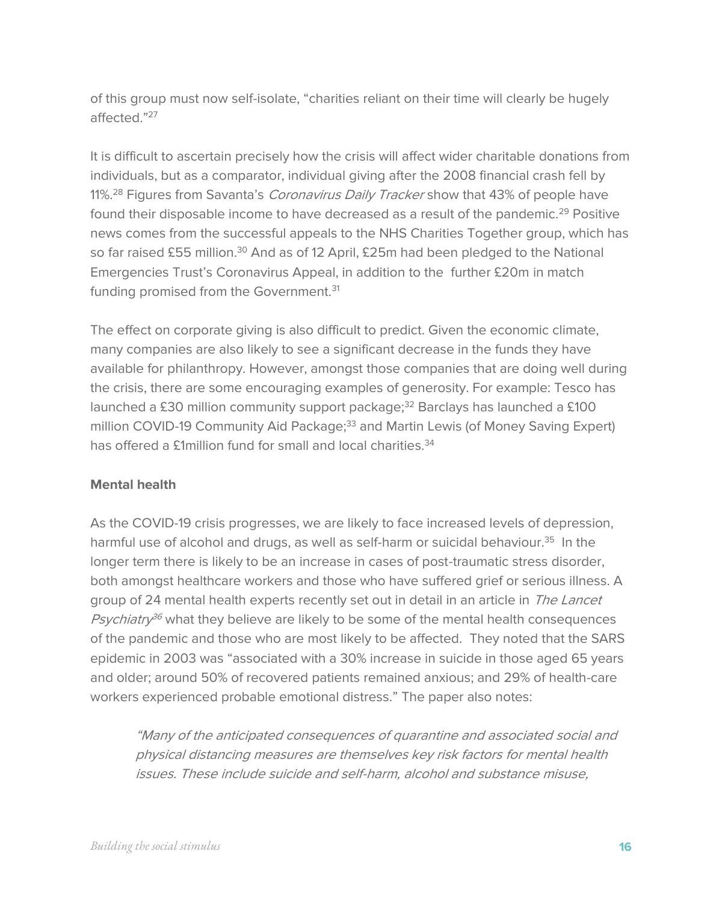of this group must now self-isolate, “charities reliant on their time will clearly be hugely affected.”[27]

It is difficult to ascertain precisely how the crisis will affect wider charitable donations from individuals, but as a comparator, individual giving after the 2008 financial crash fell by 11%.[28] Figures from Savanta’s *Coronavirus Daily Tracker* show that 43% of people have found their disposable income to have decreased as a result of the pandemic.[29] Positive news comes from the successful appeals to the NHS Charities Together group, which has so far raised £55 million.[30] And as of 12 April, £25m had been pledged to the National Emergencies Trust’s Coronavirus Appeal, in addition to the further £20m in match funding promised from the Government.[31]

The effect on corporate giving is also difficult to predict. Given the economic climate, many companies are also likely to see a significant decrease in the funds they have available for philanthropy. However, amongst those companies that are doing well during the crisis, there are some encouraging examples of generosity. For example: Tesco has launched a £30 million community support package;[32] Barclays has launched a £100 million COVID-19 Community Aid Package;[33] and Martin Lewis (of Money Saving Expert) has offered a £1million fund for small and local charities.[34]

**Mental health**

As the COVID-19 crisis progresses, we are likely to face increased levels of depression, harmful use of alcohol and drugs, as well as self-harm or suicidal behaviour.[35] In the longer term there is likely to be an increase in cases of post-traumatic stress disorder, both amongst healthcare workers and those who have suffered grief or serious illness. A group of 24 mental health experts recently set out in detail in an article in *The Lancet Psychiatry*[36] what they believe are likely to be some of the mental health consequences of the pandemic and those who are most likely to be affected. They noted that the SARS epidemic in 2003 was “associated with a 30% increase in suicide in those aged 65 years and older; around 50% of recovered patients remained anxious; and 29% of health-care workers experienced probable emotional distress.” The paper also notes:

> *“Many of the anticipated consequences of quarantine and associated social and physical distancing measures are themselves key risk factors for mental health issues. These include suicide and self-harm, alcohol and substance misuse,*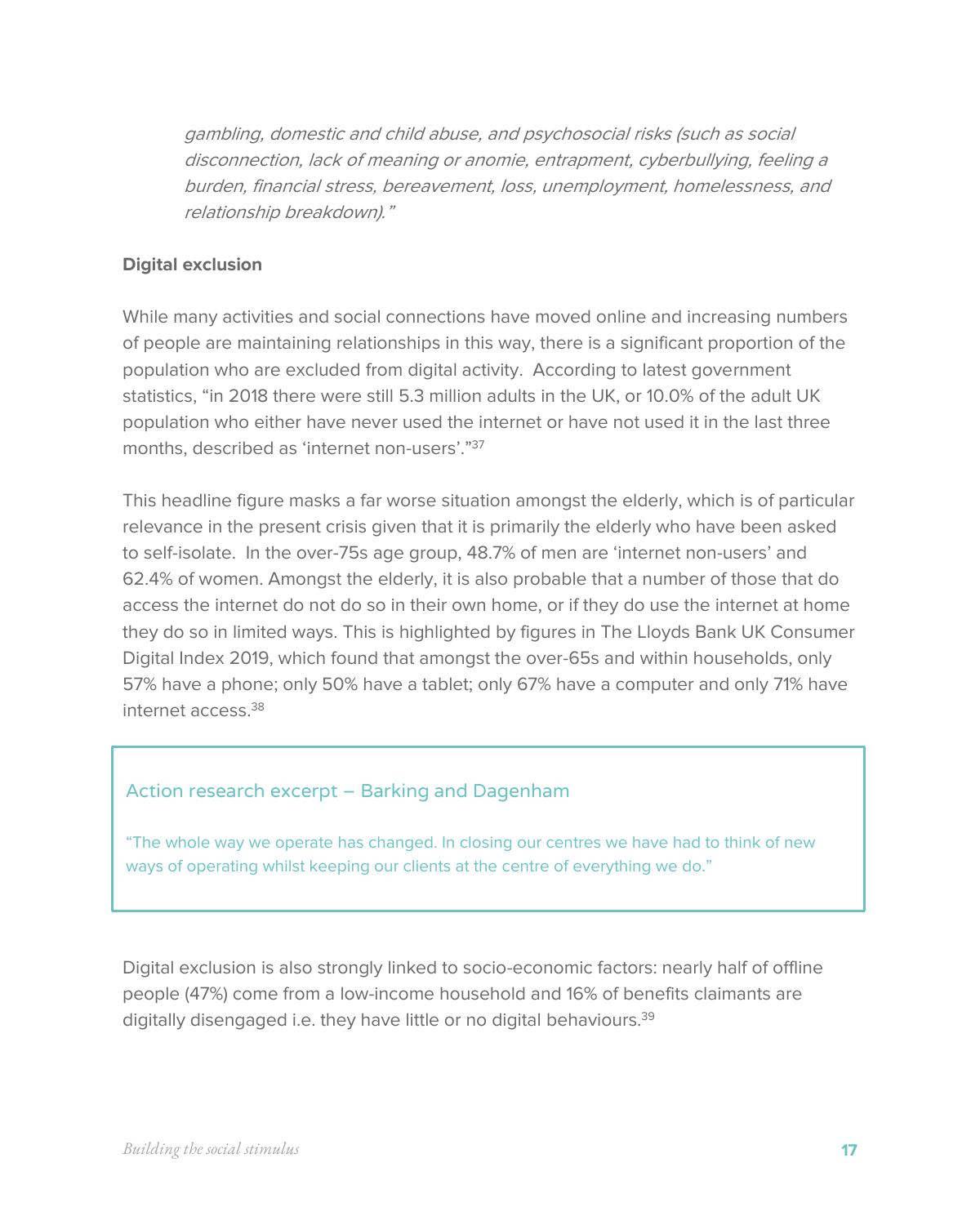*gambling, domestic and child abuse, and psychosocial risks (such as social disconnection, lack of meaning or anomie, entrapment, cyberbullying, feeling a burden, financial stress, bereavement, loss, unemployment, homelessness, and relationship breakdown)."*

**Digital exclusion**

While many activities and social connections have moved online and increasing numbers of people are maintaining relationships in this way, there is a significant proportion of the population who are excluded from digital activity. According to latest government statistics, "in 2018 there were still 5.3 million adults in the UK, or 10.0% of the adult UK population who either have never used the internet or have not used it in the last three months, described as 'internet non-users'."[37]

This headline figure masks a far worse situation amongst the elderly, which is of particular relevance in the present crisis given that it is primarily the elderly who have been asked to self-isolate. In the over-75s age group, 48.7% of men are 'internet non-users' and 62.4% of women. Amongst the elderly, it is also probable that a number of those that do access the internet do not do so in their own home, or if they do use the internet at home they do so in limited ways. This is highlighted by figures in The Lloyds Bank UK Consumer Digital Index 2019, which found that amongst the over-65s and within households, only 57% have a phone; only 50% have a tablet; only 67% have a computer and only 71% have internet access.[38]

> Action research excerpt – Barking and Dagenham
>
> "The whole way we operate has changed. In closing our centres we have had to think of new ways of operating whilst keeping our clients at the centre of everything we do."

Digital exclusion is also strongly linked to socio-economic factors: nearly half of offline people (47%) come from a low-income household and 16% of benefits claimants are digitally disengaged i.e. they have little or no digital behaviours.[39]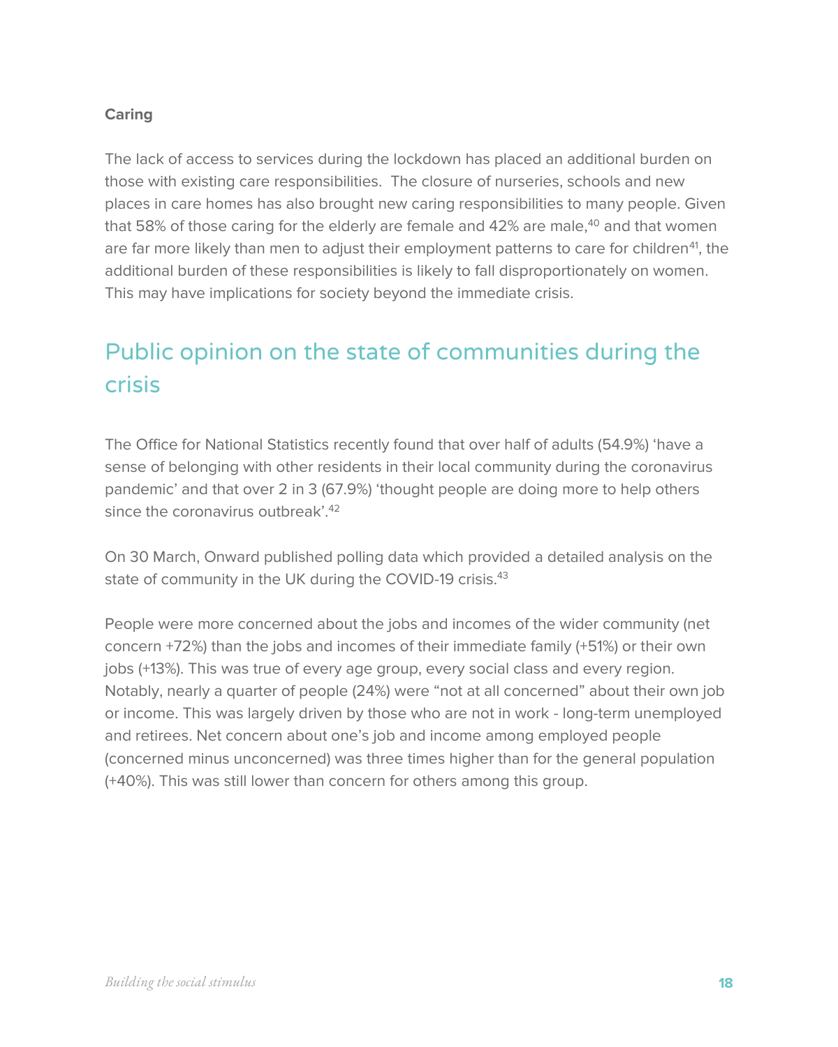### Caring

The lack of access to services during the lockdown has placed an additional burden on those with existing care responsibilities. The closure of nurseries, schools and new places in care homes has also brought new caring responsibilities to many people. Given that 58% of those caring for the elderly are female and 42% are male,[40] and that women are far more likely than men to adjust their employment patterns to care for children[41], the additional burden of these responsibilities is likely to fall disproportionately on women. This may have implications for society beyond the immediate crisis.

## Public opinion on the state of communities during the crisis

The Office for National Statistics recently found that over half of adults (54.9%) 'have a sense of belonging with other residents in their local community during the coronavirus pandemic' and that over 2 in 3 (67.9%) 'thought people are doing more to help others since the coronavirus outbreak'.[42]

On 30 March, Onward published polling data which provided a detailed analysis on the state of community in the UK during the COVID-19 crisis.[43]

People were more concerned about the jobs and incomes of the wider community (net concern +72%) than the jobs and incomes of their immediate family (+51%) or their own jobs (+13%). This was true of every age group, every social class and every region. Notably, nearly a quarter of people (24%) were "not at all concerned" about their own job or income. This was largely driven by those who are not in work - long-term unemployed and retirees. Net concern about one's job and income among employed people (concerned minus unconcerned) was three times higher than for the general population (+40%). This was still lower than concern for others among this group.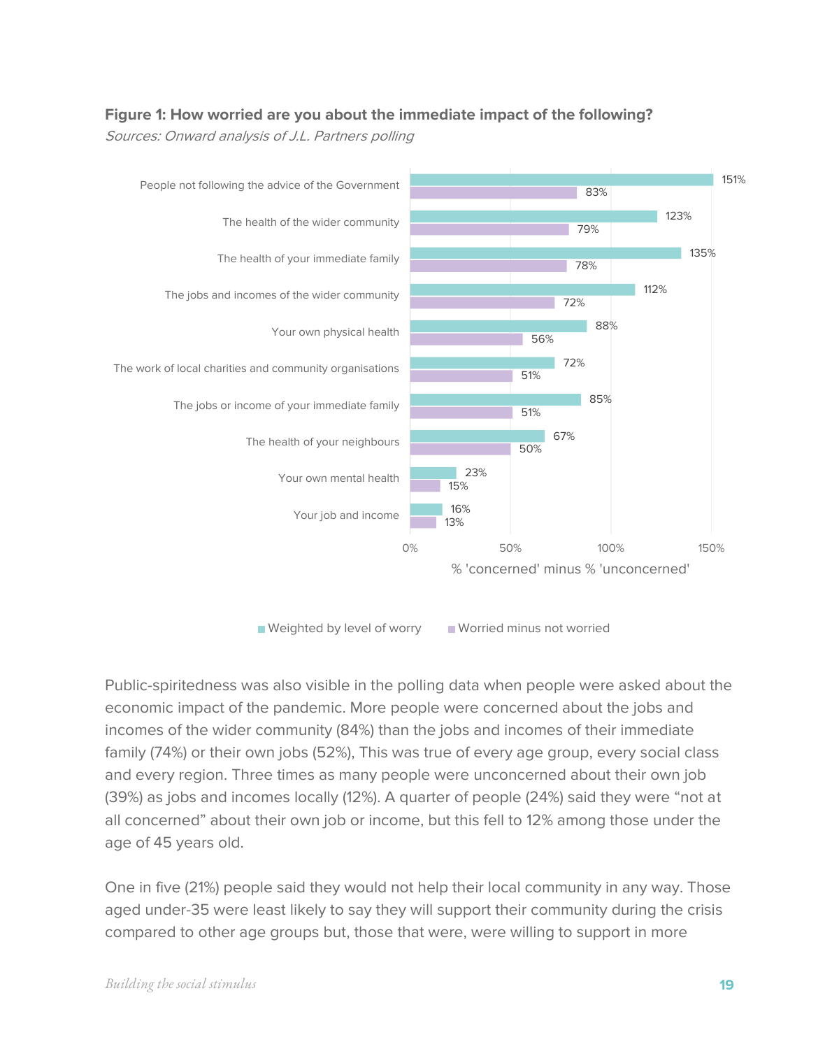**Figure 1: How worried are you about the immediate impact of the following?**

*Sources: Onward analysis of J.L. Partners polling*

People not following the advice of the Government
151%
83%

The health of the wider community
123%
79%

The health of your immediate family
135%
78%

The jobs and incomes of the wider community
112%
72%

Your own physical health
88%
56%

The work of local charities and community organisations
72%
51%

The jobs or income of your immediate family
85%
51%

The health of your neighbours
67%
50%

Your own mental health
23%
15%

Your job and income
16%
13%

0%
50%
100%
150%

% 'concerned' minus % 'unconcerned'

Weighted by level of worry
Worried minus not worried

Public-spiritedness was also visible in the polling data when people were asked about the economic impact of the pandemic. More people were concerned about the jobs and incomes of the wider community (84%) than the jobs and incomes of their immediate family (74%) or their own jobs (52%), This was true of every age group, every social class and every region. Three times as many people were unconcerned about their own job (39%) as jobs and incomes locally (12%). A quarter of people (24%) said they were "not at all concerned" about their own job or income, but this fell to 12% among those under the age of 45 years old.

One in five (21%) people said they would not help their local community in any way. Those aged under-35 were least likely to say they will support their community during the crisis compared to other age groups but, those that were, were willing to support in more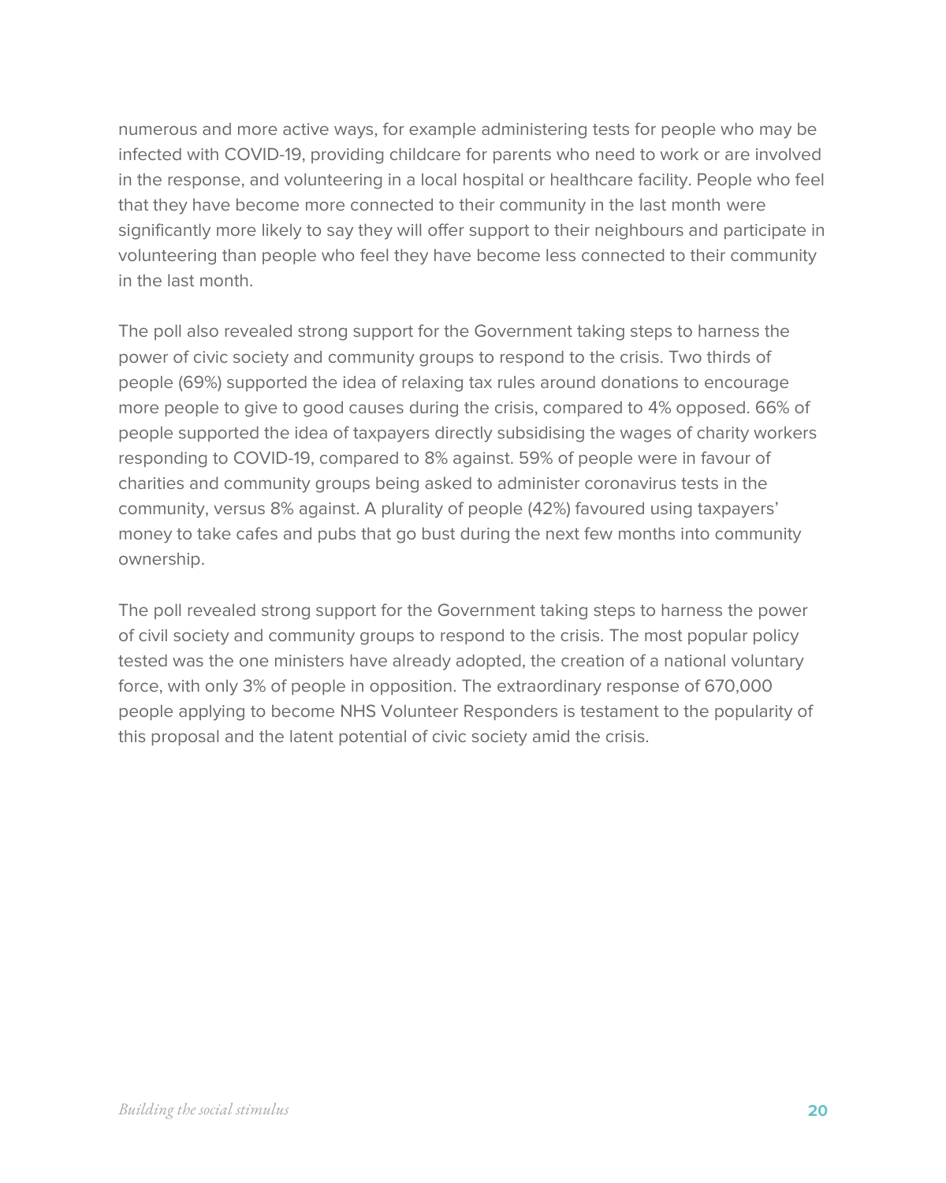numerous and more active ways, for example administering tests for people who may be infected with COVID-19, providing childcare for parents who need to work or are involved in the response, and volunteering in a local hospital or healthcare facility. People who feel that they have become more connected to their community in the last month were significantly more likely to say they will offer support to their neighbours and participate in volunteering than people who feel they have become less connected to their community in the last month.

The poll also revealed strong support for the Government taking steps to harness the power of civic society and community groups to respond to the crisis. Two thirds of people (69%) supported the idea of relaxing tax rules around donations to encourage more people to give to good causes during the crisis, compared to 4% opposed. 66% of people supported the idea of taxpayers directly subsidising the wages of charity workers responding to COVID-19, compared to 8% against. 59% of people were in favour of charities and community groups being asked to administer coronavirus tests in the community, versus 8% against. A plurality of people (42%) favoured using taxpayers' money to take cafes and pubs that go bust during the next few months into community ownership.

The poll revealed strong support for the Government taking steps to harness the power of civil society and community groups to respond to the crisis. The most popular policy tested was the one ministers have already adopted, the creation of a national voluntary force, with only 3% of people in opposition. The extraordinary response of 670,000 people applying to become NHS Volunteer Responders is testament to the popularity of this proposal and the latent potential of civic society amid the crisis.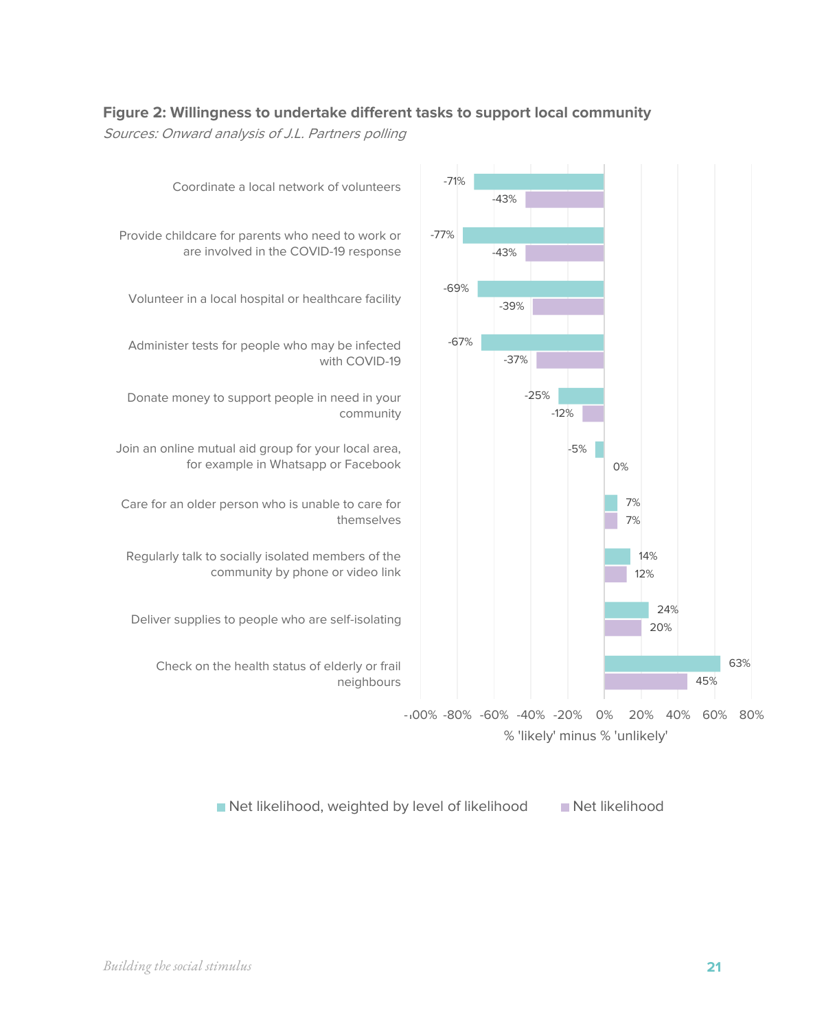**Figure 2: Willingness to undertake different tasks to support local community**

*Sources: Onward analysis of J.L. Partners polling*

Coordinate a local network of volunteers
-71%
-43%

Provide childcare for parents who need to work or are involved in the COVID-19 response
-77%
-43%

Volunteer in a local hospital or healthcare facility
-69%
-39%

Administer tests for people who may be infected with COVID-19
-67%
-37%

Donate money to support people in need in your community
-25%
-12%

Join an online mutual aid group for your local area, for example in Whatsapp or Facebook
-5%
0%

Care for an older person who is unable to care for themselves
7%
7%

Regularly talk to socially isolated members of the community by phone or video link
14%
12%

Deliver supplies to people who are self-isolating
24%
20%

Check on the health status of elderly or frail neighbours
63%
45%

-100% -80% -60% -40% -20% 0% 20% 40% 60% 80%

% 'likely' minus % 'unlikely'

Net likelihood, weighted by level of likelihood
Net likelihood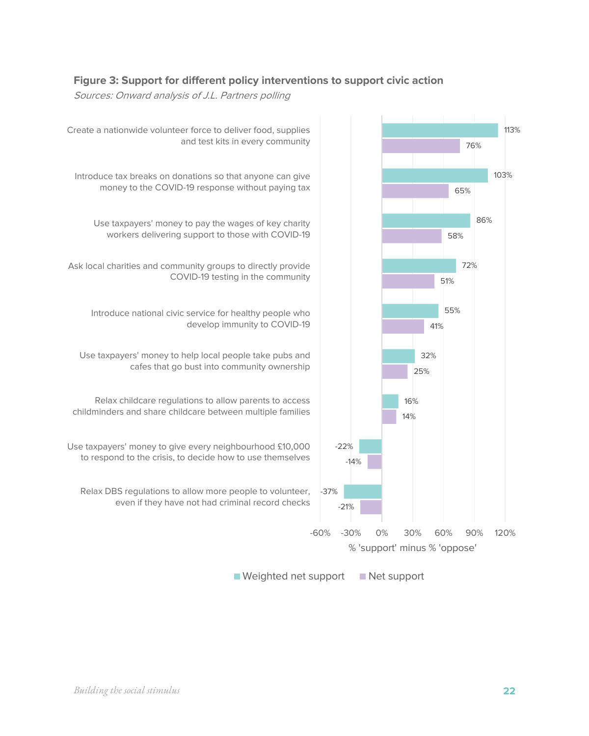**Figure 3: Support for different policy interventions to support civic action**

*Sources: Onward analysis of J.L. Partners polling*

Create a nationwide volunteer force to deliver food, supplies and test kits in every community

113%

76%

Introduce tax breaks on donations so that anyone can give money to the COVID-19 response without paying tax

103%

65%

Use taxpayers' money to pay the wages of key charity workers delivering support to those with COVID-19

86%

58%

Ask local charities and community groups to directly provide COVID-19 testing in the community

72%

51%

Introduce national civic service for healthy people who develop immunity to COVID-19

55%

41%

Use taxpayers' money to help local people take pubs and cafes that go bust into community ownership

32%

25%

Relax childcare regulations to allow parents to access childminders and share childcare between multiple families

16%

14%

Use taxpayers' money to give every neighbourhood £10,000 to respond to the crisis, to decide how to use themselves

-22%

-14%

Relax DBS regulations to allow more people to volunteer, even if they have not had criminal record checks

-37%

-21%

-60% -30% 0% 30% 60% 90% 120%

% 'support' minus % 'oppose'

Weighted net support | Net support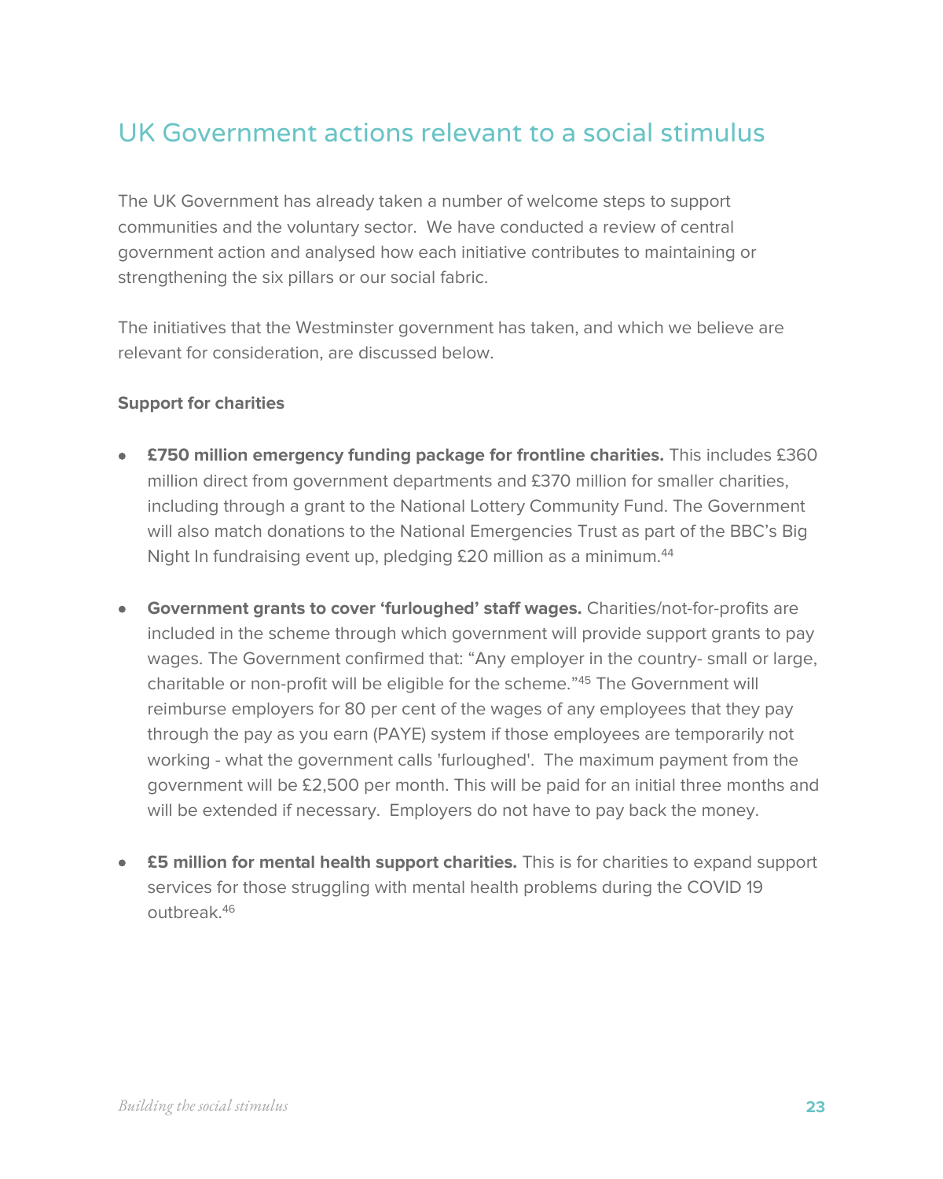## UK Government actions relevant to a social stimulus

The UK Government has already taken a number of welcome steps to support communities and the voluntary sector. We have conducted a review of central government action and analysed how each initiative contributes to maintaining or strengthening the six pillars or our social fabric.

The initiatives that the Westminster government has taken, and which we believe are relevant for consideration, are discussed below.

**Support for charities**

- **£750 million emergency funding package for frontline charities.** This includes £360 million direct from government departments and £370 million for smaller charities, including through a grant to the National Lottery Community Fund. The Government will also match donations to the National Emergencies Trust as part of the BBC's Big Night In fundraising event up, pledging £20 million as a minimum.[44]

- **Government grants to cover 'furloughed' staff wages.** Charities/not-for-profits are included in the scheme through which government will provide support grants to pay wages. The Government confirmed that: "Any employer in the country- small or large, charitable or non-profit will be eligible for the scheme."[45] The Government will reimburse employers for 80 per cent of the wages of any employees that they pay through the pay as you earn (PAYE) system if those employees are temporarily not working - what the government calls 'furloughed'. The maximum payment from the government will be £2,500 per month. This will be paid for an initial three months and will be extended if necessary. Employers do not have to pay back the money.

- **£5 million for mental health support charities.** This is for charities to expand support services for those struggling with mental health problems during the COVID 19 outbreak.[46]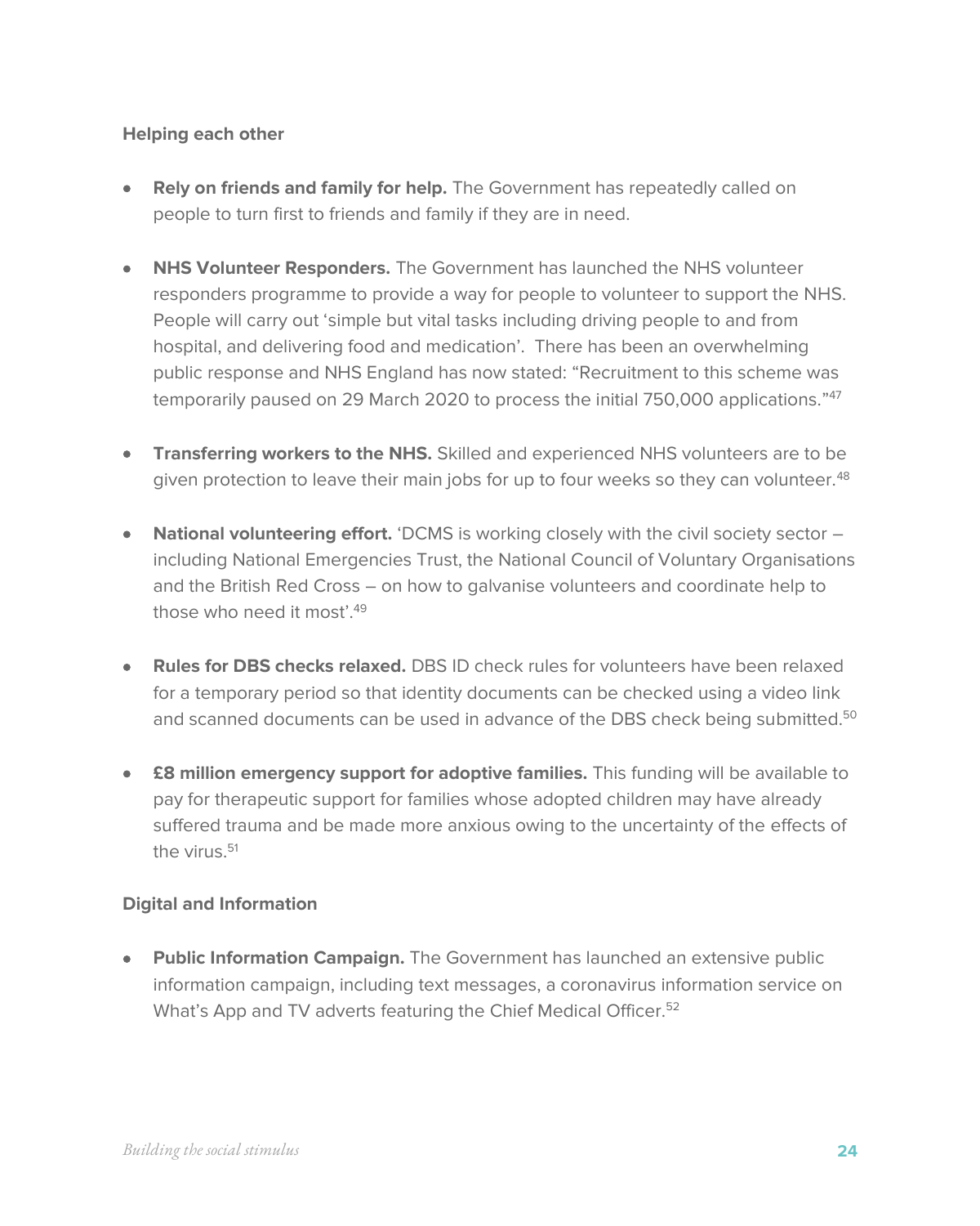### Helping each other

- **Rely on friends and family for help.** The Government has repeatedly called on people to turn first to friends and family if they are in need.

- **NHS Volunteer Responders.** The Government has launched the NHS volunteer responders programme to provide a way for people to volunteer to support the NHS. People will carry out 'simple but vital tasks including driving people to and from hospital, and delivering food and medication'. There has been an overwhelming public response and NHS England has now stated: "Recruitment to this scheme was temporarily paused on 29 March 2020 to process the initial 750,000 applications."[47]

- **Transferring workers to the NHS.** Skilled and experienced NHS volunteers are to be given protection to leave their main jobs for up to four weeks so they can volunteer.[48]

- **National volunteering effort.** 'DCMS is working closely with the civil society sector – including National Emergencies Trust, the National Council of Voluntary Organisations and the British Red Cross – on how to galvanise volunteers and coordinate help to those who need it most'.[49]

- **Rules for DBS checks relaxed.** DBS ID check rules for volunteers have been relaxed for a temporary period so that identity documents can be checked using a video link and scanned documents can be used in advance of the DBS check being submitted.[50]

- **£8 million emergency support for adoptive families.** This funding will be available to pay for therapeutic support for families whose adopted children may have already suffered trauma and be made more anxious owing to the uncertainty of the effects of the virus.[51]

### Digital and Information

- **Public Information Campaign.** The Government has launched an extensive public information campaign, including text messages, a coronavirus information service on What's App and TV adverts featuring the Chief Medical Officer.[52]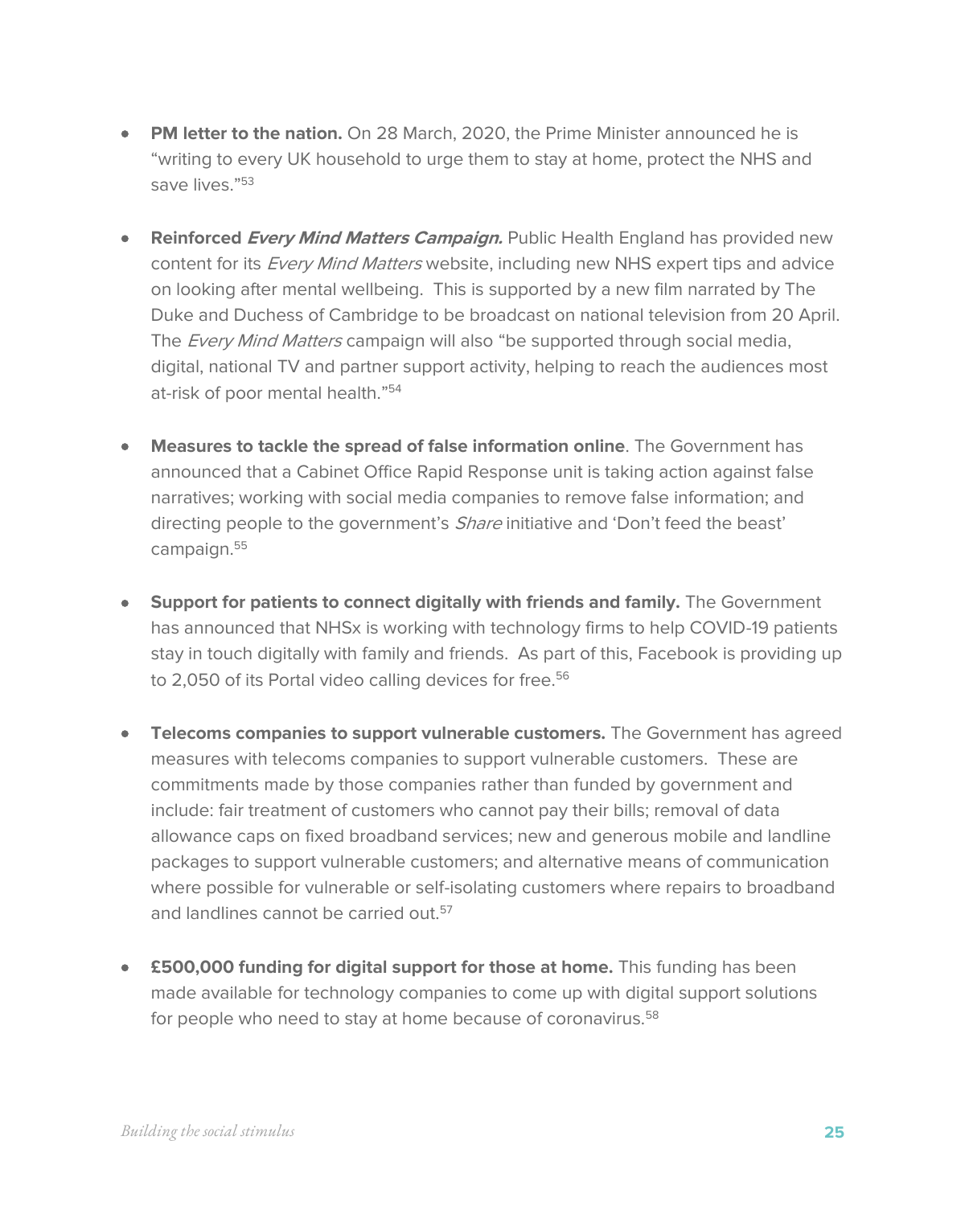- **PM letter to the nation.** On 28 March, 2020, the Prime Minister announced he is "writing to every UK household to urge them to stay at home, protect the NHS and save lives."[53]

- **Reinforced *Every Mind Matters Campaign.*** Public Health England has provided new content for its *Every Mind Matters* website, including new NHS expert tips and advice on looking after mental wellbeing. This is supported by a new film narrated by The Duke and Duchess of Cambridge to be broadcast on national television from 20 April. The *Every Mind Matters* campaign will also "be supported through social media, digital, national TV and partner support activity, helping to reach the audiences most at-risk of poor mental health."[54]

- **Measures to tackle the spread of false information online**. The Government has announced that a Cabinet Office Rapid Response unit is taking action against false narratives; working with social media companies to remove false information; and directing people to the government's *Share* initiative and 'Don't feed the beast' campaign.[55]

- **Support for patients to connect digitally with friends and family.** The Government has announced that NHSx is working with technology firms to help COVID-19 patients stay in touch digitally with family and friends. As part of this, Facebook is providing up to 2,050 of its Portal video calling devices for free.[56]

- **Telecoms companies to support vulnerable customers.** The Government has agreed measures with telecoms companies to support vulnerable customers. These are commitments made by those companies rather than funded by government and include: fair treatment of customers who cannot pay their bills; removal of data allowance caps on fixed broadband services; new and generous mobile and landline packages to support vulnerable customers; and alternative means of communication where possible for vulnerable or self-isolating customers where repairs to broadband and landlines cannot be carried out.[57]

- **£500,000 funding for digital support for those at home.** This funding has been made available for technology companies to come up with digital support solutions for people who need to stay at home because of coronavirus.[58]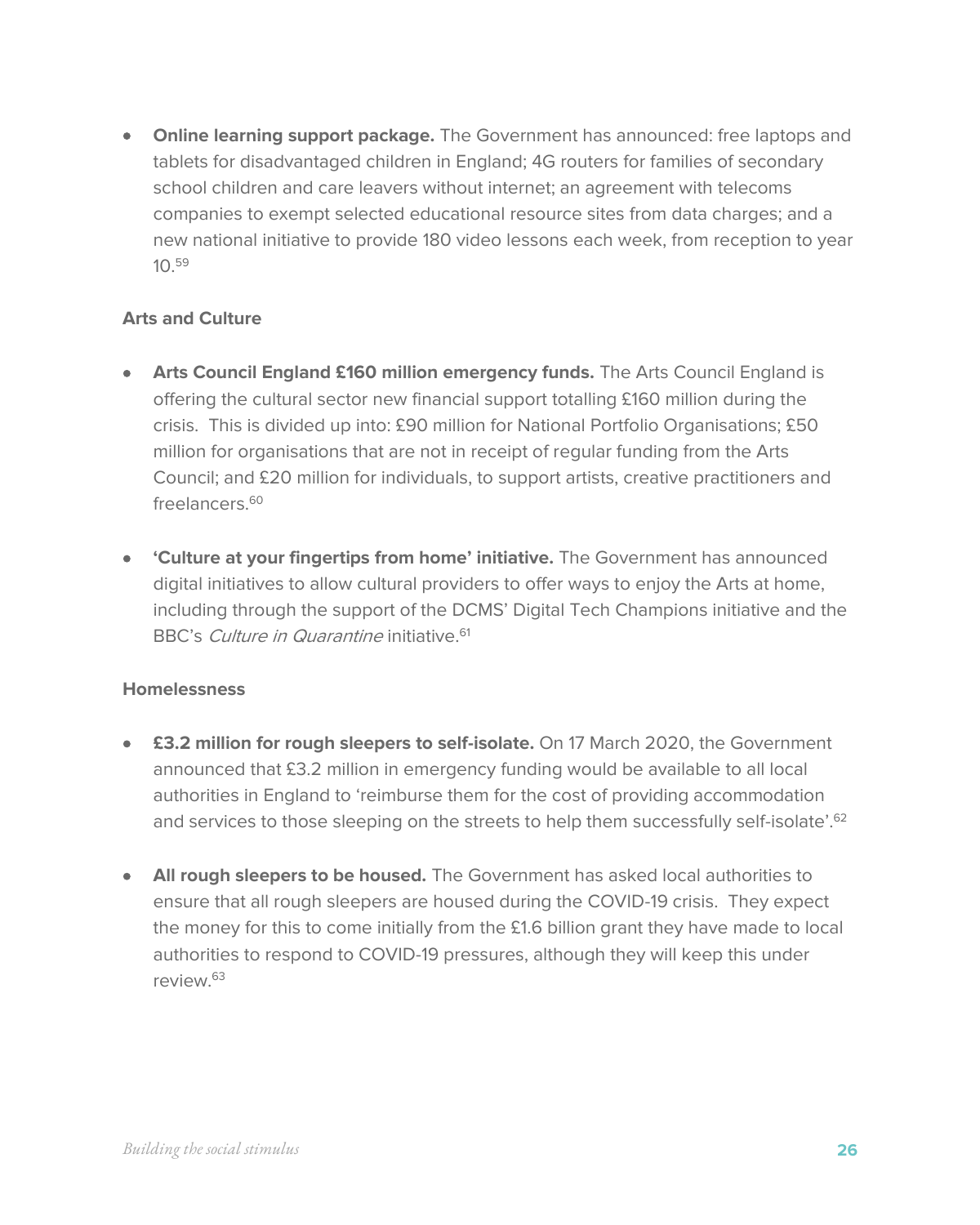- **Online learning support package.** The Government has announced: free laptops and tablets for disadvantaged children in England; 4G routers for families of secondary school children and care leavers without internet; an agreement with telecoms companies to exempt selected educational resource sites from data charges; and a new national initiative to provide 180 video lessons each week, from reception to year 10.[59]

**Arts and Culture**

- **Arts Council England £160 million emergency funds.** The Arts Council England is offering the cultural sector new financial support totalling £160 million during the crisis. This is divided up into: £90 million for National Portfolio Organisations; £50 million for organisations that are not in receipt of regular funding from the Arts Council; and £20 million for individuals, to support artists, creative practitioners and freelancers.[60]

- **'Culture at your fingertips from home' initiative.** The Government has announced digital initiatives to allow cultural providers to offer ways to enjoy the Arts at home, including through the support of the DCMS' Digital Tech Champions initiative and the BBC's *Culture in Quarantine* initiative.[61]

**Homelessness**

- **£3.2 million for rough sleepers to self-isolate.** On 17 March 2020, the Government announced that £3.2 million in emergency funding would be available to all local authorities in England to 'reimburse them for the cost of providing accommodation and services to those sleeping on the streets to help them successfully self-isolate'.[62]

- **All rough sleepers to be housed.** The Government has asked local authorities to ensure that all rough sleepers are housed during the COVID-19 crisis. They expect the money for this to come initially from the £1.6 billion grant they have made to local authorities to respond to COVID-19 pressures, although they will keep this under review.[63]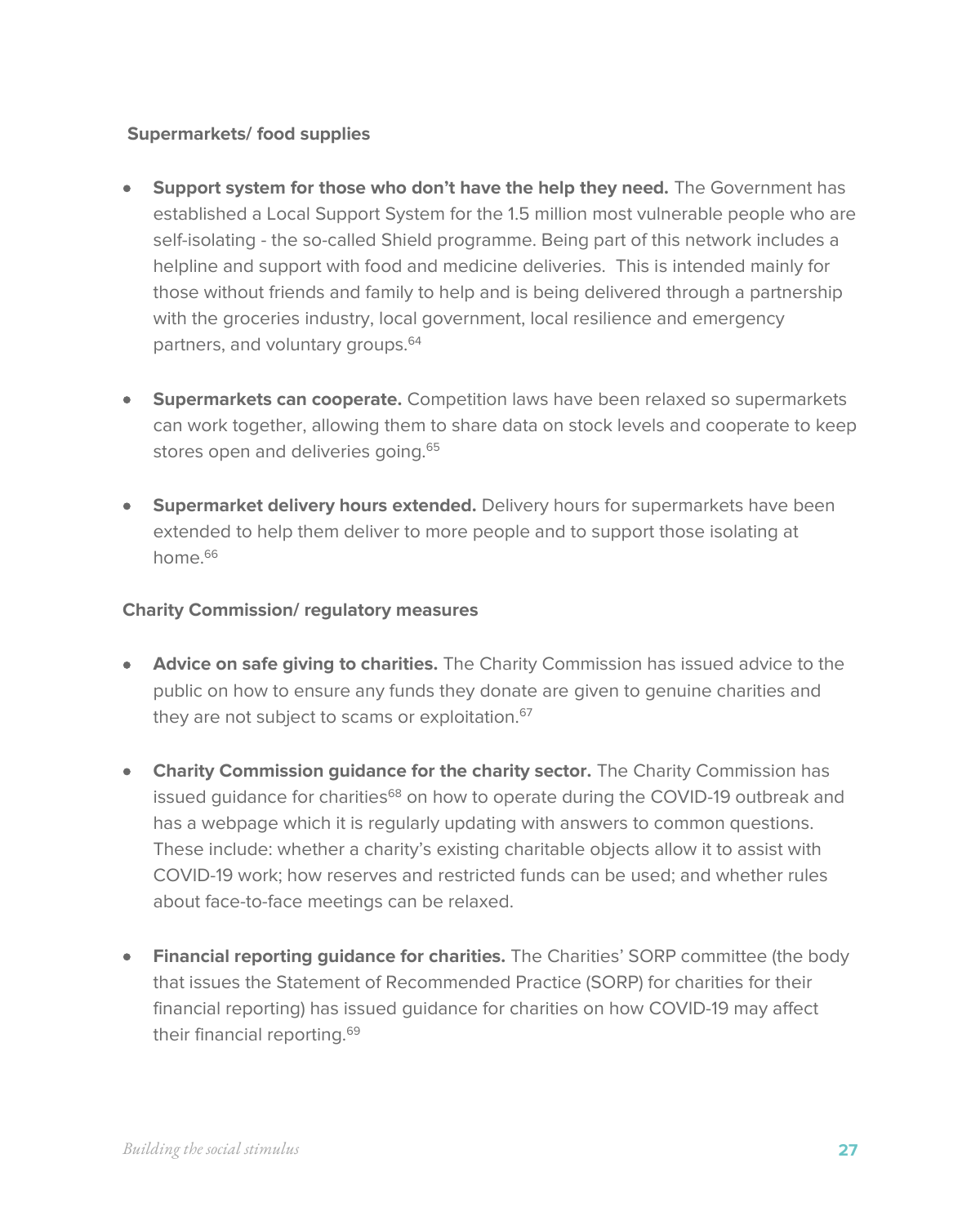**Supermarkets/ food supplies**

- **Support system for those who don't have the help they need.** The Government has established a Local Support System for the 1.5 million most vulnerable people who are self-isolating - the so-called Shield programme. Being part of this network includes a helpline and support with food and medicine deliveries. This is intended mainly for those without friends and family to help and is being delivered through a partnership with the groceries industry, local government, local resilience and emergency partners, and voluntary groups.[64]

- **Supermarkets can cooperate.** Competition laws have been relaxed so supermarkets can work together, allowing them to share data on stock levels and cooperate to keep stores open and deliveries going.[65]

- **Supermarket delivery hours extended.** Delivery hours for supermarkets have been extended to help them deliver to more people and to support those isolating at home.[66]

**Charity Commission/ regulatory measures**

- **Advice on safe giving to charities.** The Charity Commission has issued advice to the public on how to ensure any funds they donate are given to genuine charities and they are not subject to scams or exploitation.[67]

- **Charity Commission guidance for the charity sector.** The Charity Commission has issued guidance for charities[68] on how to operate during the COVID-19 outbreak and has a webpage which it is regularly updating with answers to common questions. These include: whether a charity's existing charitable objects allow it to assist with COVID-19 work; how reserves and restricted funds can be used; and whether rules about face-to-face meetings can be relaxed.

- **Financial reporting guidance for charities.** The Charities' SORP committee (the body that issues the Statement of Recommended Practice (SORP) for charities for their financial reporting) has issued guidance for charities on how COVID-19 may affect their financial reporting.[69]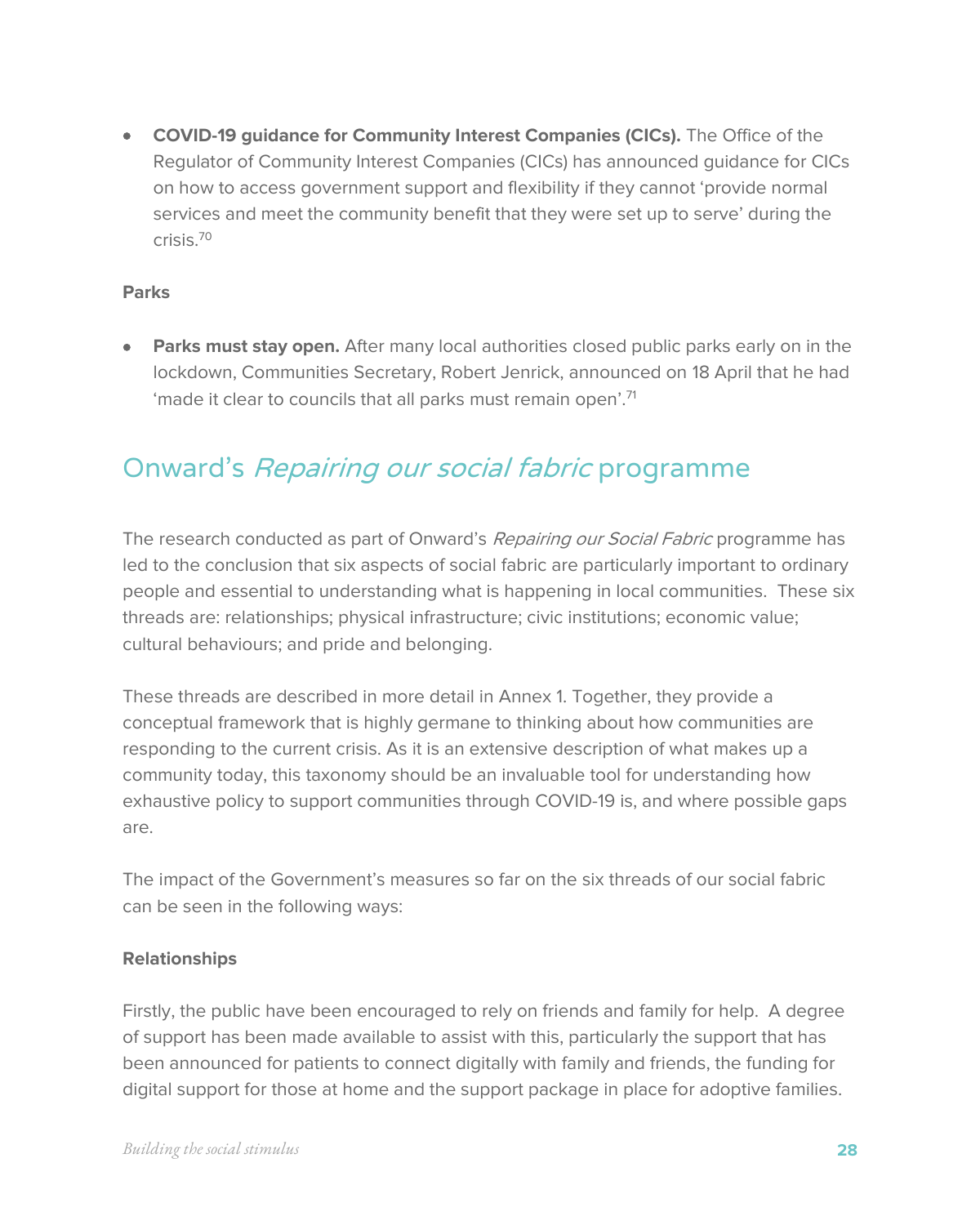- **COVID-19 guidance for Community Interest Companies (CICs).** The Office of the Regulator of Community Interest Companies (CICs) has announced guidance for CICs on how to access government support and flexibility if they cannot 'provide normal services and meet the community benefit that they were set up to serve' during the crisis.[70]

**Parks**

- **Parks must stay open.** After many local authorities closed public parks early on in the lockdown, Communities Secretary, Robert Jenrick, announced on 18 April that he had 'made it clear to councils that all parks must remain open'.[71]

## Onward's *Repairing our social fabric* programme

The research conducted as part of Onward's *Repairing our Social Fabric* programme has led to the conclusion that six aspects of social fabric are particularly important to ordinary people and essential to understanding what is happening in local communities. These six threads are: relationships; physical infrastructure; civic institutions; economic value; cultural behaviours; and pride and belonging.

These threads are described in more detail in Annex 1. Together, they provide a conceptual framework that is highly germane to thinking about how communities are responding to the current crisis. As it is an extensive description of what makes up a community today, this taxonomy should be an invaluable tool for understanding how exhaustive policy to support communities through COVID-19 is, and where possible gaps are.

The impact of the Government's measures so far on the six threads of our social fabric can be seen in the following ways:

**Relationships**

Firstly, the public have been encouraged to rely on friends and family for help. A degree of support has been made available to assist with this, particularly the support that has been announced for patients to connect digitally with family and friends, the funding for digital support for those at home and the support package in place for adoptive families.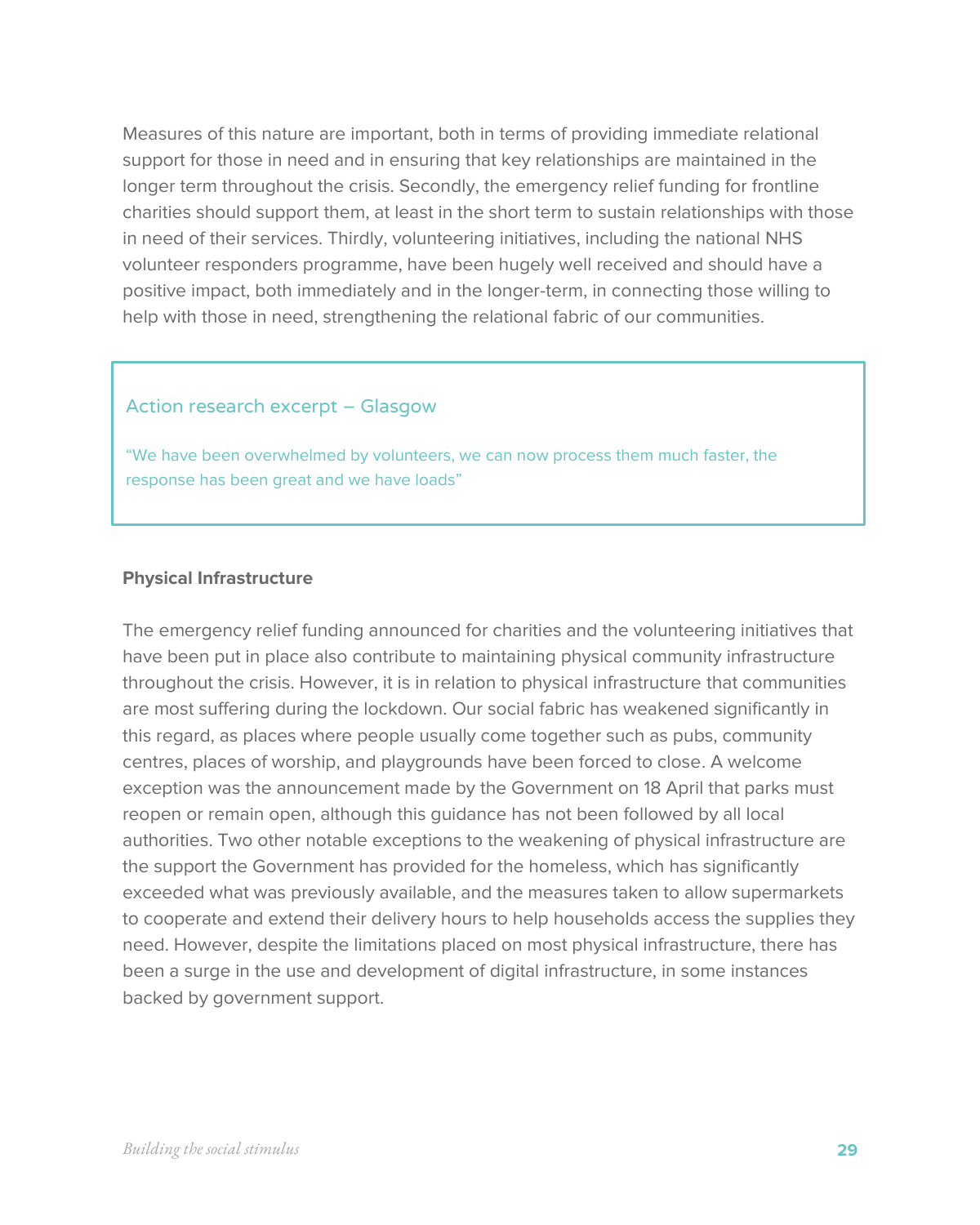Measures of this nature are important, both in terms of providing immediate relational support for those in need and in ensuring that key relationships are maintained in the longer term throughout the crisis. Secondly, the emergency relief funding for frontline charities should support them, at least in the short term to sustain relationships with those in need of their services. Thirdly, volunteering initiatives, including the national NHS volunteer responders programme, have been hugely well received and should have a positive impact, both immediately and in the longer-term, in connecting those willing to help with those in need, strengthening the relational fabric of our communities.

> Action research excerpt – Glasgow
>
> "We have been overwhelmed by volunteers, we can now process them much faster, the response has been great and we have loads"

**Physical Infrastructure**

The emergency relief funding announced for charities and the volunteering initiatives that have been put in place also contribute to maintaining physical community infrastructure throughout the crisis. However, it is in relation to physical infrastructure that communities are most suffering during the lockdown. Our social fabric has weakened significantly in this regard, as places where people usually come together such as pubs, community centres, places of worship, and playgrounds have been forced to close. A welcome exception was the announcement made by the Government on 18 April that parks must reopen or remain open, although this guidance has not been followed by all local authorities. Two other notable exceptions to the weakening of physical infrastructure are the support the Government has provided for the homeless, which has significantly exceeded what was previously available, and the measures taken to allow supermarkets to cooperate and extend their delivery hours to help households access the supplies they need. However, despite the limitations placed on most physical infrastructure, there has been a surge in the use and development of digital infrastructure, in some instances backed by government support.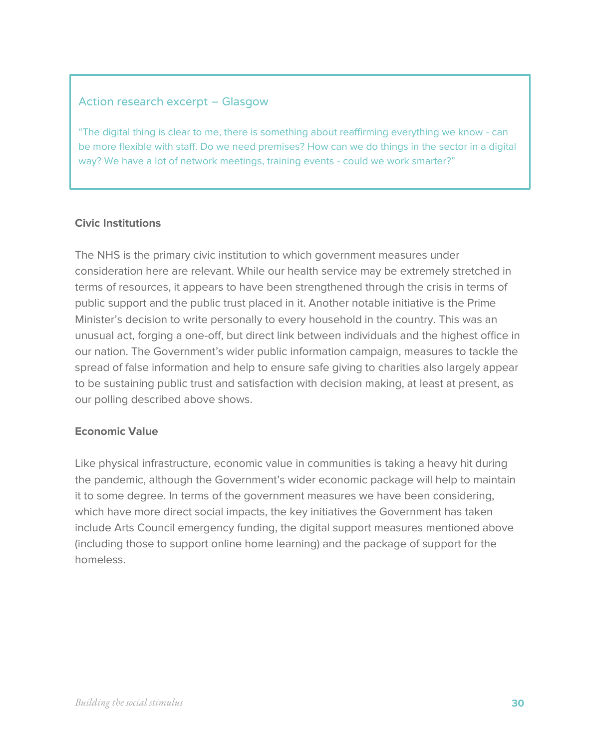> **Action research excerpt – Glasgow**
>
> "The digital thing is clear to me, there is something about reaffirming everything we know - can be more flexible with staff. Do we need premises? How can we do things in the sector in a digital way? We have a lot of network meetings, training events - could we work smarter?"

**Civic Institutions**

The NHS is the primary civic institution to which government measures under consideration here are relevant. While our health service may be extremely stretched in terms of resources, it appears to have been strengthened through the crisis in terms of public support and the public trust placed in it. Another notable initiative is the Prime Minister's decision to write personally to every household in the country. This was an unusual act, forging a one-off, but direct link between individuals and the highest office in our nation. The Government's wider public information campaign, measures to tackle the spread of false information and help to ensure safe giving to charities also largely appear to be sustaining public trust and satisfaction with decision making, at least at present, as our polling described above shows.

**Economic Value**

Like physical infrastructure, economic value in communities is taking a heavy hit during the pandemic, although the Government's wider economic package will help to maintain it to some degree. In terms of the government measures we have been considering, which have more direct social impacts, the key initiatives the Government has taken include Arts Council emergency funding, the digital support measures mentioned above (including those to support online home learning) and the package of support for the homeless.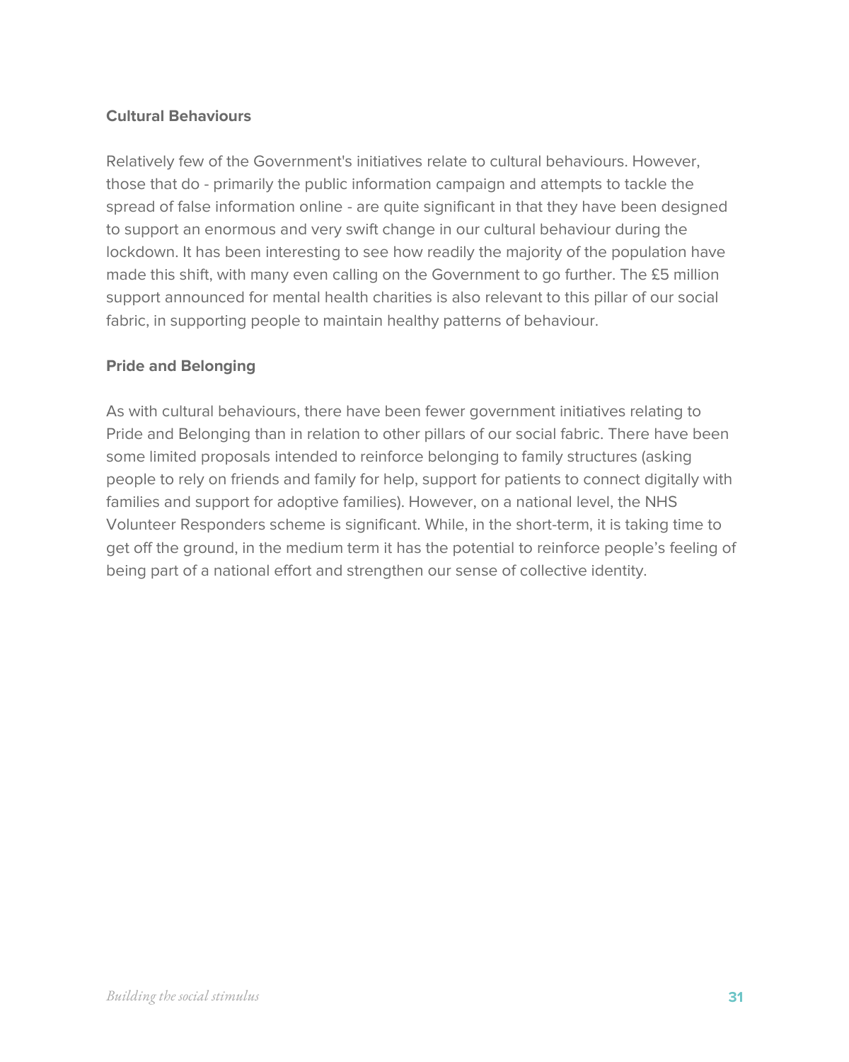### Cultural Behaviours

Relatively few of the Government's initiatives relate to cultural behaviours. However, those that do - primarily the public information campaign and attempts to tackle the spread of false information online - are quite significant in that they have been designed to support an enormous and very swift change in our cultural behaviour during the lockdown. It has been interesting to see how readily the majority of the population have made this shift, with many even calling on the Government to go further. The £5 million support announced for mental health charities is also relevant to this pillar of our social fabric, in supporting people to maintain healthy patterns of behaviour.

### Pride and Belonging

As with cultural behaviours, there have been fewer government initiatives relating to Pride and Belonging than in relation to other pillars of our social fabric. There have been some limited proposals intended to reinforce belonging to family structures (asking people to rely on friends and family for help, support for patients to connect digitally with families and support for adoptive families). However, on a national level, the NHS Volunteer Responders scheme is significant. While, in the short-term, it is taking time to get off the ground, in the medium term it has the potential to reinforce people's feeling of being part of a national effort and strengthen our sense of collective identity.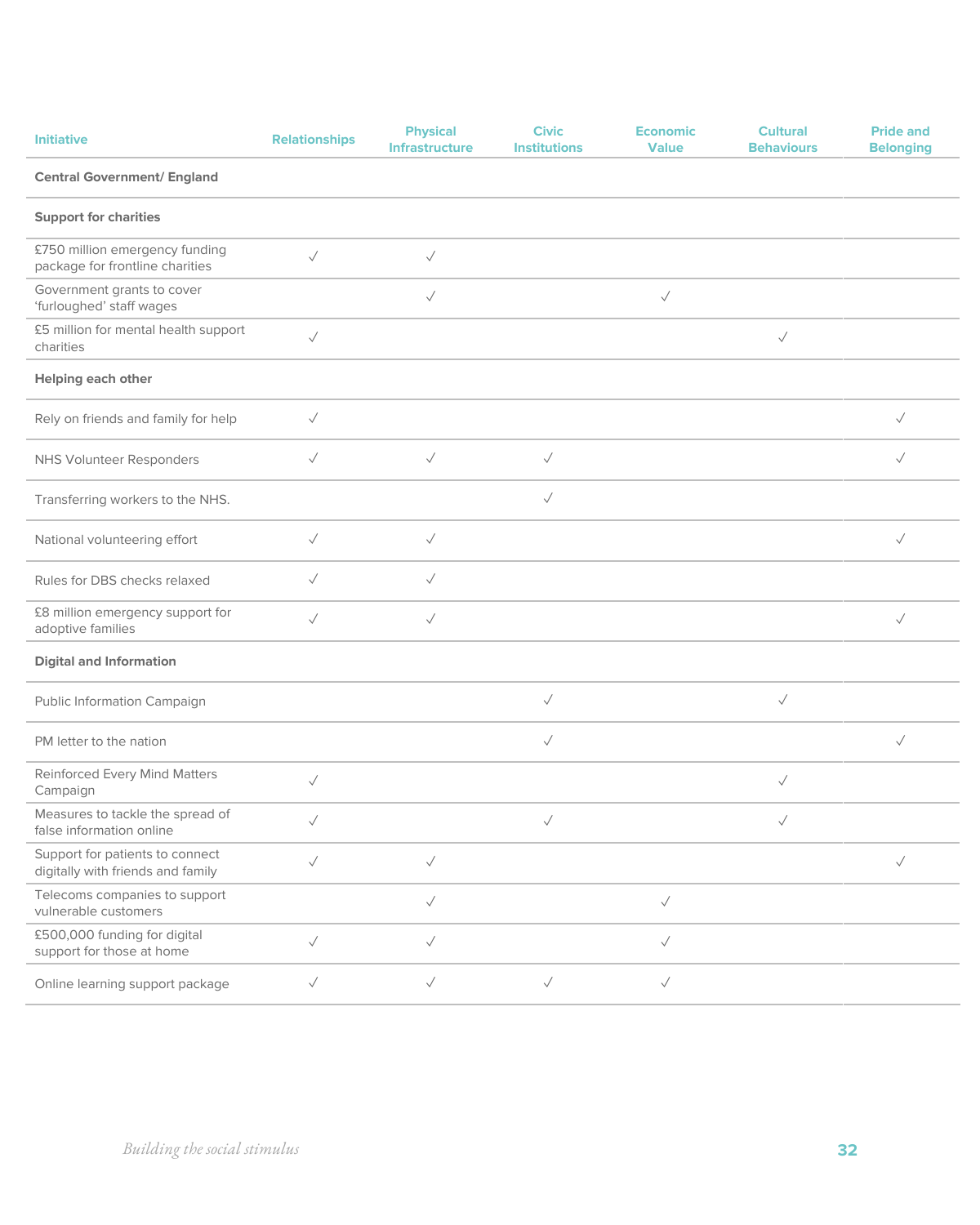| Initiative | Relationships | Physical Infrastructure | Civic Institutions | Economic Value | Cultural Behaviours | Pride and Belonging |
|---|---|---|---|---|---|---|
| **Central Government/ England** | | | | | | |
| **Support for charities** | | | | | | |
| £750 million emergency funding package for frontline charities | ✓ | ✓ | | | | |
| Government grants to cover 'furloughed' staff wages | | ✓ | | ✓ | | |
| £5 million for mental health support charities | ✓ | | | | ✓ | |
| **Helping each other** | | | | | | |
| Rely on friends and family for help | ✓ | | | | | ✓ |
| NHS Volunteer Responders | ✓ | ✓ | ✓ | | | ✓ |
| Transferring workers to the NHS. | | | ✓ | | | |
| National volunteering effort | ✓ | ✓ | | | | ✓ |
| Rules for DBS checks relaxed | ✓ | ✓ | | | | |
| £8 million emergency support for adoptive families | ✓ | ✓ | | | | ✓ |
| **Digital and Information** | | | | | | |
| Public Information Campaign | | | ✓ | | ✓ | |
| PM letter to the nation | | | ✓ | | | ✓ |
| Reinforced Every Mind Matters Campaign | ✓ | | | | ✓ | |
| Measures to tackle the spread of false information online | ✓ | | ✓ | | ✓ | |
| Support for patients to connect digitally with friends and family | ✓ | ✓ | | | | ✓ |
| Telecoms companies to support vulnerable customers | | ✓ | | ✓ | | |
| £500,000 funding for digital support for those at home | ✓ | ✓ | | ✓ | | |
| Online learning support package | ✓ | ✓ | ✓ | ✓ | | |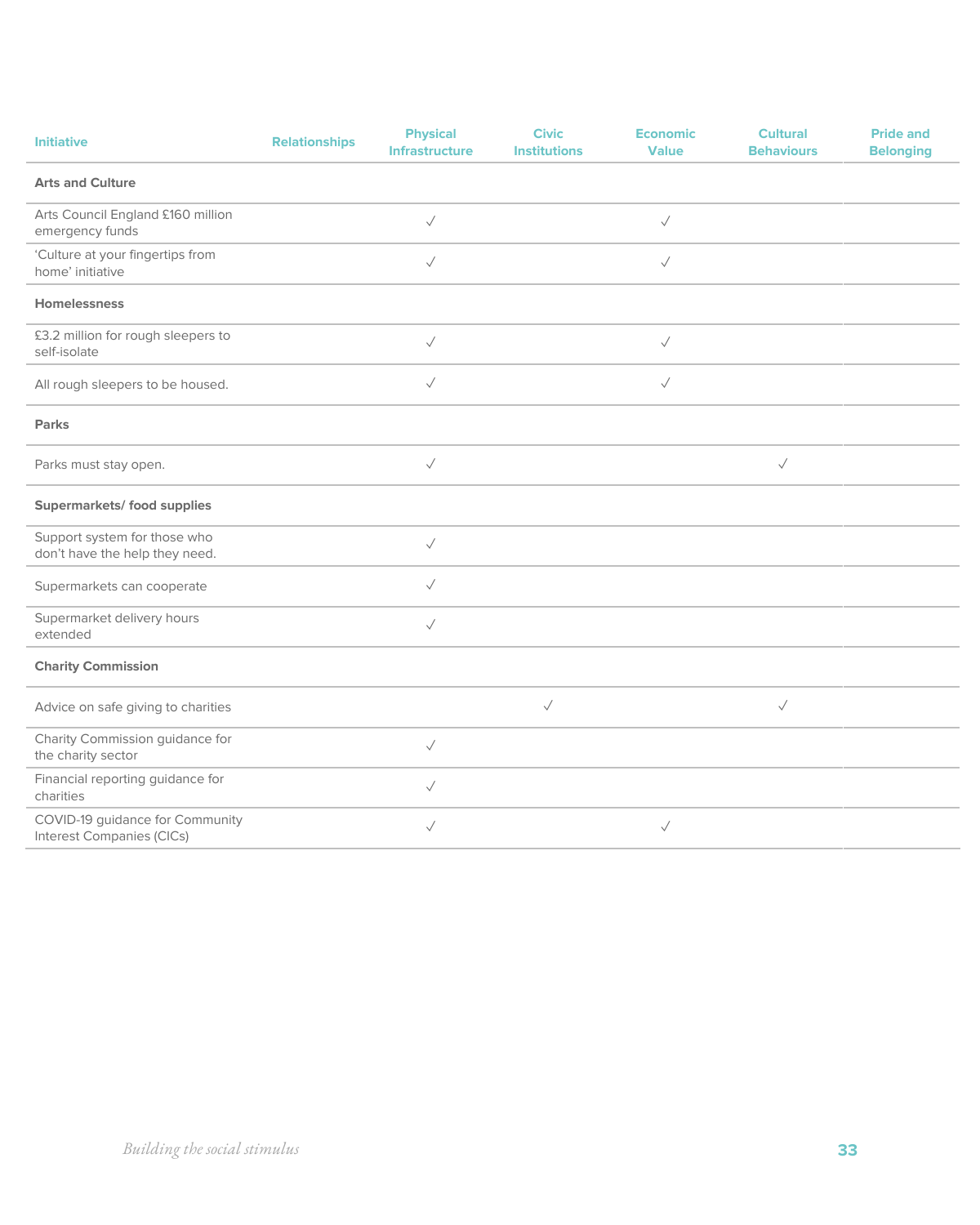| Initiative | Relationships | Physical Infrastructure | Civic Institutions | Economic Value | Cultural Behaviours | Pride and Belonging |
|---|---|---|---|---|---|---|
| **Arts and Culture** | | | | | | |
| Arts Council England £160 million emergency funds | | ✓ | | ✓ | | |
| 'Culture at your fingertips from home' initiative | | ✓ | | ✓ | | |
| **Homelessness** | | | | | | |
| £3.2 million for rough sleepers to self-isolate | | ✓ | | ✓ | | |
| All rough sleepers to be housed. | | ✓ | | ✓ | | |
| **Parks** | | | | | | |
| Parks must stay open. | | ✓ | | | ✓ | |
| **Supermarkets/ food supplies** | | | | | | |
| Support system for those who don't have the help they need. | | ✓ | | | | |
| Supermarkets can cooperate | | ✓ | | | | |
| Supermarket delivery hours extended | | ✓ | | | | |
| **Charity Commission** | | | | | | |
| Advice on safe giving to charities | | | ✓ | | ✓ | |
| Charity Commission guidance for the charity sector | | ✓ | | | | |
| Financial reporting guidance for charities | | ✓ | | | | |
| COVID-19 guidance for Community Interest Companies (CICs) | | ✓ | | ✓ | | |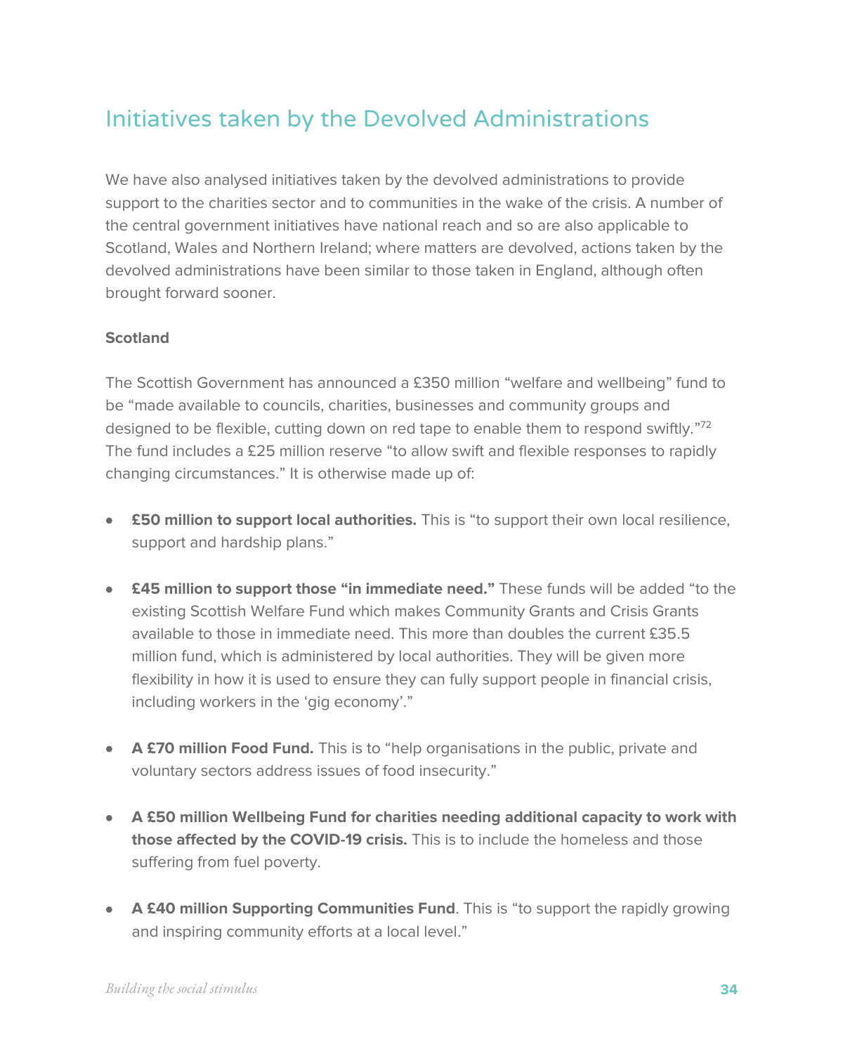## Initiatives taken by the Devolved Administrations

We have also analysed initiatives taken by the devolved administrations to provide support to the charities sector and to communities in the wake of the crisis. A number of the central government initiatives have national reach and so are also applicable to Scotland, Wales and Northern Ireland; where matters are devolved, actions taken by the devolved administrations have been similar to those taken in England, although often brought forward sooner.

**Scotland**

The Scottish Government has announced a £350 million "welfare and wellbeing" fund to be "made available to councils, charities, businesses and community groups and designed to be flexible, cutting down on red tape to enable them to respond swiftly."[72] The fund includes a £25 million reserve "to allow swift and flexible responses to rapidly changing circumstances." It is otherwise made up of:

- **£50 million to support local authorities.** This is "to support their own local resilience, support and hardship plans."
- **£45 million to support those "in immediate need."** These funds will be added "to the existing Scottish Welfare Fund which makes Community Grants and Crisis Grants available to those in immediate need. This more than doubles the current £35.5 million fund, which is administered by local authorities. They will be given more flexibility in how it is used to ensure they can fully support people in financial crisis, including workers in the 'gig economy'."
- **A £70 million Food Fund.** This is to "help organisations in the public, private and voluntary sectors address issues of food insecurity."
- **A £50 million Wellbeing Fund for charities needing additional capacity to work with those affected by the COVID-19 crisis.** This is to include the homeless and those suffering from fuel poverty.
- **A £40 million Supporting Communities Fund**. This is "to support the rapidly growing and inspiring community efforts at a local level."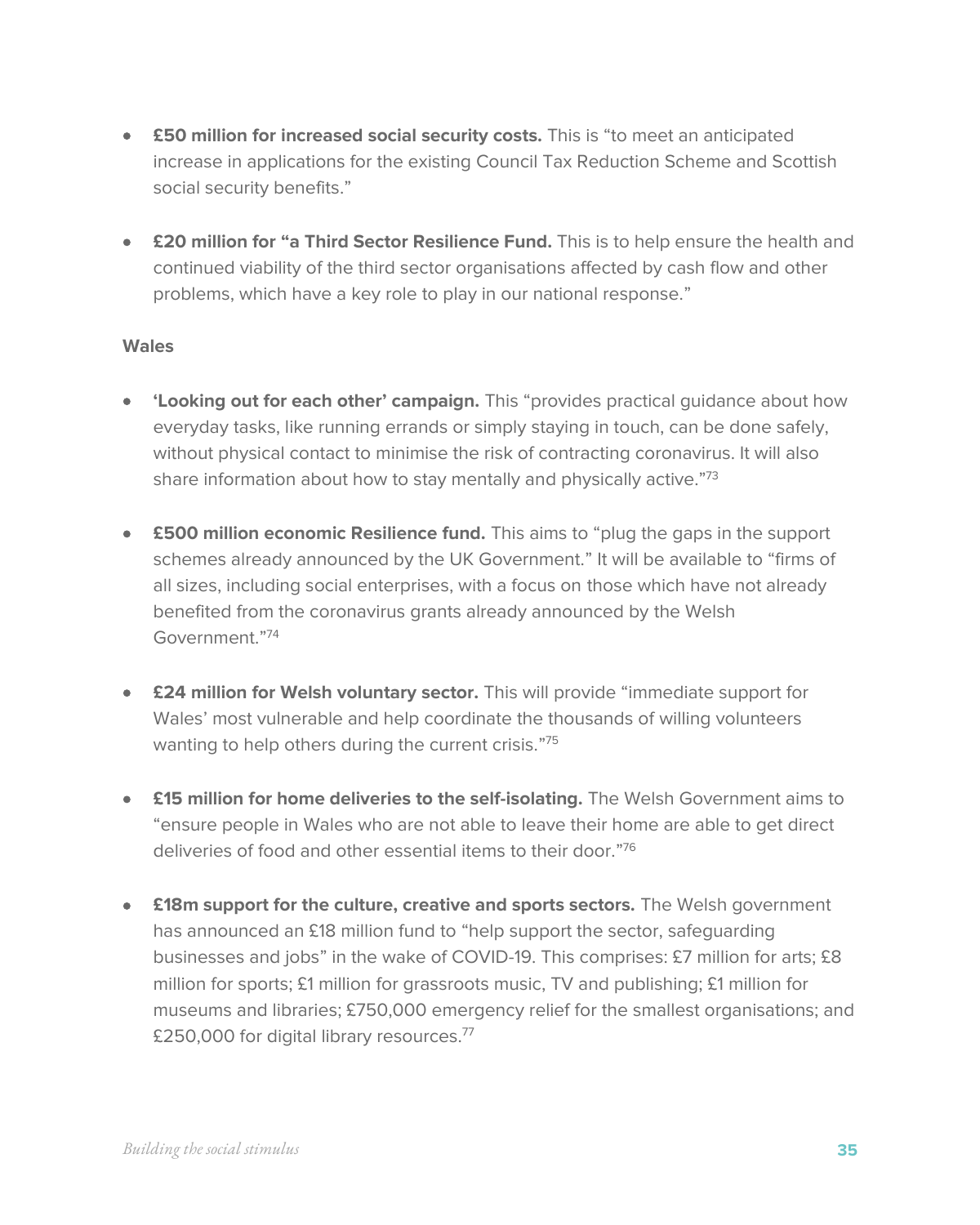- **£50 million for increased social security costs.** This is “to meet an anticipated increase in applications for the existing Council Tax Reduction Scheme and Scottish social security benefits.”

- **£20 million for “a Third Sector Resilience Fund.** This is to help ensure the health and continued viability of the third sector organisations affected by cash flow and other problems, which have a key role to play in our national response.”

**Wales**

- **‘Looking out for each other’ campaign.** This “provides practical guidance about how everyday tasks, like running errands or simply staying in touch, can be done safely, without physical contact to minimise the risk of contracting coronavirus. It will also share information about how to stay mentally and physically active.”[73]

- **£500 million economic Resilience fund.** This aims to “plug the gaps in the support schemes already announced by the UK Government.” It will be available to “firms of all sizes, including social enterprises, with a focus on those which have not already benefited from the coronavirus grants already announced by the Welsh Government.”[74]

- **£24 million for Welsh voluntary sector.** This will provide “immediate support for Wales’ most vulnerable and help coordinate the thousands of willing volunteers wanting to help others during the current crisis.”[75]

- **£15 million for home deliveries to the self-isolating.** The Welsh Government aims to “ensure people in Wales who are not able to leave their home are able to get direct deliveries of food and other essential items to their door.”[76]

- **£18m support for the culture, creative and sports sectors.** The Welsh government has announced an £18 million fund to “help support the sector, safeguarding businesses and jobs” in the wake of COVID-19. This comprises: £7 million for arts; £8 million for sports; £1 million for grassroots music, TV and publishing; £1 million for museums and libraries; £750,000 emergency relief for the smallest organisations; and £250,000 for digital library resources.[77]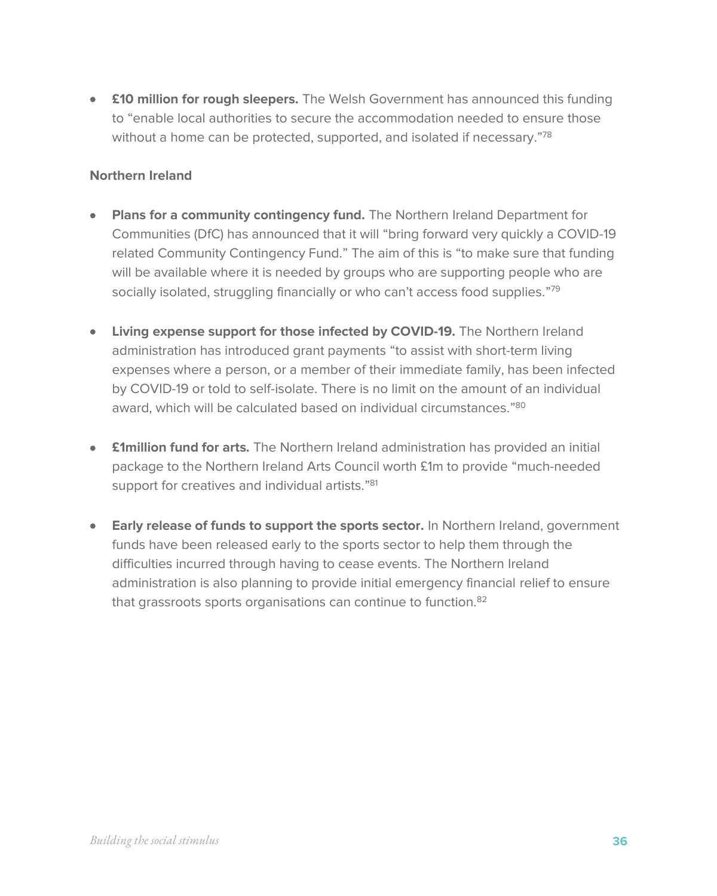- **£10 million for rough sleepers.** The Welsh Government has announced this funding to "enable local authorities to secure the accommodation needed to ensure those without a home can be protected, supported, and isolated if necessary."[78]

**Northern Ireland**

- **Plans for a community contingency fund.** The Northern Ireland Department for Communities (DfC) has announced that it will "bring forward very quickly a COVID-19 related Community Contingency Fund." The aim of this is "to make sure that funding will be available where it is needed by groups who are supporting people who are socially isolated, struggling financially or who can't access food supplies."[79]

- **Living expense support for those infected by COVID-19.** The Northern Ireland administration has introduced grant payments "to assist with short-term living expenses where a person, or a member of their immediate family, has been infected by COVID-19 or told to self-isolate. There is no limit on the amount of an individual award, which will be calculated based on individual circumstances."[80]

- **£1million fund for arts.** The Northern Ireland administration has provided an initial package to the Northern Ireland Arts Council worth £1m to provide "much-needed support for creatives and individual artists."[81]

- **Early release of funds to support the sports sector.** In Northern Ireland, government funds have been released early to the sports sector to help them through the difficulties incurred through having to cease events. The Northern Ireland administration is also planning to provide initial emergency financial relief to ensure that grassroots sports organisations can continue to function.[82]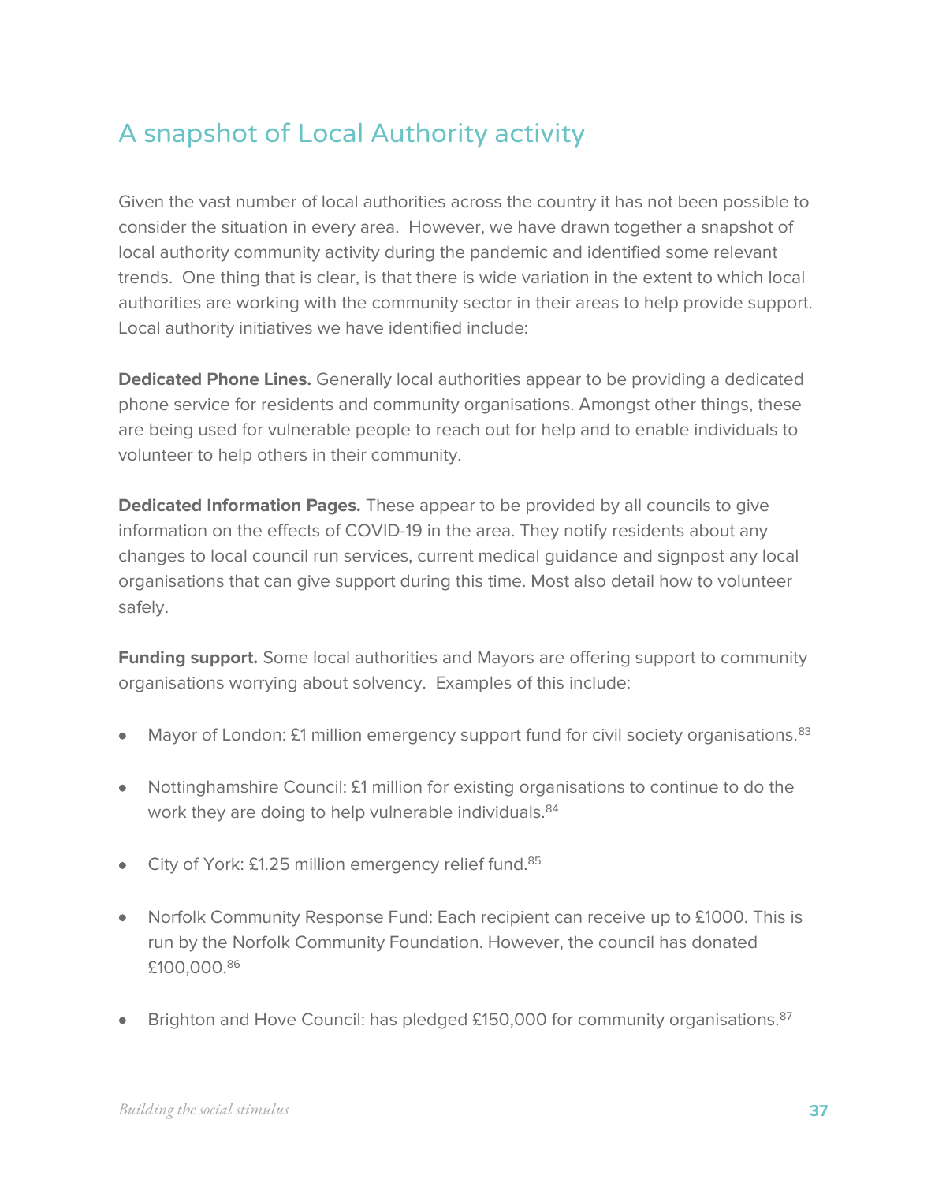## A snapshot of Local Authority activity

Given the vast number of local authorities across the country it has not been possible to consider the situation in every area. However, we have drawn together a snapshot of local authority community activity during the pandemic and identified some relevant trends. One thing that is clear, is that there is wide variation in the extent to which local authorities are working with the community sector in their areas to help provide support. Local authority initiatives we have identified include:

**Dedicated Phone Lines.** Generally local authorities appear to be providing a dedicated phone service for residents and community organisations. Amongst other things, these are being used for vulnerable people to reach out for help and to enable individuals to volunteer to help others in their community.

**Dedicated Information Pages.** These appear to be provided by all councils to give information on the effects of COVID-19 in the area. They notify residents about any changes to local council run services, current medical guidance and signpost any local organisations that can give support during this time. Most also detail how to volunteer safely.

**Funding support.** Some local authorities and Mayors are offering support to community organisations worrying about solvency. Examples of this include:

- Mayor of London: £1 million emergency support fund for civil society organisations.[83]
- Nottinghamshire Council: £1 million for existing organisations to continue to do the work they are doing to help vulnerable individuals.[84]
- City of York: £1.25 million emergency relief fund.[85]
- Norfolk Community Response Fund: Each recipient can receive up to £1000. This is run by the Norfolk Community Foundation. However, the council has donated £100,000.[86]
- Brighton and Hove Council: has pledged £150,000 for community organisations.[87]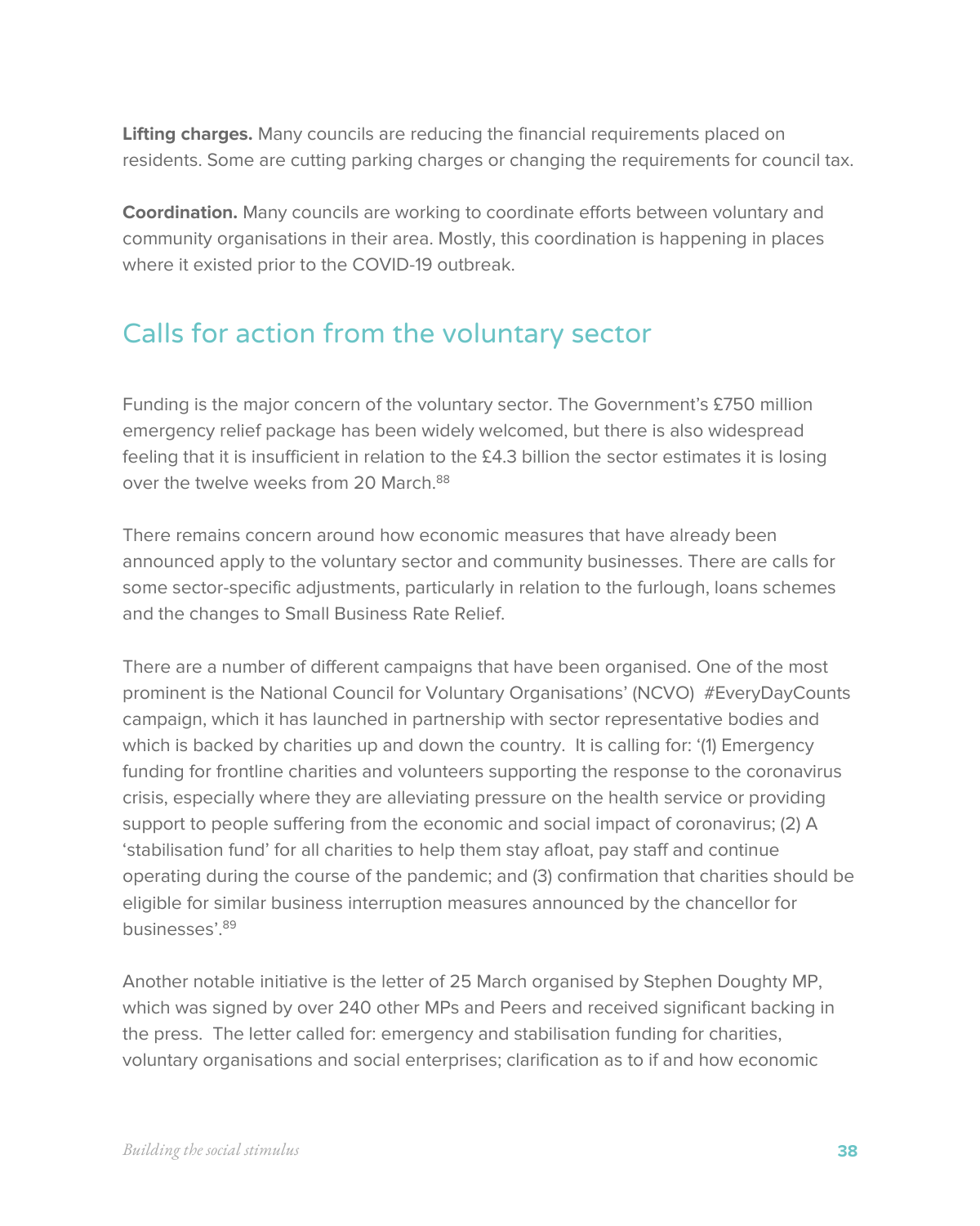**Lifting charges.** Many councils are reducing the financial requirements placed on residents. Some are cutting parking charges or changing the requirements for council tax.

**Coordination.** Many councils are working to coordinate efforts between voluntary and community organisations in their area. Mostly, this coordination is happening in places where it existed prior to the COVID-19 outbreak.

## Calls for action from the voluntary sector

Funding is the major concern of the voluntary sector. The Government's £750 million emergency relief package has been widely welcomed, but there is also widespread feeling that it is insufficient in relation to the £4.3 billion the sector estimates it is losing over the twelve weeks from 20 March.[88]

There remains concern around how economic measures that have already been announced apply to the voluntary sector and community businesses. There are calls for some sector-specific adjustments, particularly in relation to the furlough, loans schemes and the changes to Small Business Rate Relief.

There are a number of different campaigns that have been organised. One of the most prominent is the National Council for Voluntary Organisations' (NCVO) #EveryDayCounts campaign, which it has launched in partnership with sector representative bodies and which is backed by charities up and down the country. It is calling for: '(1) Emergency funding for frontline charities and volunteers supporting the response to the coronavirus crisis, especially where they are alleviating pressure on the health service or providing support to people suffering from the economic and social impact of coronavirus; (2) A 'stabilisation fund' for all charities to help them stay afloat, pay staff and continue operating during the course of the pandemic; and (3) confirmation that charities should be eligible for similar business interruption measures announced by the chancellor for businesses'.[89]

Another notable initiative is the letter of 25 March organised by Stephen Doughty MP, which was signed by over 240 other MPs and Peers and received significant backing in the press. The letter called for: emergency and stabilisation funding for charities, voluntary organisations and social enterprises; clarification as to if and how economic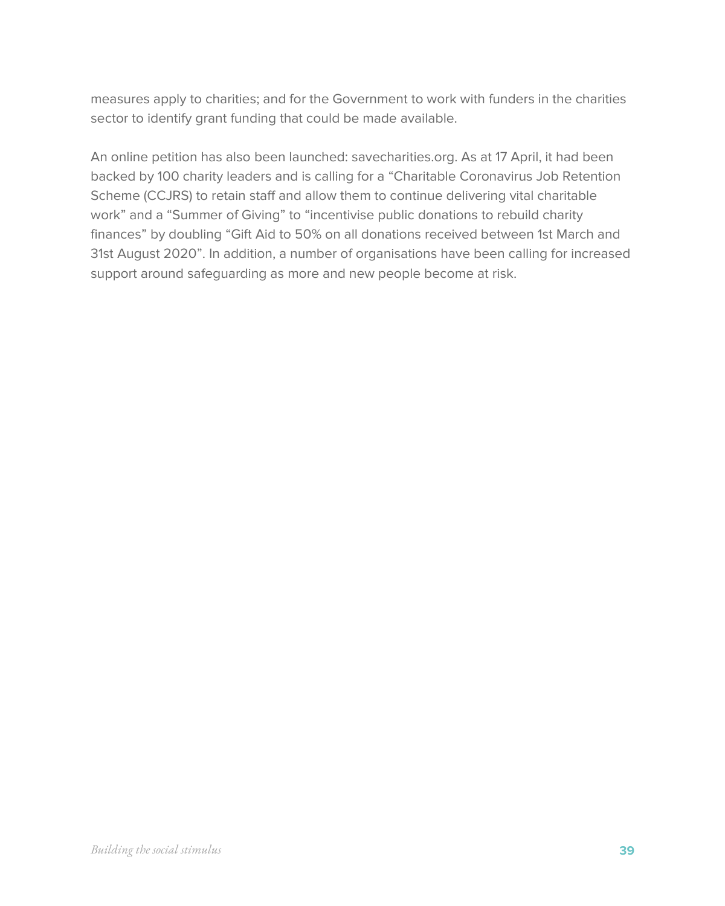measures apply to charities; and for the Government to work with funders in the charities sector to identify grant funding that could be made available.

An online petition has also been launched: savecharities.org. As at 17 April, it had been backed by 100 charity leaders and is calling for a "Charitable Coronavirus Job Retention Scheme (CCJRS) to retain staff and allow them to continue delivering vital charitable work" and a "Summer of Giving" to "incentivise public donations to rebuild charity finances" by doubling "Gift Aid to 50% on all donations received between 1st March and 31st August 2020". In addition, a number of organisations have been calling for increased support around safeguarding as more and new people become at risk.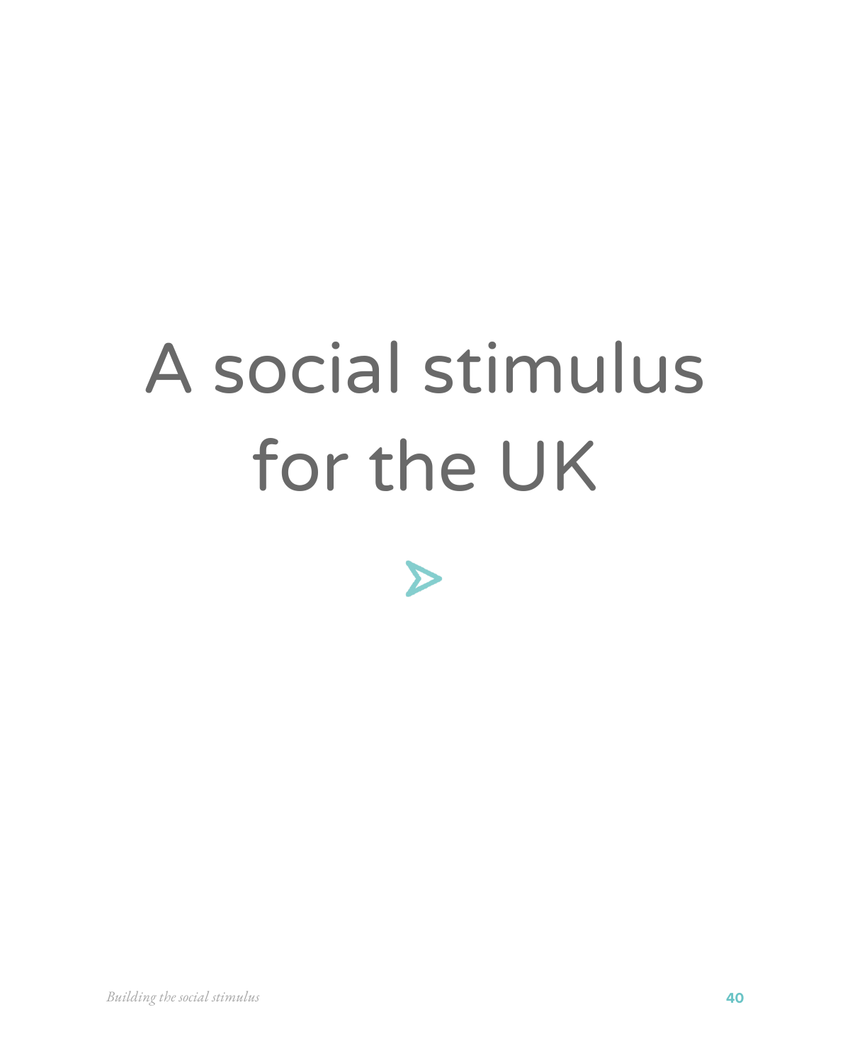# A social stimulus for the UK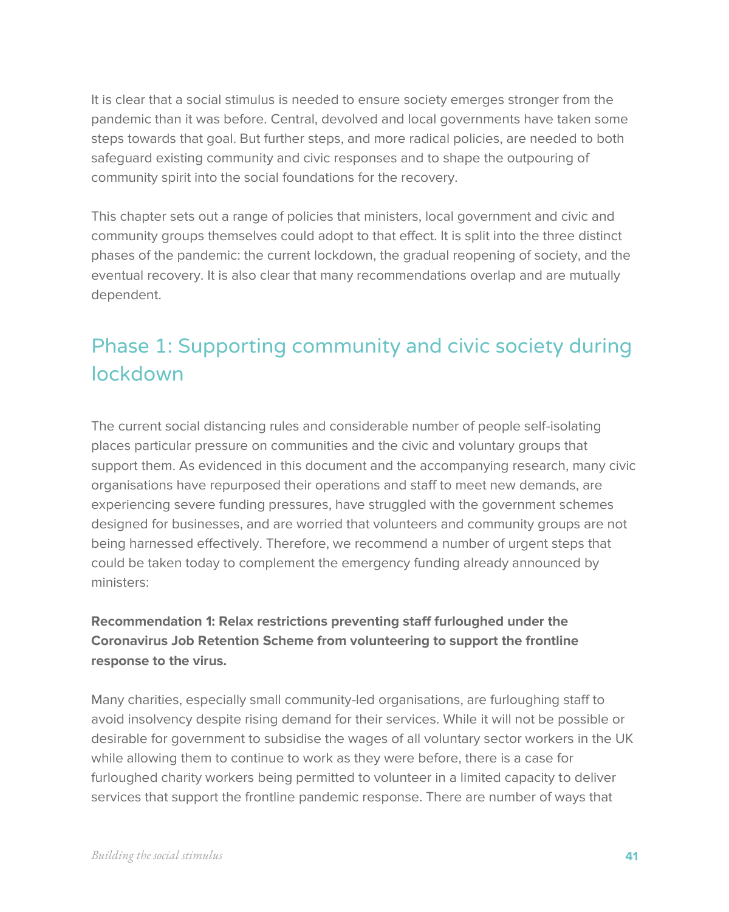It is clear that a social stimulus is needed to ensure society emerges stronger from the pandemic than it was before. Central, devolved and local governments have taken some steps towards that goal. But further steps, and more radical policies, are needed to both safeguard existing community and civic responses and to shape the outpouring of community spirit into the social foundations for the recovery.

This chapter sets out a range of policies that ministers, local government and civic and community groups themselves could adopt to that effect. It is split into the three distinct phases of the pandemic: the current lockdown, the gradual reopening of society, and the eventual recovery. It is also clear that many recommendations overlap and are mutually dependent.

## Phase 1: Supporting community and civic society during lockdown

The current social distancing rules and considerable number of people self-isolating places particular pressure on communities and the civic and voluntary groups that support them. As evidenced in this document and the accompanying research, many civic organisations have repurposed their operations and staff to meet new demands, are experiencing severe funding pressures, have struggled with the government schemes designed for businesses, and are worried that volunteers and community groups are not being harnessed effectively. Therefore, we recommend a number of urgent steps that could be taken today to complement the emergency funding already announced by ministers:

**Recommendation 1: Relax restrictions preventing staff furloughed under the Coronavirus Job Retention Scheme from volunteering to support the frontline response to the virus.**

Many charities, especially small community-led organisations, are furloughing staff to avoid insolvency despite rising demand for their services. While it will not be possible or desirable for government to subsidise the wages of all voluntary sector workers in the UK while allowing them to continue to work as they were before, there is a case for furloughed charity workers being permitted to volunteer in a limited capacity to deliver services that support the frontline pandemic response. There are number of ways that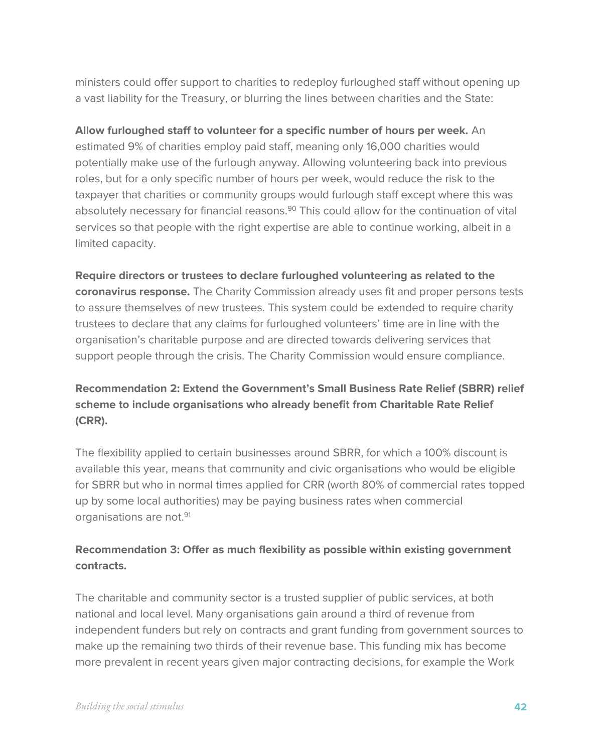ministers could offer support to charities to redeploy furloughed staff without opening up a vast liability for the Treasury, or blurring the lines between charities and the State:

**Allow furloughed staff to volunteer for a specific number of hours per week.** An estimated 9% of charities employ paid staff, meaning only 16,000 charities would potentially make use of the furlough anyway. Allowing volunteering back into previous roles, but for a only specific number of hours per week, would reduce the risk to the taxpayer that charities or community groups would furlough staff except where this was absolutely necessary for financial reasons.[90] This could allow for the continuation of vital services so that people with the right expertise are able to continue working, albeit in a limited capacity.

**Require directors or trustees to declare furloughed volunteering as related to the coronavirus response.** The Charity Commission already uses fit and proper persons tests to assure themselves of new trustees. This system could be extended to require charity trustees to declare that any claims for furloughed volunteers' time are in line with the organisation's charitable purpose and are directed towards delivering services that support people through the crisis. The Charity Commission would ensure compliance.

**Recommendation 2: Extend the Government's Small Business Rate Relief (SBRR) relief scheme to include organisations who already benefit from Charitable Rate Relief (CRR).**

The flexibility applied to certain businesses around SBRR, for which a 100% discount is available this year, means that community and civic organisations who would be eligible for SBRR but who in normal times applied for CRR (worth 80% of commercial rates topped up by some local authorities) may be paying business rates when commercial organisations are not.[91]

**Recommendation 3: Offer as much flexibility as possible within existing government contracts.**

The charitable and community sector is a trusted supplier of public services, at both national and local level. Many organisations gain around a third of revenue from independent funders but rely on contracts and grant funding from government sources to make up the remaining two thirds of their revenue base. This funding mix has become more prevalent in recent years given major contracting decisions, for example the Work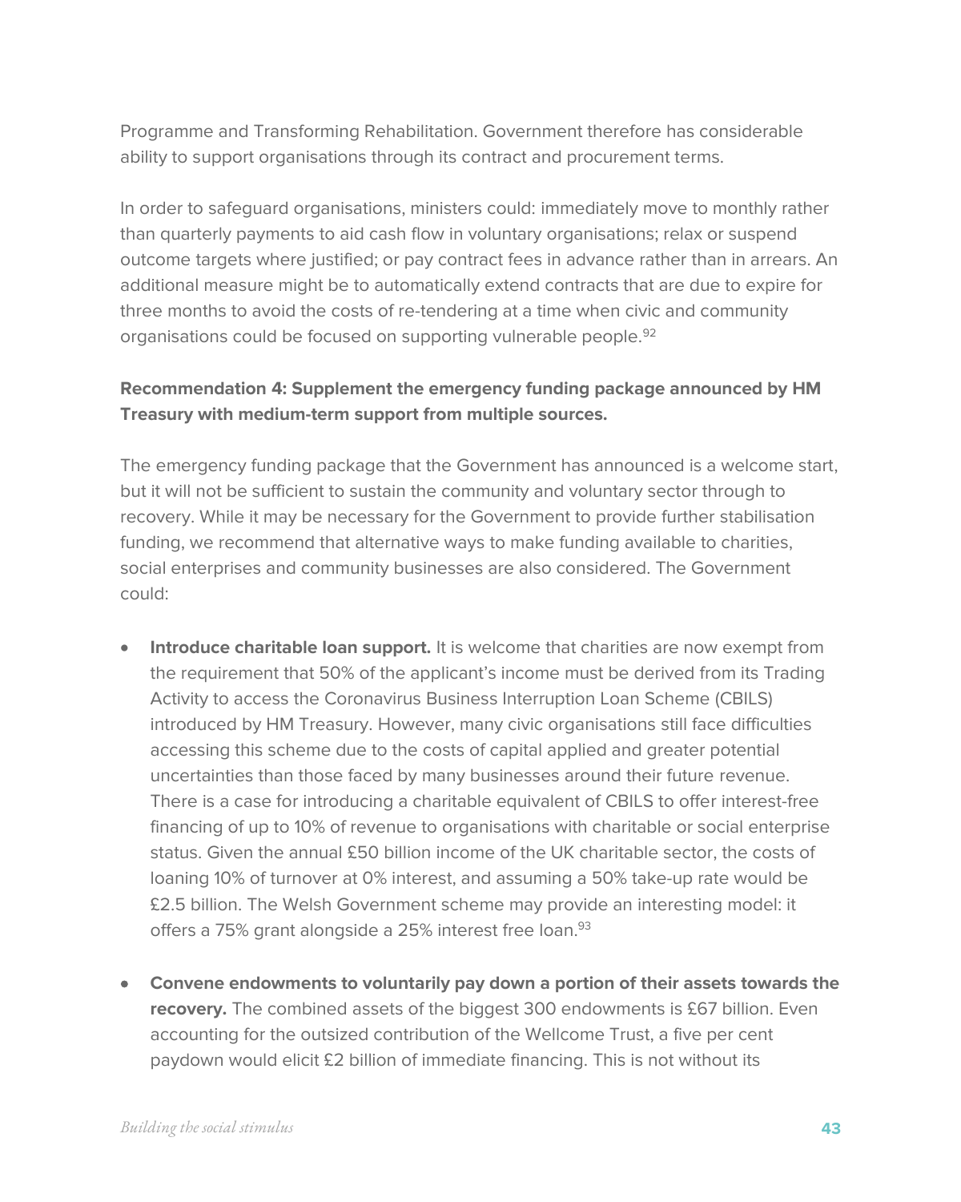Programme and Transforming Rehabilitation. Government therefore has considerable ability to support organisations through its contract and procurement terms.

In order to safeguard organisations, ministers could: immediately move to monthly rather than quarterly payments to aid cash flow in voluntary organisations; relax or suspend outcome targets where justified; or pay contract fees in advance rather than in arrears. An additional measure might be to automatically extend contracts that are due to expire for three months to avoid the costs of re-tendering at a time when civic and community organisations could be focused on supporting vulnerable people.[92]

**Recommendation 4: Supplement the emergency funding package announced by HM Treasury with medium-term support from multiple sources.**

The emergency funding package that the Government has announced is a welcome start, but it will not be sufficient to sustain the community and voluntary sector through to recovery. While it may be necessary for the Government to provide further stabilisation funding, we recommend that alternative ways to make funding available to charities, social enterprises and community businesses are also considered. The Government could:

- **Introduce charitable loan support.** It is welcome that charities are now exempt from the requirement that 50% of the applicant's income must be derived from its Trading Activity to access the Coronavirus Business Interruption Loan Scheme (CBILS) introduced by HM Treasury. However, many civic organisations still face difficulties accessing this scheme due to the costs of capital applied and greater potential uncertainties than those faced by many businesses around their future revenue. There is a case for introducing a charitable equivalent of CBILS to offer interest-free financing of up to 10% of revenue to organisations with charitable or social enterprise status. Given the annual £50 billion income of the UK charitable sector, the costs of loaning 10% of turnover at 0% interest, and assuming a 50% take-up rate would be £2.5 billion. The Welsh Government scheme may provide an interesting model: it offers a 75% grant alongside a 25% interest free loan.[93]

- **Convene endowments to voluntarily pay down a portion of their assets towards the recovery.** The combined assets of the biggest 300 endowments is £67 billion. Even accounting for the outsized contribution of the Wellcome Trust, a five per cent paydown would elicit £2 billion of immediate financing. This is not without its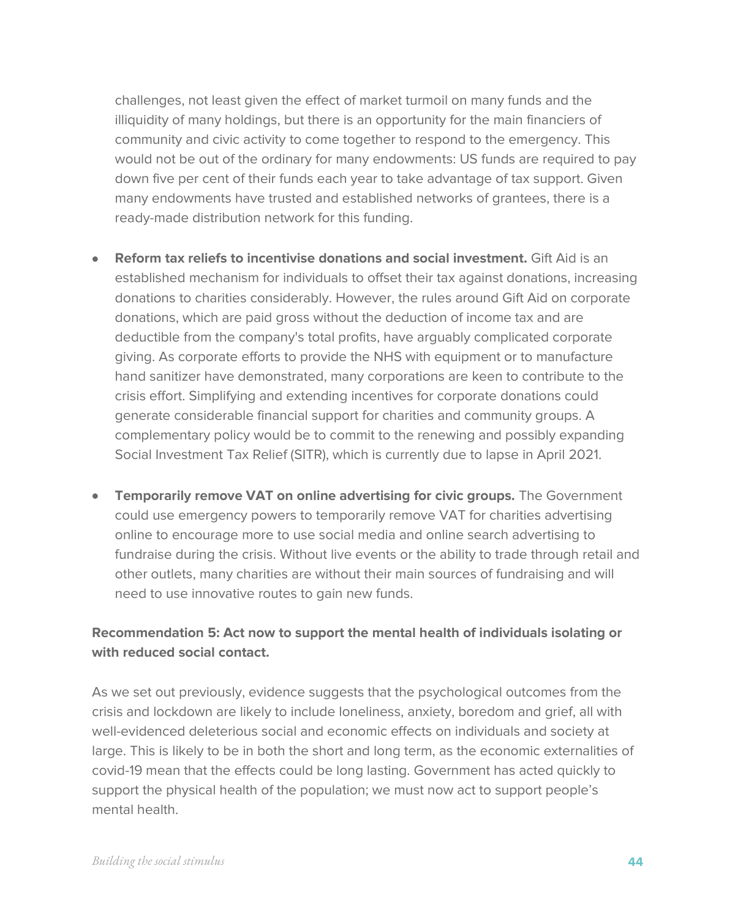challenges, not least given the effect of market turmoil on many funds and the illiquidity of many holdings, but there is an opportunity for the main financiers of community and civic activity to come together to respond to the emergency. This would not be out of the ordinary for many endowments: US funds are required to pay down five per cent of their funds each year to take advantage of tax support. Given many endowments have trusted and established networks of grantees, there is a ready-made distribution network for this funding.

- **Reform tax reliefs to incentivise donations and social investment.** Gift Aid is an established mechanism for individuals to offset their tax against donations, increasing donations to charities considerably. However, the rules around Gift Aid on corporate donations, which are paid gross without the deduction of income tax and are deductible from the company's total profits, have arguably complicated corporate giving. As corporate efforts to provide the NHS with equipment or to manufacture hand sanitizer have demonstrated, many corporations are keen to contribute to the crisis effort. Simplifying and extending incentives for corporate donations could generate considerable financial support for charities and community groups. A complementary policy would be to commit to the renewing and possibly expanding Social Investment Tax Relief (SITR), which is currently due to lapse in April 2021.

- **Temporarily remove VAT on online advertising for civic groups.** The Government could use emergency powers to temporarily remove VAT for charities advertising online to encourage more to use social media and online search advertising to fundraise during the crisis. Without live events or the ability to trade through retail and other outlets, many charities are without their main sources of fundraising and will need to use innovative routes to gain new funds.

**Recommendation 5: Act now to support the mental health of individuals isolating or with reduced social contact.**

As we set out previously, evidence suggests that the psychological outcomes from the crisis and lockdown are likely to include loneliness, anxiety, boredom and grief, all with well-evidenced deleterious social and economic effects on individuals and society at large. This is likely to be in both the short and long term, as the economic externalities of covid-19 mean that the effects could be long lasting. Government has acted quickly to support the physical health of the population; we must now act to support people's mental health.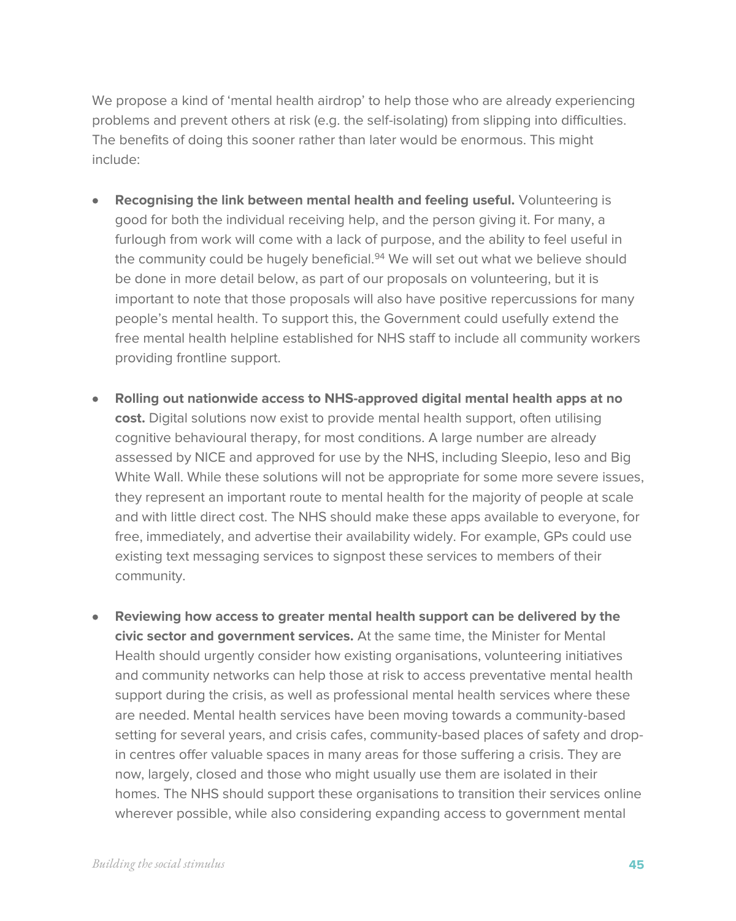We propose a kind of 'mental health airdrop' to help those who are already experiencing problems and prevent others at risk (e.g. the self-isolating) from slipping into difficulties. The benefits of doing this sooner rather than later would be enormous. This might include:

- **Recognising the link between mental health and feeling useful.** Volunteering is good for both the individual receiving help, and the person giving it. For many, a furlough from work will come with a lack of purpose, and the ability to feel useful in the community could be hugely beneficial.[94] We will set out what we believe should be done in more detail below, as part of our proposals on volunteering, but it is important to note that those proposals will also have positive repercussions for many people's mental health. To support this, the Government could usefully extend the free mental health helpline established for NHS staff to include all community workers providing frontline support.

- **Rolling out nationwide access to NHS-approved digital mental health apps at no cost.** Digital solutions now exist to provide mental health support, often utilising cognitive behavioural therapy, for most conditions. A large number are already assessed by NICE and approved for use by the NHS, including Sleepio, Ieso and Big White Wall. While these solutions will not be appropriate for some more severe issues, they represent an important route to mental health for the majority of people at scale and with little direct cost. The NHS should make these apps available to everyone, for free, immediately, and advertise their availability widely. For example, GPs could use existing text messaging services to signpost these services to members of their community.

- **Reviewing how access to greater mental health support can be delivered by the civic sector and government services.** At the same time, the Minister for Mental Health should urgently consider how existing organisations, volunteering initiatives and community networks can help those at risk to access preventative mental health support during the crisis, as well as professional mental health services where these are needed. Mental health services have been moving towards a community-based setting for several years, and crisis cafes, community-based places of safety and drop-in centres offer valuable spaces in many areas for those suffering a crisis. They are now, largely, closed and those who might usually use them are isolated in their homes. The NHS should support these organisations to transition their services online wherever possible, while also considering expanding access to government mental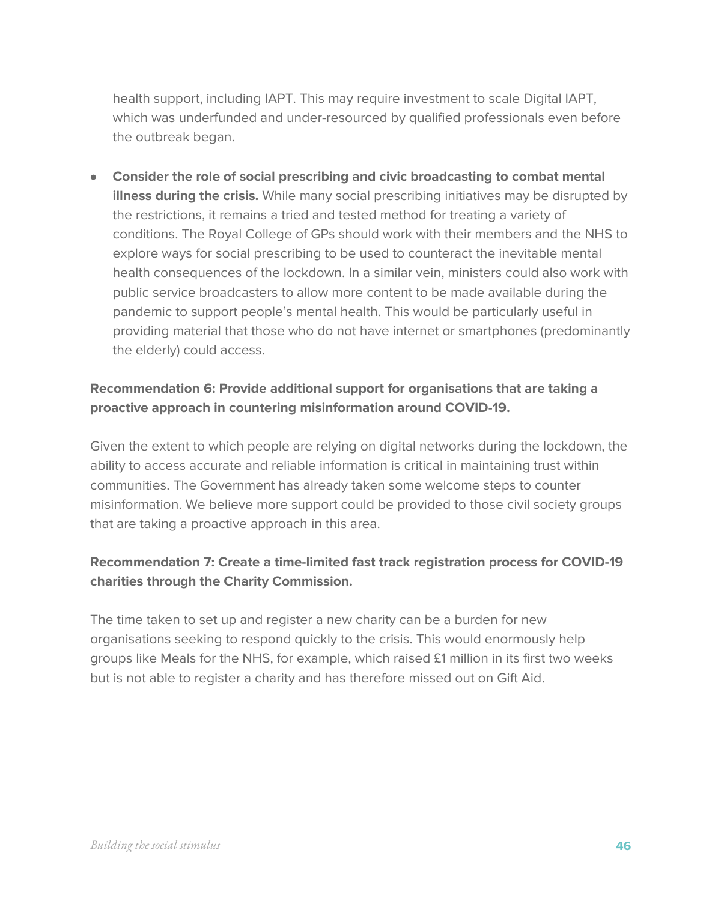health support, including IAPT. This may require investment to scale Digital IAPT, which was underfunded and under-resourced by qualified professionals even before the outbreak began.

- **Consider the role of social prescribing and civic broadcasting to combat mental illness during the crisis.** While many social prescribing initiatives may be disrupted by the restrictions, it remains a tried and tested method for treating a variety of conditions. The Royal College of GPs should work with their members and the NHS to explore ways for social prescribing to be used to counteract the inevitable mental health consequences of the lockdown. In a similar vein, ministers could also work with public service broadcasters to allow more content to be made available during the pandemic to support people's mental health. This would be particularly useful in providing material that those who do not have internet or smartphones (predominantly the elderly) could access.

**Recommendation 6: Provide additional support for organisations that are taking a proactive approach in countering misinformation around COVID-19.**

Given the extent to which people are relying on digital networks during the lockdown, the ability to access accurate and reliable information is critical in maintaining trust within communities. The Government has already taken some welcome steps to counter misinformation. We believe more support could be provided to those civil society groups that are taking a proactive approach in this area.

**Recommendation 7: Create a time-limited fast track registration process for COVID-19 charities through the Charity Commission.**

The time taken to set up and register a new charity can be a burden for new organisations seeking to respond quickly to the crisis. This would enormously help groups like Meals for the NHS, for example, which raised £1 million in its first two weeks but is not able to register a charity and has therefore missed out on Gift Aid.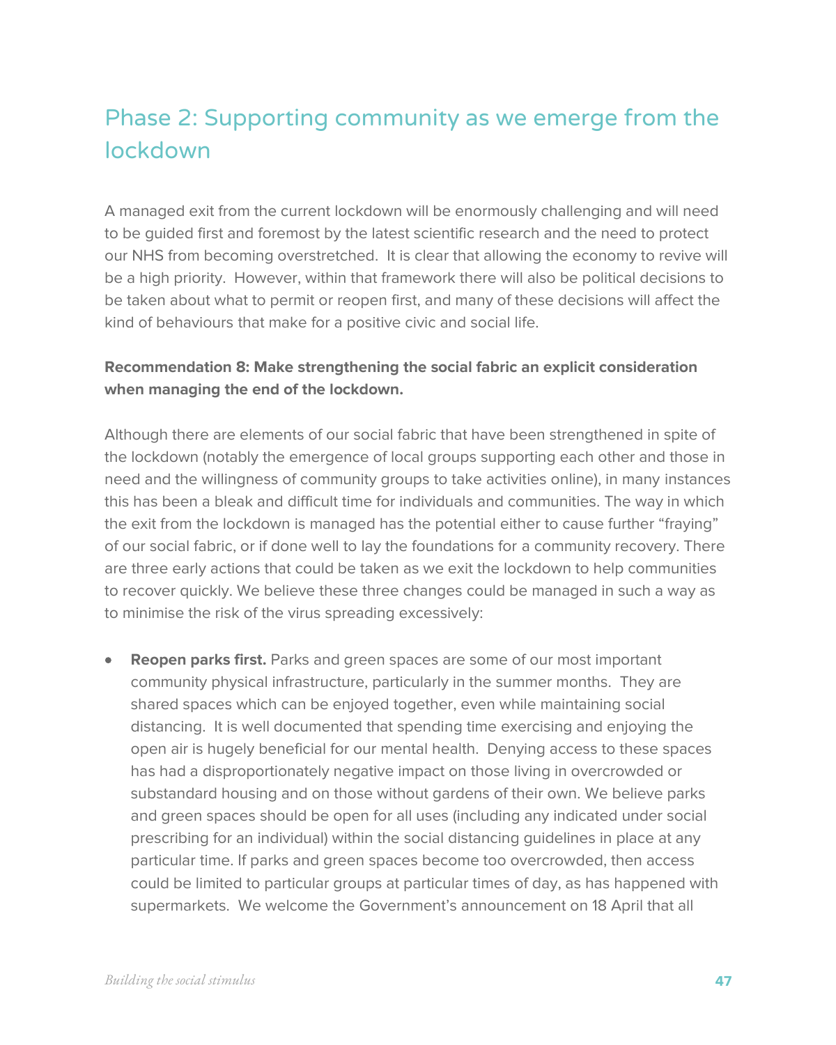## Phase 2: Supporting community as we emerge from the lockdown

A managed exit from the current lockdown will be enormously challenging and will need to be guided first and foremost by the latest scientific research and the need to protect our NHS from becoming overstretched. It is clear that allowing the economy to revive will be a high priority. However, within that framework there will also be political decisions to be taken about what to permit or reopen first, and many of these decisions will affect the kind of behaviours that make for a positive civic and social life.

**Recommendation 8: Make strengthening the social fabric an explicit consideration when managing the end of the lockdown.**

Although there are elements of our social fabric that have been strengthened in spite of the lockdown (notably the emergence of local groups supporting each other and those in need and the willingness of community groups to take activities online), in many instances this has been a bleak and difficult time for individuals and communities. The way in which the exit from the lockdown is managed has the potential either to cause further "fraying" of our social fabric, or if done well to lay the foundations for a community recovery. There are three early actions that could be taken as we exit the lockdown to help communities to recover quickly. We believe these three changes could be managed in such a way as to minimise the risk of the virus spreading excessively:

- **Reopen parks first.** Parks and green spaces are some of our most important community physical infrastructure, particularly in the summer months. They are shared spaces which can be enjoyed together, even while maintaining social distancing. It is well documented that spending time exercising and enjoying the open air is hugely beneficial for our mental health. Denying access to these spaces has had a disproportionately negative impact on those living in overcrowded or substandard housing and on those without gardens of their own. We believe parks and green spaces should be open for all uses (including any indicated under social prescribing for an individual) within the social distancing guidelines in place at any particular time. If parks and green spaces become too overcrowded, then access could be limited to particular groups at particular times of day, as has happened with supermarkets. We welcome the Government's announcement on 18 April that all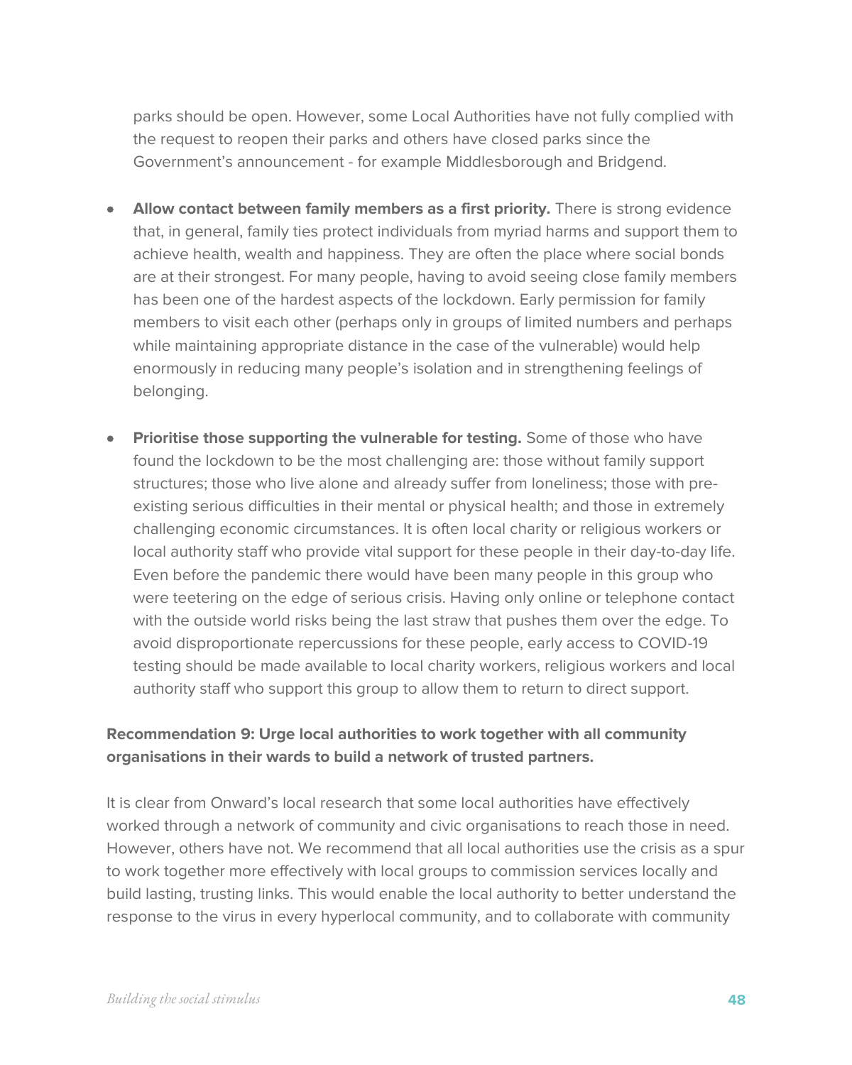parks should be open. However, some Local Authorities have not fully complied with the request to reopen their parks and others have closed parks since the Government's announcement - for example Middlesborough and Bridgend.

- **Allow contact between family members as a first priority.** There is strong evidence that, in general, family ties protect individuals from myriad harms and support them to achieve health, wealth and happiness. They are often the place where social bonds are at their strongest. For many people, having to avoid seeing close family members has been one of the hardest aspects of the lockdown. Early permission for family members to visit each other (perhaps only in groups of limited numbers and perhaps while maintaining appropriate distance in the case of the vulnerable) would help enormously in reducing many people's isolation and in strengthening feelings of belonging.

- **Prioritise those supporting the vulnerable for testing.** Some of those who have found the lockdown to be the most challenging are: those without family support structures; those who live alone and already suffer from loneliness; those with pre-existing serious difficulties in their mental or physical health; and those in extremely challenging economic circumstances. It is often local charity or religious workers or local authority staff who provide vital support for these people in their day-to-day life. Even before the pandemic there would have been many people in this group who were teetering on the edge of serious crisis. Having only online or telephone contact with the outside world risks being the last straw that pushes them over the edge. To avoid disproportionate repercussions for these people, early access to COVID-19 testing should be made available to local charity workers, religious workers and local authority staff who support this group to allow them to return to direct support.

**Recommendation 9: Urge local authorities to work together with all community organisations in their wards to build a network of trusted partners.**

It is clear from Onward's local research that some local authorities have effectively worked through a network of community and civic organisations to reach those in need. However, others have not. We recommend that all local authorities use the crisis as a spur to work together more effectively with local groups to commission services locally and build lasting, trusting links. This would enable the local authority to better understand the response to the virus in every hyperlocal community, and to collaborate with community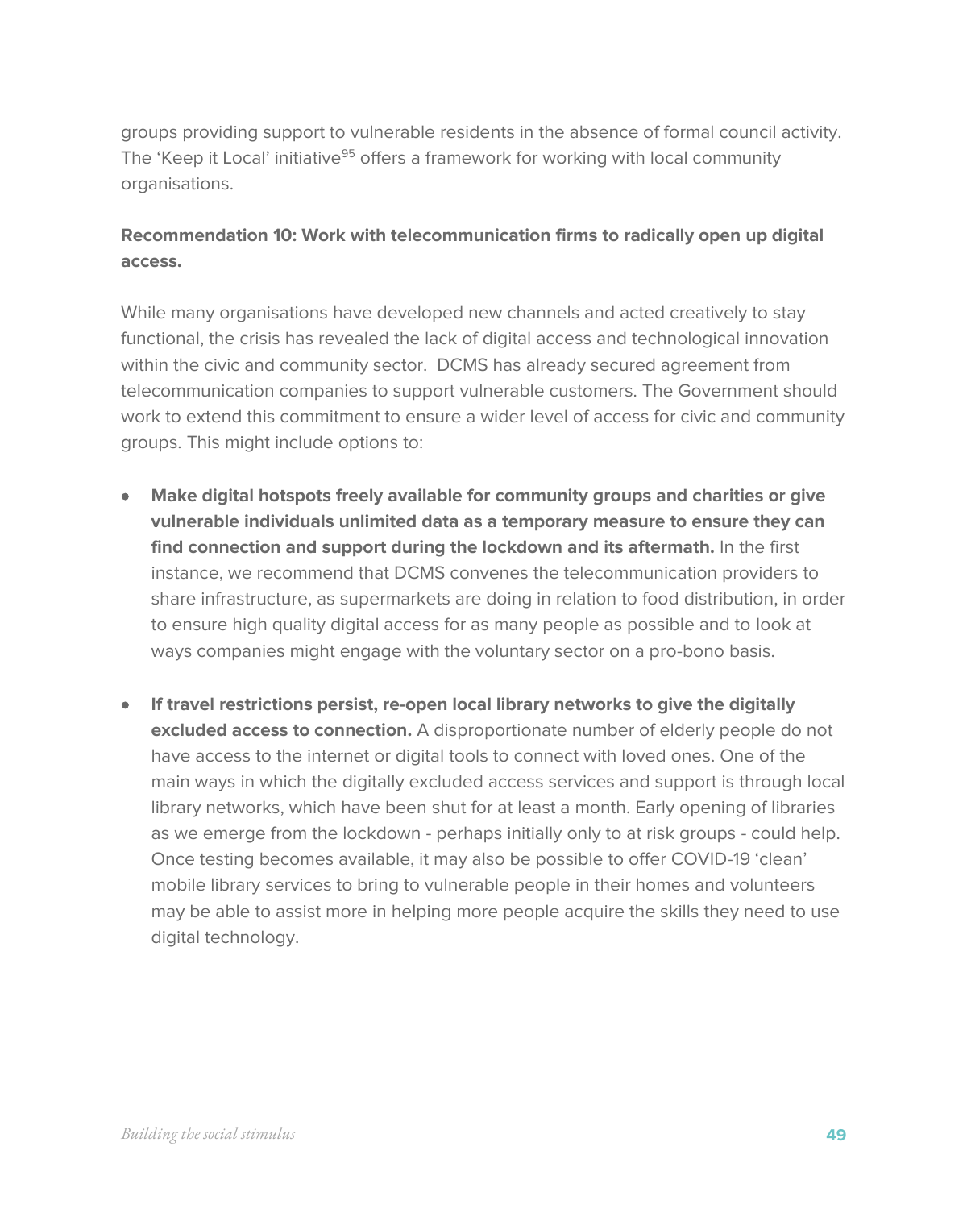groups providing support to vulnerable residents in the absence of formal council activity. The 'Keep it Local' initiative[95] offers a framework for working with local community organisations.

**Recommendation 10: Work with telecommunication firms to radically open up digital access.**

While many organisations have developed new channels and acted creatively to stay functional, the crisis has revealed the lack of digital access and technological innovation within the civic and community sector. DCMS has already secured agreement from telecommunication companies to support vulnerable customers. The Government should work to extend this commitment to ensure a wider level of access for civic and community groups. This might include options to:

- **Make digital hotspots freely available for community groups and charities or give vulnerable individuals unlimited data as a temporary measure to ensure they can find connection and support during the lockdown and its aftermath.** In the first instance, we recommend that DCMS convenes the telecommunication providers to share infrastructure, as supermarkets are doing in relation to food distribution, in order to ensure high quality digital access for as many people as possible and to look at ways companies might engage with the voluntary sector on a pro-bono basis.

- **If travel restrictions persist, re-open local library networks to give the digitally excluded access to connection.** A disproportionate number of elderly people do not have access to the internet or digital tools to connect with loved ones. One of the main ways in which the digitally excluded access services and support is through local library networks, which have been shut for at least a month. Early opening of libraries as we emerge from the lockdown - perhaps initially only to at risk groups - could help. Once testing becomes available, it may also be possible to offer COVID-19 'clean' mobile library services to bring to vulnerable people in their homes and volunteers may be able to assist more in helping more people acquire the skills they need to use digital technology.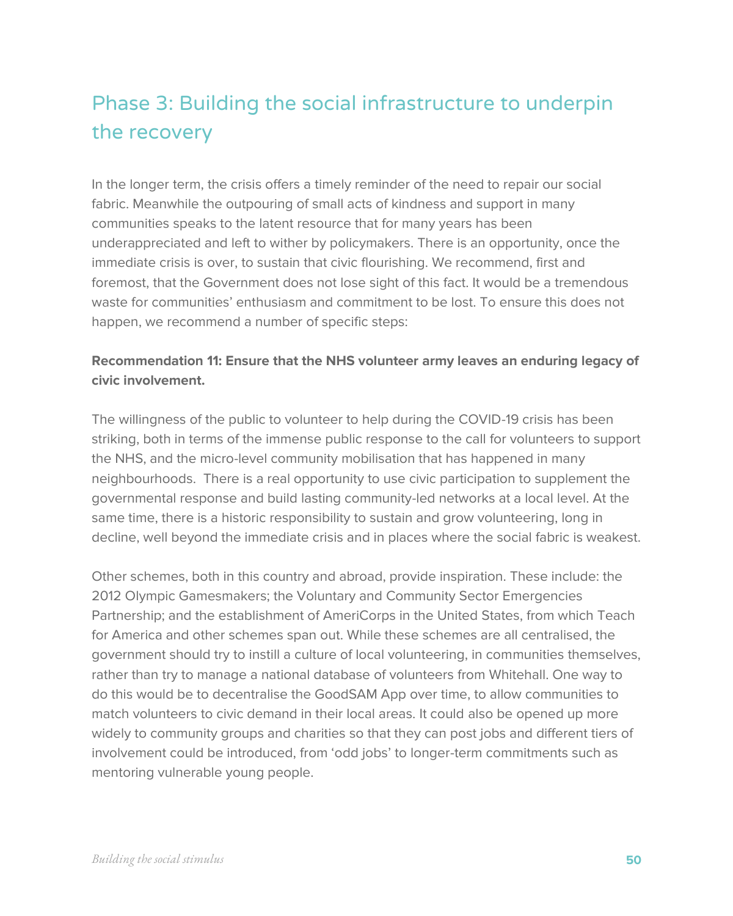## Phase 3: Building the social infrastructure to underpin the recovery

In the longer term, the crisis offers a timely reminder of the need to repair our social fabric. Meanwhile the outpouring of small acts of kindness and support in many communities speaks to the latent resource that for many years has been underappreciated and left to wither by policymakers. There is an opportunity, once the immediate crisis is over, to sustain that civic flourishing. We recommend, first and foremost, that the Government does not lose sight of this fact. It would be a tremendous waste for communities' enthusiasm and commitment to be lost. To ensure this does not happen, we recommend a number of specific steps:

**Recommendation 11: Ensure that the NHS volunteer army leaves an enduring legacy of civic involvement.**

The willingness of the public to volunteer to help during the COVID-19 crisis has been striking, both in terms of the immense public response to the call for volunteers to support the NHS, and the micro-level community mobilisation that has happened in many neighbourhoods. There is a real opportunity to use civic participation to supplement the governmental response and build lasting community-led networks at a local level. At the same time, there is a historic responsibility to sustain and grow volunteering, long in decline, well beyond the immediate crisis and in places where the social fabric is weakest.

Other schemes, both in this country and abroad, provide inspiration. These include: the 2012 Olympic Gamesmakers; the Voluntary and Community Sector Emergencies Partnership; and the establishment of AmeriCorps in the United States, from which Teach for America and other schemes span out. While these schemes are all centralised, the government should try to instill a culture of local volunteering, in communities themselves, rather than try to manage a national database of volunteers from Whitehall. One way to do this would be to decentralise the GoodSAM App over time, to allow communities to match volunteers to civic demand in their local areas. It could also be opened up more widely to community groups and charities so that they can post jobs and different tiers of involvement could be introduced, from 'odd jobs' to longer-term commitments such as mentoring vulnerable young people.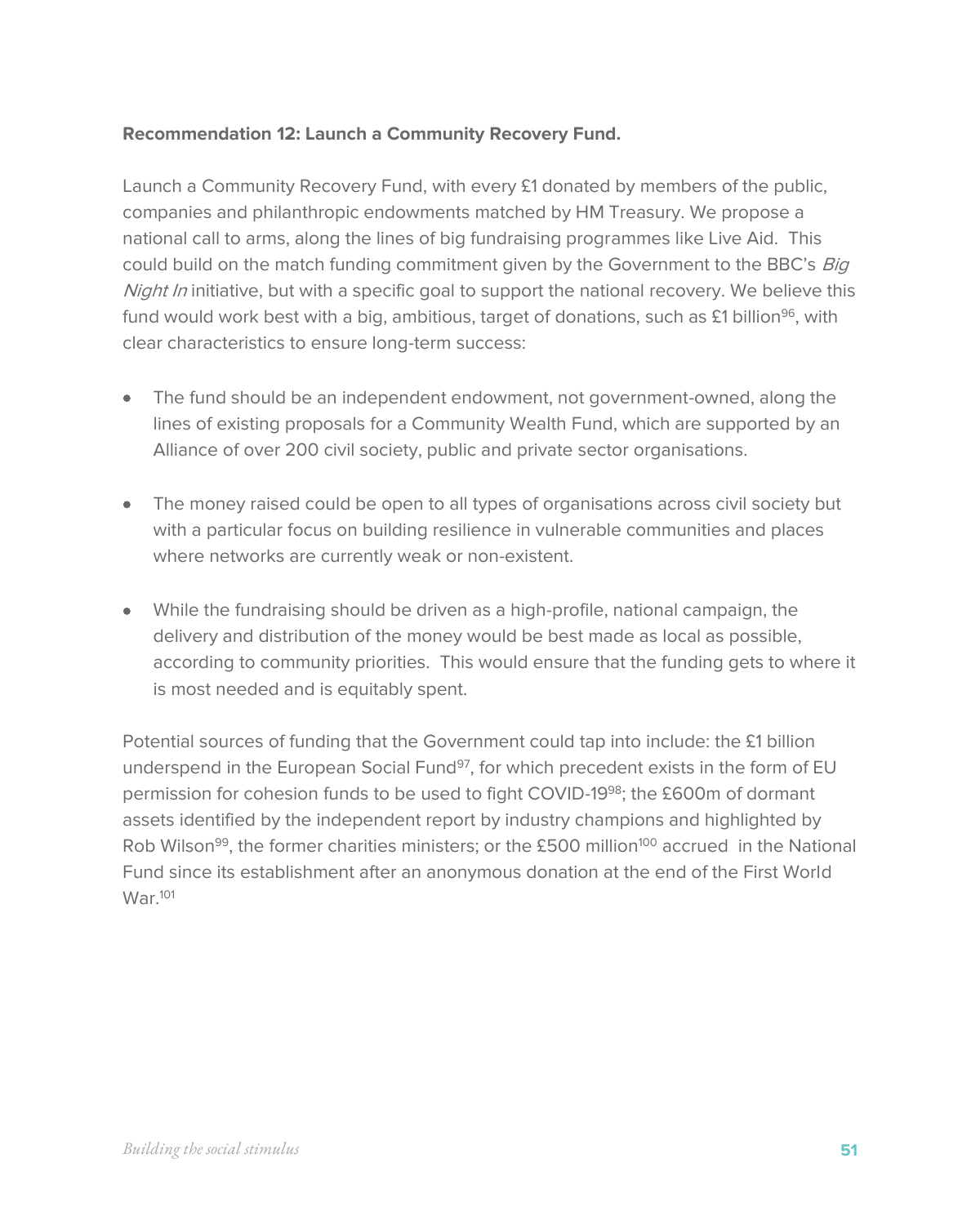**Recommendation 12: Launch a Community Recovery Fund.**

Launch a Community Recovery Fund, with every £1 donated by members of the public, companies and philanthropic endowments matched by HM Treasury. We propose a national call to arms, along the lines of big fundraising programmes like Live Aid. This could build on the match funding commitment given by the Government to the BBC's *Big Night In* initiative, but with a specific goal to support the national recovery. We believe this fund would work best with a big, ambitious, target of donations, such as £1 billion[96], with clear characteristics to ensure long-term success:

- The fund should be an independent endowment, not government-owned, along the lines of existing proposals for a Community Wealth Fund, which are supported by an Alliance of over 200 civil society, public and private sector organisations.

- The money raised could be open to all types of organisations across civil society but with a particular focus on building resilience in vulnerable communities and places where networks are currently weak or non-existent.

- While the fundraising should be driven as a high-profile, national campaign, the delivery and distribution of the money would be best made as local as possible, according to community priorities. This would ensure that the funding gets to where it is most needed and is equitably spent.

Potential sources of funding that the Government could tap into include: the £1 billion underspend in the European Social Fund[97], for which precedent exists in the form of EU permission for cohesion funds to be used to fight COVID-19[98]; the £600m of dormant assets identified by the independent report by industry champions and highlighted by Rob Wilson[99], the former charities ministers; or the £500 million[100] accrued in the National Fund since its establishment after an anonymous donation at the end of the First World War.[101]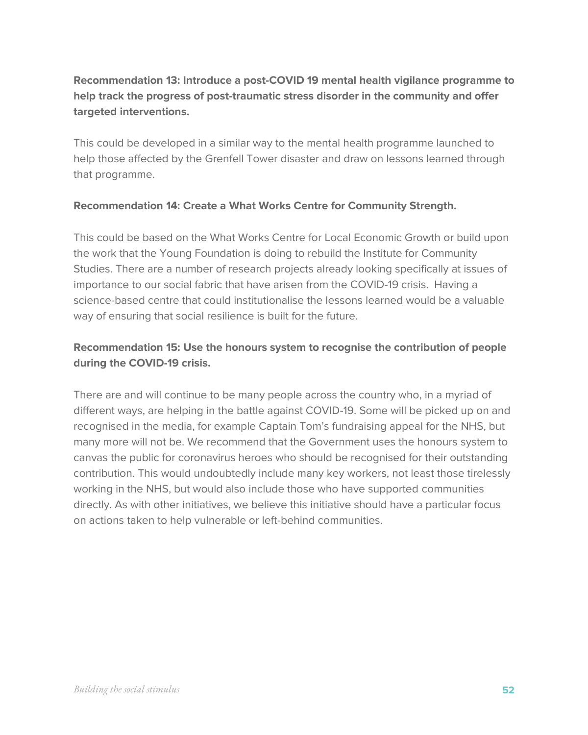**Recommendation 13: Introduce a post-COVID 19 mental health vigilance programme to help track the progress of post-traumatic stress disorder in the community and offer targeted interventions.**

This could be developed in a similar way to the mental health programme launched to help those affected by the Grenfell Tower disaster and draw on lessons learned through that programme.

**Recommendation 14: Create a What Works Centre for Community Strength.**

This could be based on the What Works Centre for Local Economic Growth or build upon the work that the Young Foundation is doing to rebuild the Institute for Community Studies. There are a number of research projects already looking specifically at issues of importance to our social fabric that have arisen from the COVID-19 crisis. Having a science-based centre that could institutionalise the lessons learned would be a valuable way of ensuring that social resilience is built for the future.

**Recommendation 15: Use the honours system to recognise the contribution of people during the COVID-19 crisis.**

There are and will continue to be many people across the country who, in a myriad of different ways, are helping in the battle against COVID-19. Some will be picked up on and recognised in the media, for example Captain Tom's fundraising appeal for the NHS, but many more will not be. We recommend that the Government uses the honours system to canvas the public for coronavirus heroes who should be recognised for their outstanding contribution. This would undoubtedly include many key workers, not least those tirelessly working in the NHS, but would also include those who have supported communities directly. As with other initiatives, we believe this initiative should have a particular focus on actions taken to help vulnerable or left-behind communities.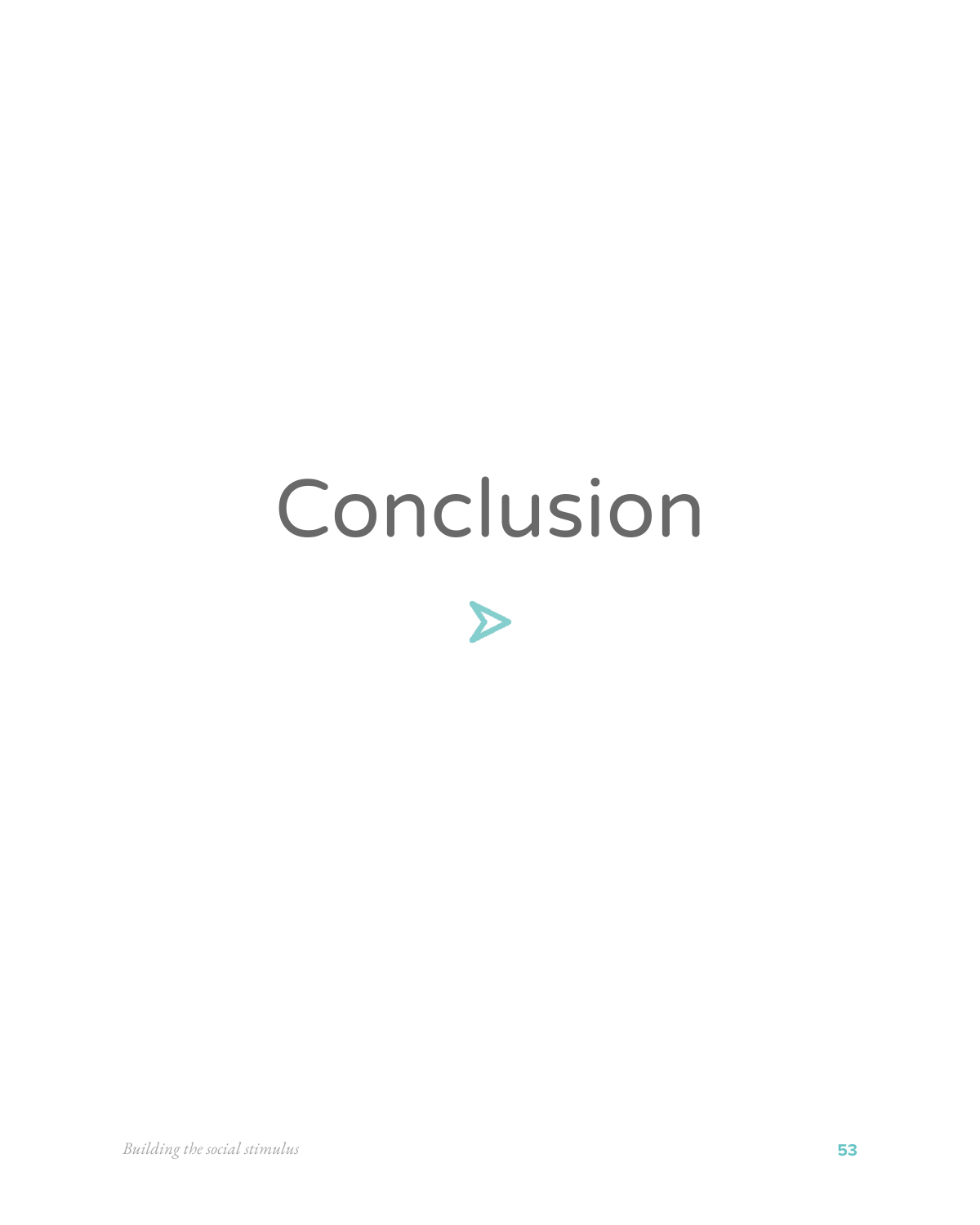# Conclusion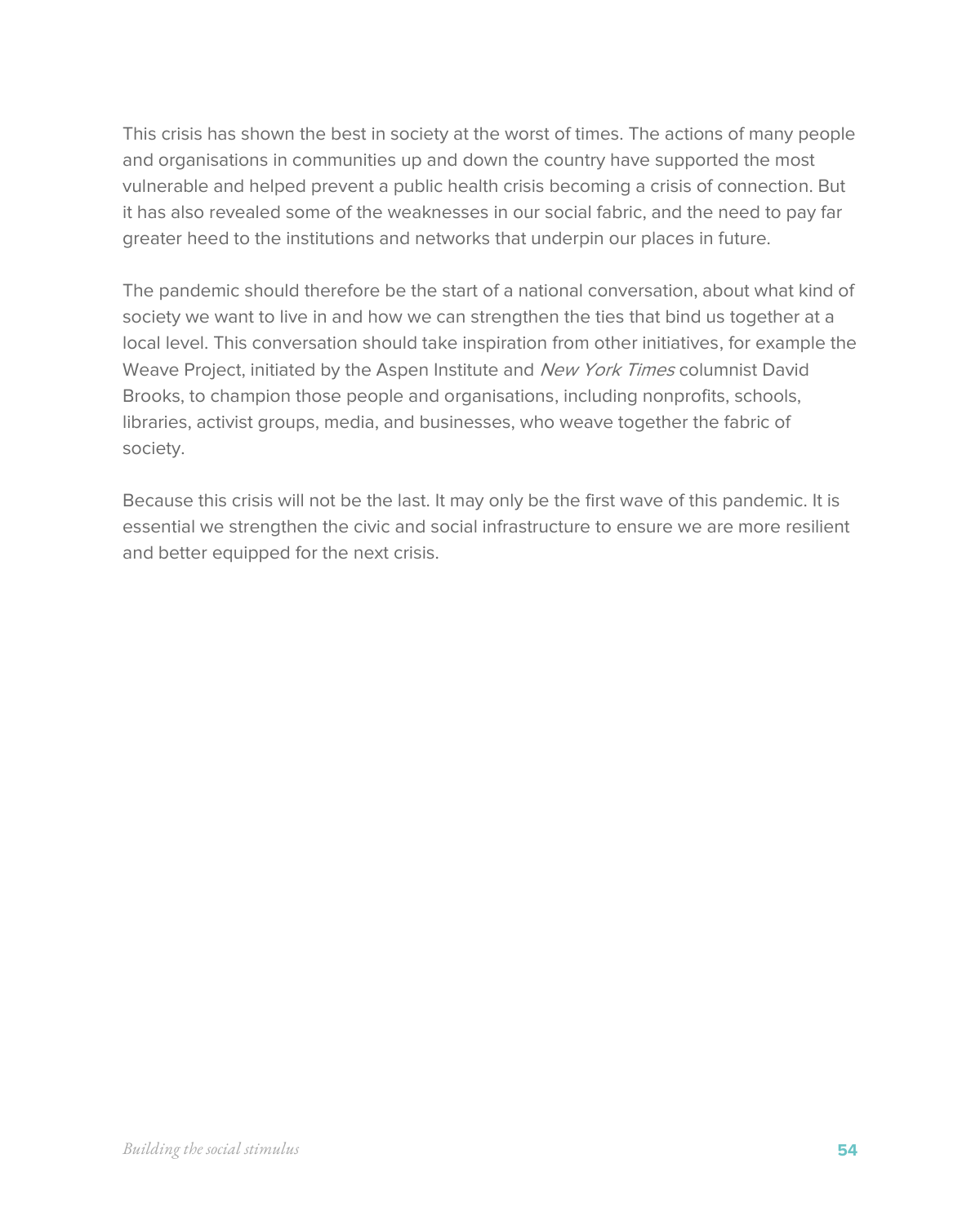This crisis has shown the best in society at the worst of times. The actions of many people and organisations in communities up and down the country have supported the most vulnerable and helped prevent a public health crisis becoming a crisis of connection. But it has also revealed some of the weaknesses in our social fabric, and the need to pay far greater heed to the institutions and networks that underpin our places in future.

The pandemic should therefore be the start of a national conversation, about what kind of society we want to live in and how we can strengthen the ties that bind us together at a local level. This conversation should take inspiration from other initiatives, for example the Weave Project, initiated by the Aspen Institute and *New York Times* columnist David Brooks, to champion those people and organisations, including nonprofits, schools, libraries, activist groups, media, and businesses, who weave together the fabric of society.

Because this crisis will not be the last. It may only be the first wave of this pandemic. It is essential we strengthen the civic and social infrastructure to ensure we are more resilient and better equipped for the next crisis.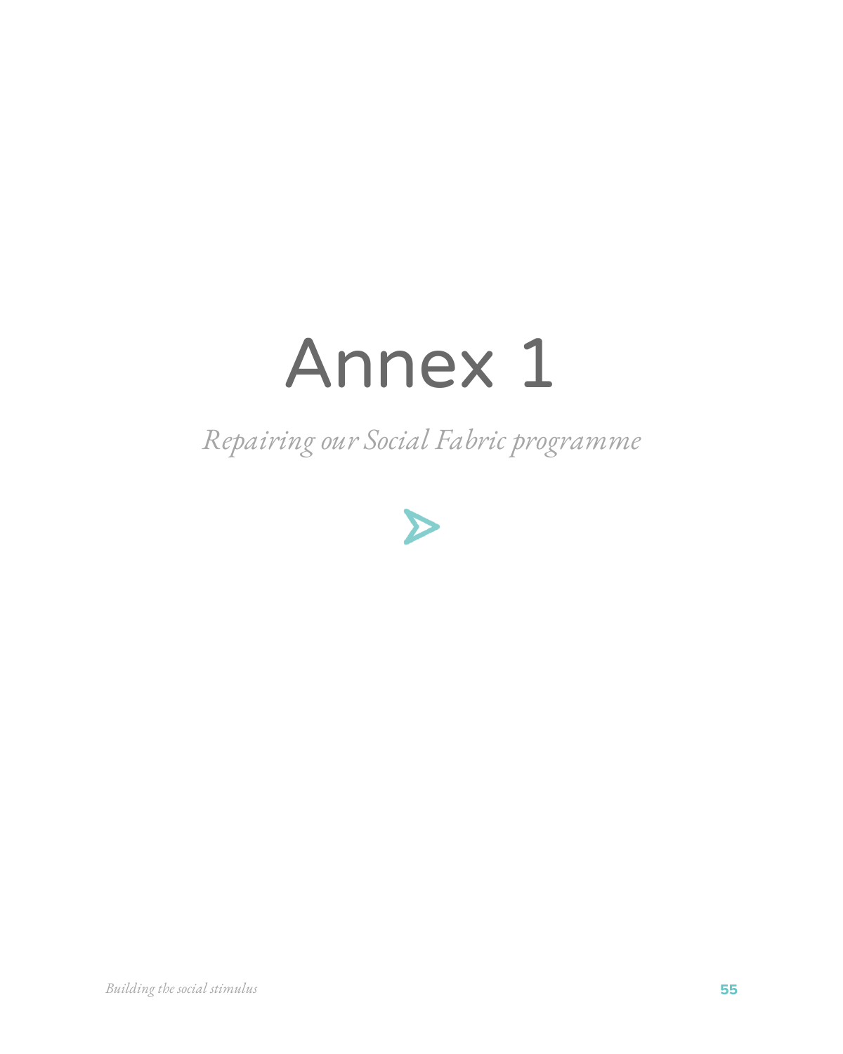# Annex 1

*Repairing our Social Fabric programme*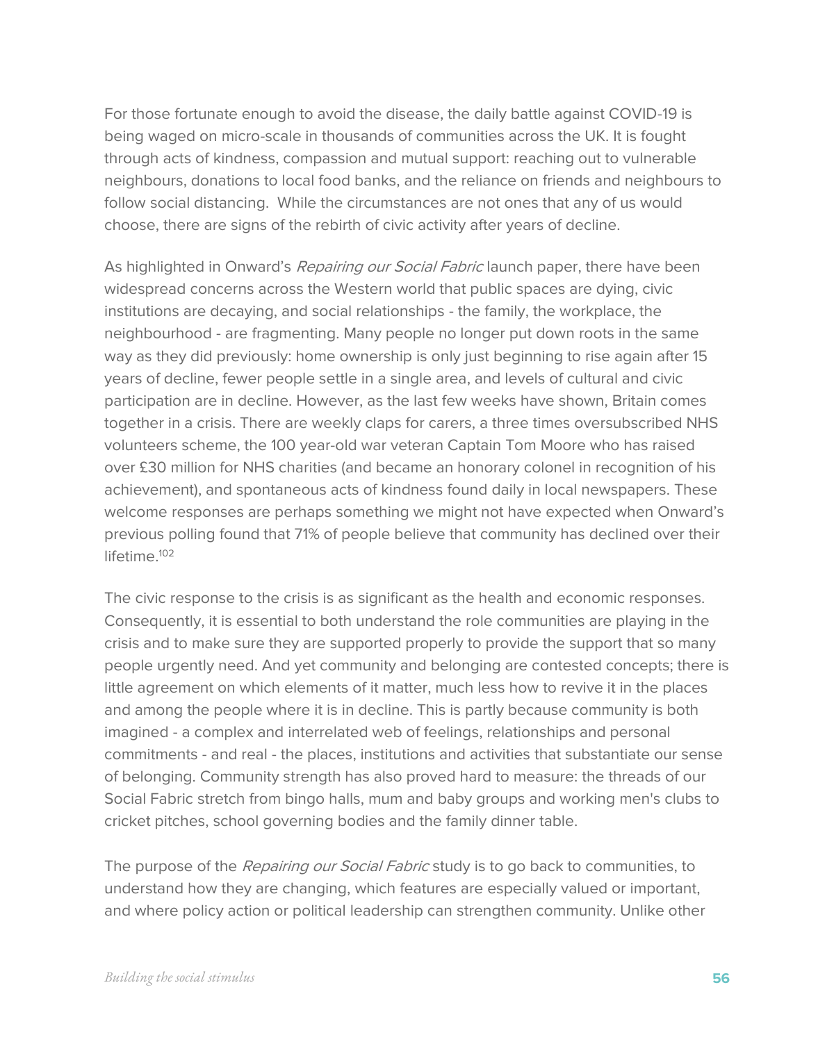For those fortunate enough to avoid the disease, the daily battle against COVID-19 is being waged on micro-scale in thousands of communities across the UK. It is fought through acts of kindness, compassion and mutual support: reaching out to vulnerable neighbours, donations to local food banks, and the reliance on friends and neighbours to follow social distancing.  While the circumstances are not ones that any of us would choose, there are signs of the rebirth of civic activity after years of decline.

As highlighted in Onward's *Repairing our Social Fabric* launch paper, there have been widespread concerns across the Western world that public spaces are dying, civic institutions are decaying, and social relationships - the family, the workplace, the neighbourhood - are fragmenting. Many people no longer put down roots in the same way as they did previously: home ownership is only just beginning to rise again after 15 years of decline, fewer people settle in a single area, and levels of cultural and civic participation are in decline. However, as the last few weeks have shown, Britain comes together in a crisis. There are weekly claps for carers, a three times oversubscribed NHS volunteers scheme, the 100 year-old war veteran Captain Tom Moore who has raised over £30 million for NHS charities (and became an honorary colonel in recognition of his achievement), and spontaneous acts of kindness found daily in local newspapers. These welcome responses are perhaps something we might not have expected when Onward's previous polling found that 71% of people believe that community has declined over their lifetime.[102]

The civic response to the crisis is as significant as the health and economic responses. Consequently, it is essential to both understand the role communities are playing in the crisis and to make sure they are supported properly to provide the support that so many people urgently need. And yet community and belonging are contested concepts; there is little agreement on which elements of it matter, much less how to revive it in the places and among the people where it is in decline. This is partly because community is both imagined - a complex and interrelated web of feelings, relationships and personal commitments - and real - the places, institutions and activities that substantiate our sense of belonging. Community strength has also proved hard to measure: the threads of our Social Fabric stretch from bingo halls, mum and baby groups and working men's clubs to cricket pitches, school governing bodies and the family dinner table.

The purpose of the *Repairing our Social Fabric* study is to go back to communities, to understand how they are changing, which features are especially valued or important, and where policy action or political leadership can strengthen community. Unlike other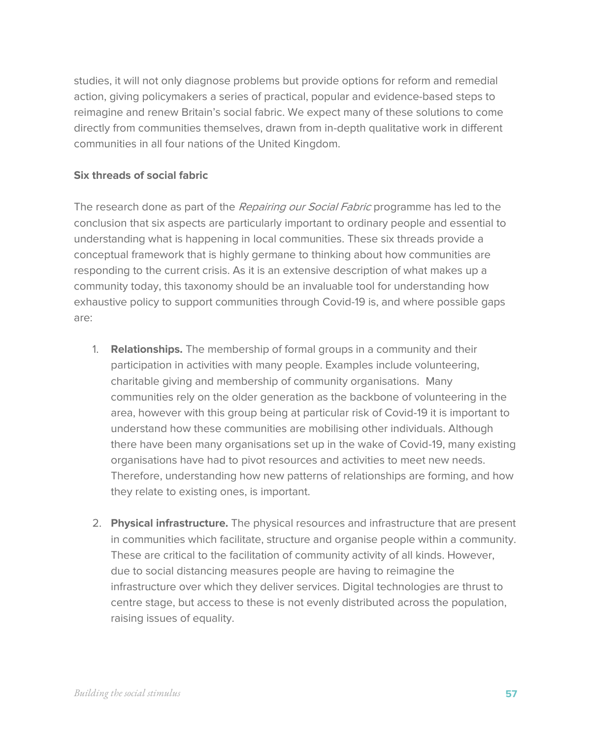studies, it will not only diagnose problems but provide options for reform and remedial action, giving policymakers a series of practical, popular and evidence-based steps to reimagine and renew Britain's social fabric. We expect many of these solutions to come directly from communities themselves, drawn from in-depth qualitative work in different communities in all four nations of the United Kingdom.

**Six threads of social fabric**

The research done as part of the *Repairing our Social Fabric* programme has led to the conclusion that six aspects are particularly important to ordinary people and essential to understanding what is happening in local communities. These six threads provide a conceptual framework that is highly germane to thinking about how communities are responding to the current crisis. As it is an extensive description of what makes up a community today, this taxonomy should be an invaluable tool for understanding how exhaustive policy to support communities through Covid-19 is, and where possible gaps are:

1. **Relationships.** The membership of formal groups in a community and their participation in activities with many people. Examples include volunteering, charitable giving and membership of community organisations. Many communities rely on the older generation as the backbone of volunteering in the area, however with this group being at particular risk of Covid-19 it is important to understand how these communities are mobilising other individuals. Although there have been many organisations set up in the wake of Covid-19, many existing organisations have had to pivot resources and activities to meet new needs. Therefore, understanding how new patterns of relationships are forming, and how they relate to existing ones, is important.

2. **Physical infrastructure.** The physical resources and infrastructure that are present in communities which facilitate, structure and organise people within a community. These are critical to the facilitation of community activity of all kinds. However, due to social distancing measures people are having to reimagine the infrastructure over which they deliver services. Digital technologies are thrust to centre stage, but access to these is not evenly distributed across the population, raising issues of equality.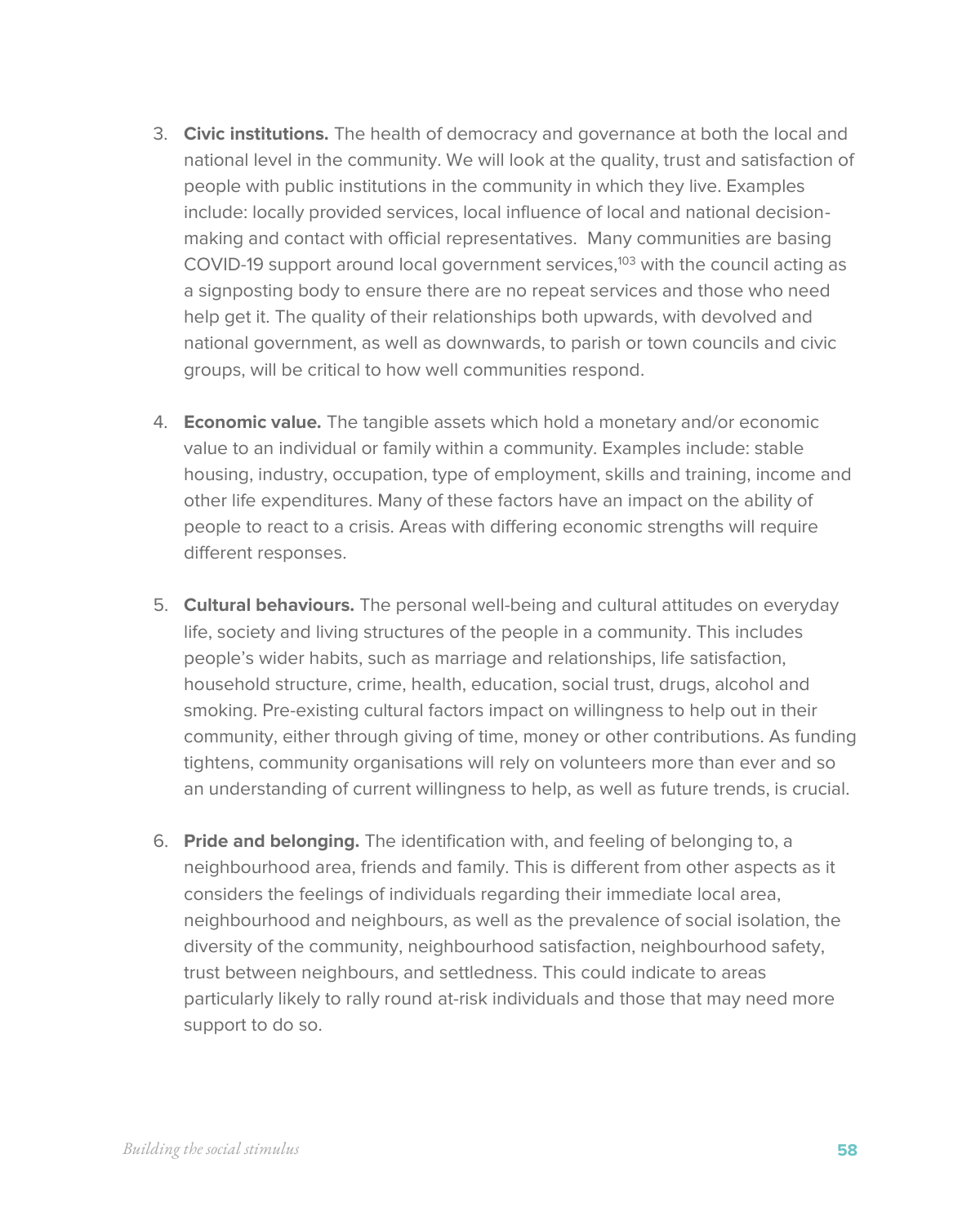3. **Civic institutions.** The health of democracy and governance at both the local and national level in the community. We will look at the quality, trust and satisfaction of people with public institutions in the community in which they live. Examples include: locally provided services, local influence of local and national decision-making and contact with official representatives. Many communities are basing COVID-19 support around local government services,[103] with the council acting as a signposting body to ensure there are no repeat services and those who need help get it. The quality of their relationships both upwards, with devolved and national government, as well as downwards, to parish or town councils and civic groups, will be critical to how well communities respond.

4. **Economic value.** The tangible assets which hold a monetary and/or economic value to an individual or family within a community. Examples include: stable housing, industry, occupation, type of employment, skills and training, income and other life expenditures. Many of these factors have an impact on the ability of people to react to a crisis. Areas with differing economic strengths will require different responses.

5. **Cultural behaviours.** The personal well-being and cultural attitudes on everyday life, society and living structures of the people in a community. This includes people's wider habits, such as marriage and relationships, life satisfaction, household structure, crime, health, education, social trust, drugs, alcohol and smoking. Pre-existing cultural factors impact on willingness to help out in their community, either through giving of time, money or other contributions. As funding tightens, community organisations will rely on volunteers more than ever and so an understanding of current willingness to help, as well as future trends, is crucial.

6. **Pride and belonging.** The identification with, and feeling of belonging to, a neighbourhood area, friends and family. This is different from other aspects as it considers the feelings of individuals regarding their immediate local area, neighbourhood and neighbours, as well as the prevalence of social isolation, the diversity of the community, neighbourhood satisfaction, neighbourhood safety, trust between neighbours, and settledness. This could indicate to areas particularly likely to rally round at-risk individuals and those that may need more support to do so.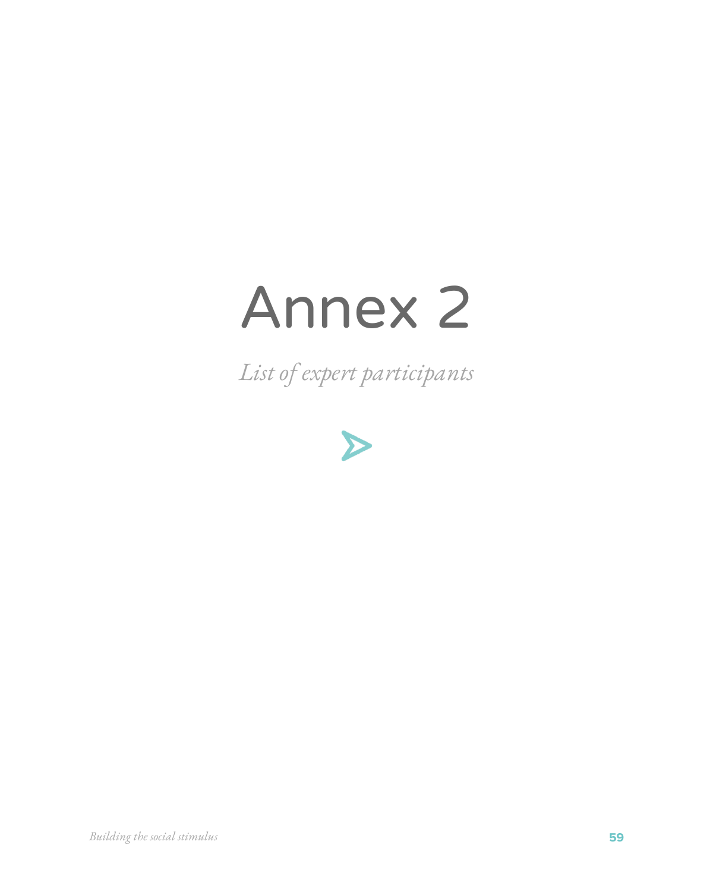# Annex 2

*List of expert participants*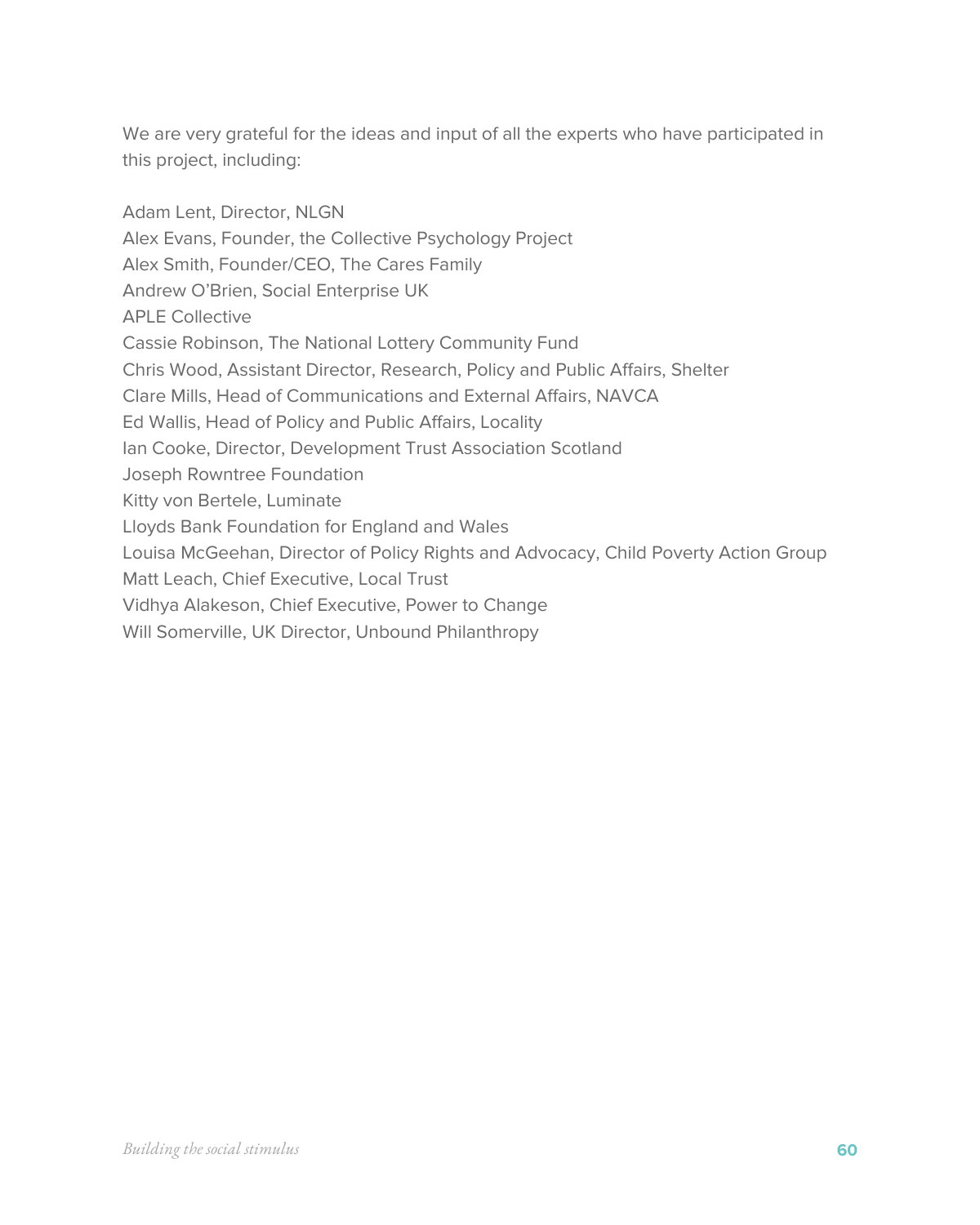We are very grateful for the ideas and input of all the experts who have participated in this project, including:

Adam Lent, Director, NLGN
Alex Evans, Founder, the Collective Psychology Project
Alex Smith, Founder/CEO, The Cares Family
Andrew O'Brien, Social Enterprise UK
APLE Collective
Cassie Robinson, The National Lottery Community Fund
Chris Wood, Assistant Director, Research, Policy and Public Affairs, Shelter
Clare Mills, Head of Communications and External Affairs, NAVCA
Ed Wallis, Head of Policy and Public Affairs, Locality
Ian Cooke, Director, Development Trust Association Scotland
Joseph Rowntree Foundation
Kitty von Bertele, Luminate
Lloyds Bank Foundation for England and Wales
Louisa McGeehan, Director of Policy Rights and Advocacy, Child Poverty Action Group
Matt Leach, Chief Executive, Local Trust
Vidhya Alakeson, Chief Executive, Power to Change
Will Somerville, UK Director, Unbound Philanthropy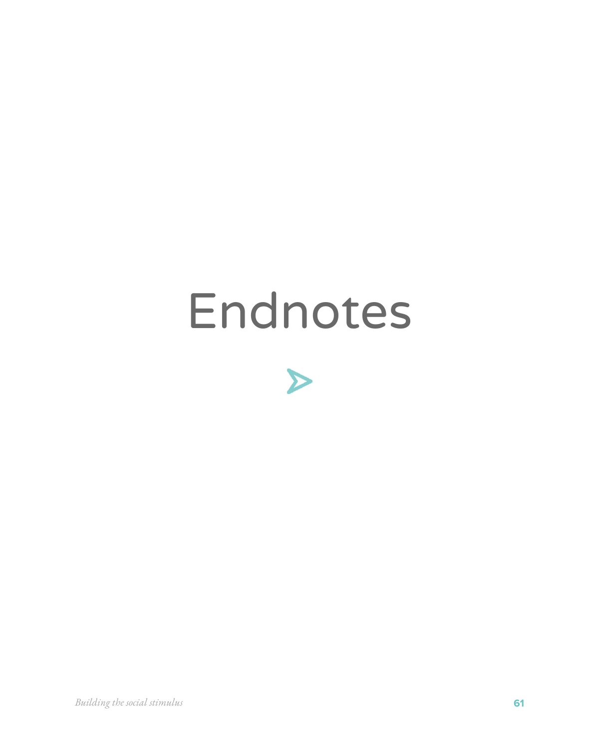# Endnotes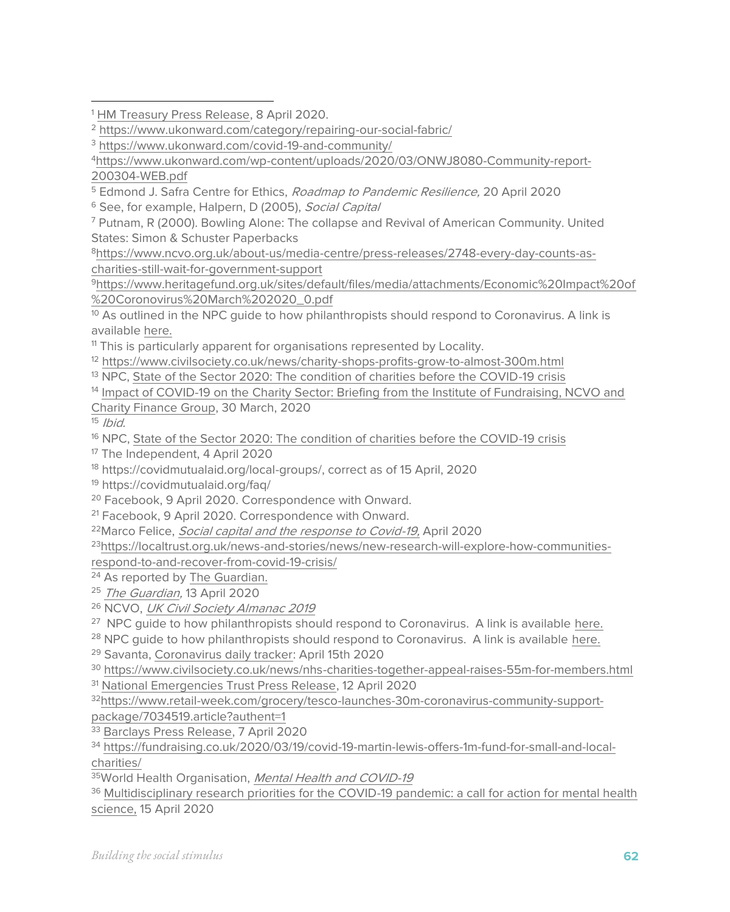[1] HM Treasury Press Release, 8 April 2020.

[2] https://www.ukonward.com/category/repairing-our-social-fabric/

[3] https://www.ukonward.com/covid-19-and-community/

[4] https://www.ukonward.com/wp-content/uploads/2020/03/ONWJ8080-Community-report-200304-WEB.pdf

[5] Edmond J. Safra Centre for Ethics, *Roadmap to Pandemic Resilience,* 20 April 2020

[6] See, for example, Halpern, D (2005), *Social Capital*

[7] Putnam, R (2000). Bowling Alone: The collapse and Revival of American Community. United States: Simon & Schuster Paperbacks

[8] https://www.ncvo.org.uk/about-us/media-centre/press-releases/2748-every-day-counts-as-charities-still-wait-for-government-support

[9] https://www.heritagefund.org.uk/sites/default/files/media/attachments/Economic%20Impact%20of%20Coronovirus%20March%202020_0.pdf

[10] As outlined in the NPC guide to how philanthropists should respond to Coronavirus. A link is available here.

[11] This is particularly apparent for organisations represented by Locality.

[12] https://www.civilsociety.co.uk/news/charity-shops-profits-grow-to-almost-300m.html

[13] NPC, State of the Sector 2020: The condition of charities before the COVID-19 crisis

[14] Impact of COVID-19 on the Charity Sector: Briefing from the Institute of Fundraising, NCVO and Charity Finance Group, 30 March, 2020

[15] *Ibid*.

[16] NPC, State of the Sector 2020: The condition of charities before the COVID-19 crisis

[17] The Independent, 4 April 2020

[18] https://covidmutualaid.org/local-groups/, correct as of 15 April, 2020

[19] https://covidmutualaid.org/faq/

[20] Facebook, 9 April 2020. Correspondence with Onward.

[21] Facebook, 9 April 2020. Correspondence with Onward.

[22] Marco Felice, *Social capital and the response to Covid-19,* April 2020

[23] https://localtrust.org.uk/news-and-stories/news/new-research-will-explore-how-communities-respond-to-and-recover-from-covid-19-crisis/

[24] As reported by The Guardian.

[25] *The Guardian,* 13 April 2020

[26] NCVO, *UK Civil Society Almanac 2019*

[27] NPC guide to how philanthropists should respond to Coronavirus. A link is available here.

[28] NPC guide to how philanthropists should respond to Coronavirus. A link is available here.

[29] Savanta, Coronavirus daily tracker: April 15th 2020

[30] https://www.civilsociety.co.uk/news/nhs-charities-together-appeal-raises-55m-for-members.html

[31] National Emergencies Trust Press Release, 12 April 2020

[32] https://www.retail-week.com/grocery/tesco-launches-30m-coronavirus-community-support-package/7034519.article?authent=1

[33] Barclays Press Release, 7 April 2020

[34] https://fundraising.co.uk/2020/03/19/covid-19-martin-lewis-offers-1m-fund-for-small-and-local-charities/

[35] World Health Organisation, *Mental Health and COVID-19*

[36] Multidisciplinary research priorities for the COVID-19 pandemic: a call for action for mental health science, 15 April 2020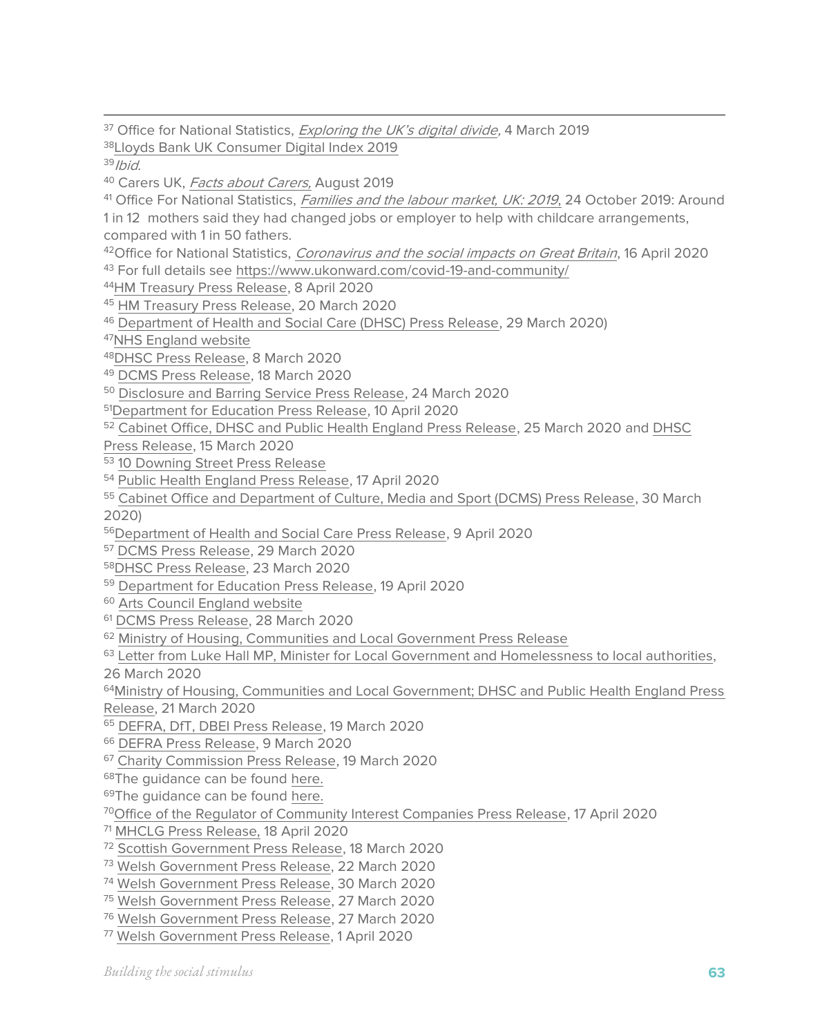[37] Office for National Statistics, *Exploring the UK's digital divide*, 4 March 2019

[38] Lloyds Bank UK Consumer Digital Index 2019

[39] *Ibid.*

[40] Carers UK, *Facts about Carers,* August 2019

[41] Office For National Statistics, *Families and the labour market, UK: 2019*, 24 October 2019: Around 1 in 12 mothers said they had changed jobs or employer to help with childcare arrangements, compared with 1 in 50 fathers.

[42] Office for National Statistics, *Coronavirus and the social impacts on Great Britain*, 16 April 2020

[43] For full details see https://www.ukonward.com/covid-19-and-community/

[44] HM Treasury Press Release, 8 April 2020

[45] HM Treasury Press Release, 20 March 2020

[46] Department of Health and Social Care (DHSC) Press Release, 29 March 2020)

[47] NHS England website

[48] DHSC Press Release, 8 March 2020

[49] DCMS Press Release, 18 March 2020

[50] Disclosure and Barring Service Press Release, 24 March 2020

[51] Department for Education Press Release, 10 April 2020

[52] Cabinet Office, DHSC and Public Health England Press Release, 25 March 2020 and DHSC Press Release, 15 March 2020

[53] 10 Downing Street Press Release

[54] Public Health England Press Release, 17 April 2020

[55] Cabinet Office and Department of Culture, Media and Sport (DCMS) Press Release, 30 March 2020)

[56] Department of Health and Social Care Press Release, 9 April 2020

[57] DCMS Press Release, 29 March 2020

[58] DHSC Press Release, 23 March 2020

[59] Department for Education Press Release, 19 April 2020

[60] Arts Council England website

[61] DCMS Press Release, 28 March 2020

[62] Ministry of Housing, Communities and Local Government Press Release

[63] Letter from Luke Hall MP, Minister for Local Government and Homelessness to local authorities, 26 March 2020

[64] Ministry of Housing, Communities and Local Government; DHSC and Public Health England Press Release, 21 March 2020

[65] DEFRA, DfT, DBEI Press Release, 19 March 2020

[66] DEFRA Press Release, 9 March 2020

[67] Charity Commission Press Release, 19 March 2020

[68] The guidance can be found here.

[69] The guidance can be found here.

[70] Office of the Regulator of Community Interest Companies Press Release, 17 April 2020

[71] MHCLG Press Release, 18 April 2020

[72] Scottish Government Press Release, 18 March 2020

[73] Welsh Government Press Release, 22 March 2020

[74] Welsh Government Press Release, 30 March 2020

[75] Welsh Government Press Release, 27 March 2020

[76] Welsh Government Press Release, 27 March 2020

[77] Welsh Government Press Release, 1 April 2020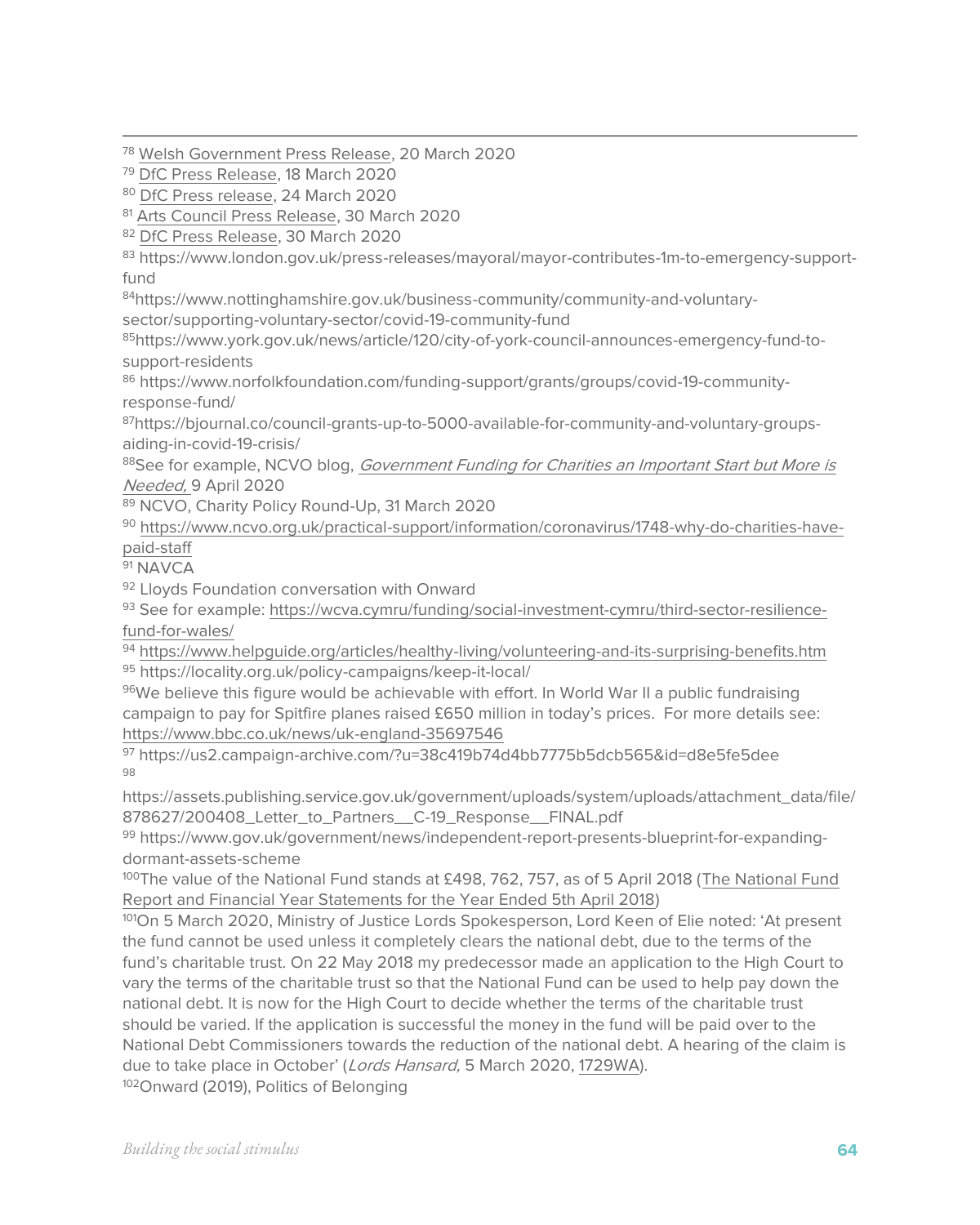[78] Welsh Government Press Release, 20 March 2020

[79] DfC Press Release, 18 March 2020

[80] DfC Press release, 24 March 2020

[81] Arts Council Press Release, 30 March 2020

[82] DfC Press Release, 30 March 2020

[83] https://www.london.gov.uk/press-releases/mayoral/mayor-contributes-1m-to-emergency-support-fund

[84] https://www.nottinghamshire.gov.uk/business-community/community-and-voluntary-sector/supporting-voluntary-sector/covid-19-community-fund

[85] https://www.york.gov.uk/news/article/120/city-of-york-council-announces-emergency-fund-to-support-residents

[86] https://www.norfolkfoundation.com/funding-support/grants/groups/covid-19-community-response-fund/

[87] https://bjournal.co/council-grants-up-to-5000-available-for-community-and-voluntary-groups-aiding-in-covid-19-crisis/

[88] See for example, NCVO blog, *Government Funding for Charities an Important Start but More is Needed,* 9 April 2020

[89] NCVO, Charity Policy Round-Up, 31 March 2020

[90] https://www.ncvo.org.uk/practical-support/information/coronavirus/1748-why-do-charities-have-paid-staff

[91] NAVCA

[92] Lloyds Foundation conversation with Onward

[93] See for example: https://wcva.cymru/funding/social-investment-cymru/third-sector-resilience-fund-for-wales/

[94] https://www.helpguide.org/articles/healthy-living/volunteering-and-its-surprising-benefits.htm

[95] https://locality.org.uk/policy-campaigns/keep-it-local/

[96] We believe this figure would be achievable with effort. In World War II a public fundraising campaign to pay for Spitfire planes raised £650 million in today's prices. For more details see: https://www.bbc.co.uk/news/uk-england-35697546

[97] https://us2.campaign-archive.com/?u=38c419b74d4bb7775b5dcb565&id=d8e5fe5dee

[98] https://assets.publishing.service.gov.uk/government/uploads/system/uploads/attachment_data/file/878627/200408_Letter_to_Partners__C-19_Response__FINAL.pdf

[99] https://www.gov.uk/government/news/independent-report-presents-blueprint-for-expanding-dormant-assets-scheme

[100] The value of the National Fund stands at £498, 762, 757, as of 5 April 2018 (The National Fund Report and Financial Year Statements for the Year Ended 5th April 2018)

[101] On 5 March 2020, Ministry of Justice Lords Spokesperson, Lord Keen of Elie noted: 'At present the fund cannot be used unless it completely clears the national debt, due to the terms of the fund's charitable trust. On 22 May 2018 my predecessor made an application to the High Court to vary the terms of the charitable trust so that the National Fund can be used to help pay down the national debt. It is now for the High Court to decide whether the terms of the charitable trust should be varied. If the application is successful the money in the fund will be paid over to the National Debt Commissioners towards the reduction of the national debt. A hearing of the claim is due to take place in October' (*Lords Hansard,* 5 March 2020, 1729WA).

[102] Onward (2019), Politics of Belonging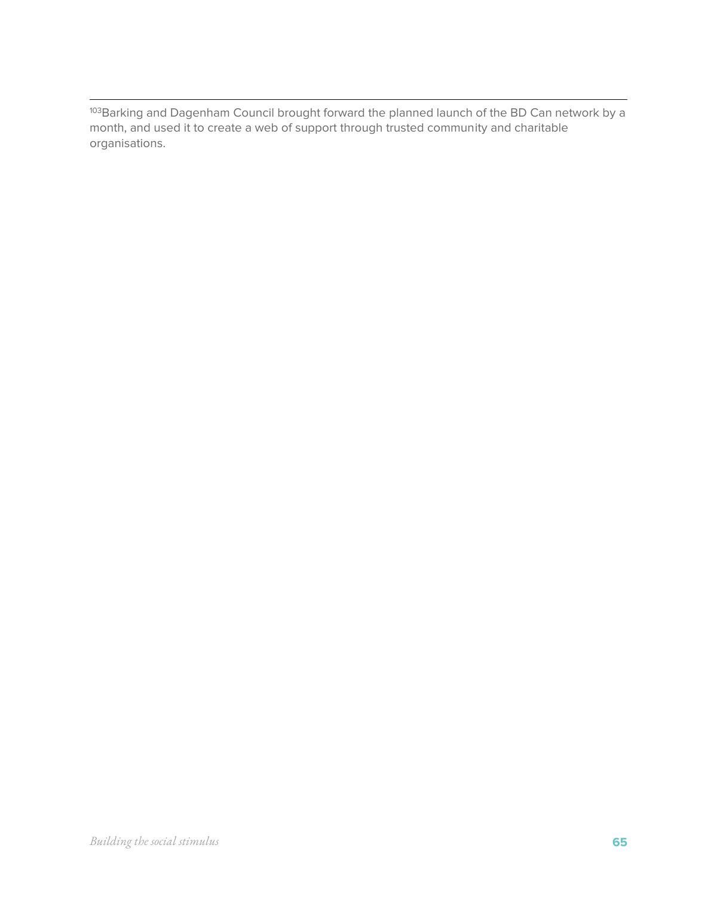[103]Barking and Dagenham Council brought forward the planned launch of the BD Can network by a month, and used it to create a web of support through trusted community and charitable organisations.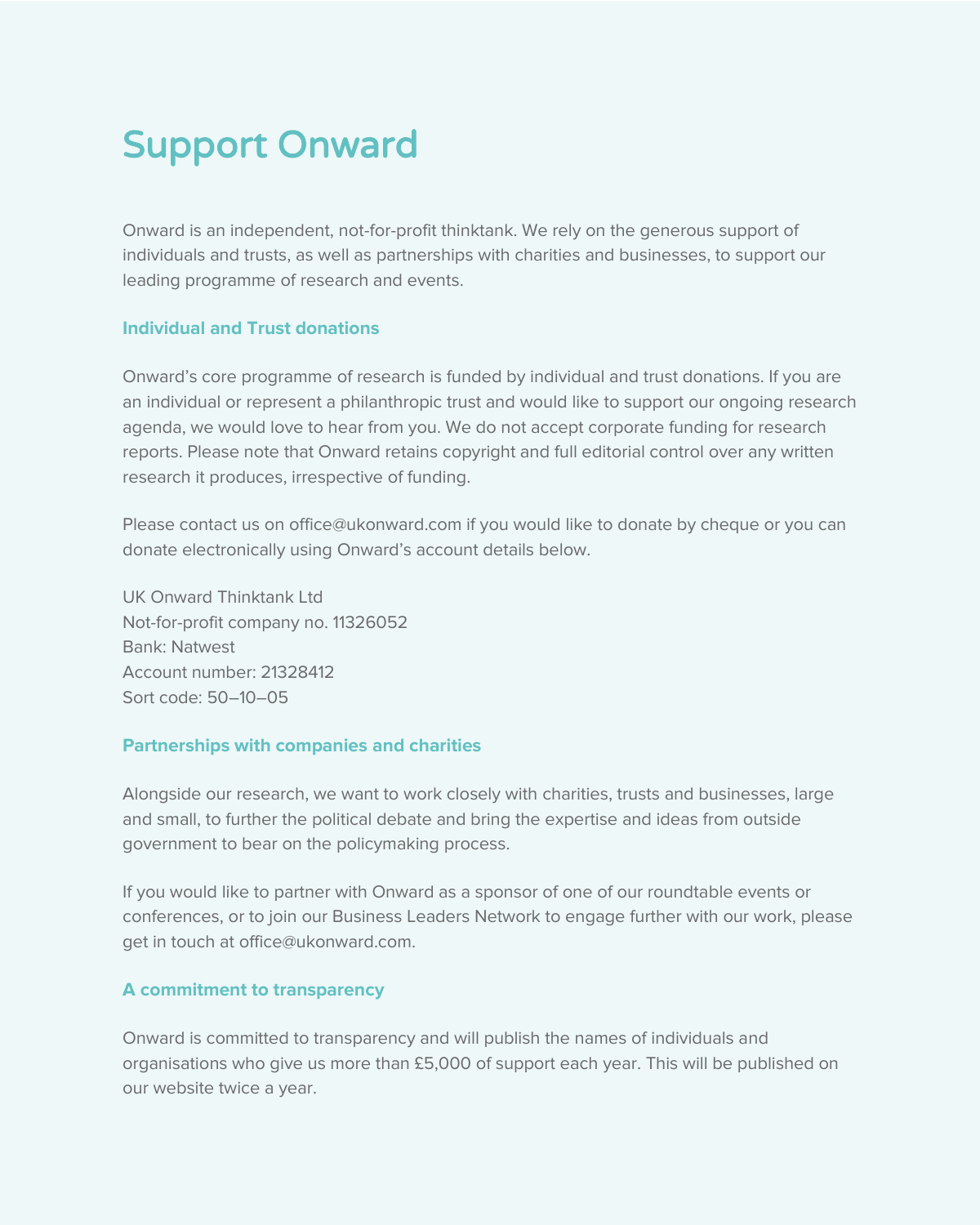# Support Onward

Onward is an independent, not-for-profit thinktank. We rely on the generous support of individuals and trusts, as well as partnerships with charities and businesses, to support our leading programme of research and events.

### Individual and Trust donations

Onward's core programme of research is funded by individual and trust donations. If you are an individual or represent a philanthropic trust and would like to support our ongoing research agenda, we would love to hear from you. We do not accept corporate funding for research reports. Please note that Onward retains copyright and full editorial control over any written research it produces, irrespective of funding.

Please contact us on office@ukonward.com if you would like to donate by cheque or you can donate electronically using Onward's account details below.

UK Onward Thinktank Ltd
Not-for-profit company no. 11326052
Bank: Natwest
Account number: 21328412
Sort code: 50–10–05

### Partnerships with companies and charities

Alongside our research, we want to work closely with charities, trusts and businesses, large and small, to further the political debate and bring the expertise and ideas from outside government to bear on the policymaking process.

If you would like to partner with Onward as a sponsor of one of our roundtable events or conferences, or to join our Business Leaders Network to engage further with our work, please get in touch at office@ukonward.com.

### A commitment to transparency

Onward is committed to transparency and will publish the names of individuals and organisations who give us more than £5,000 of support each year. This will be published on our website twice a year.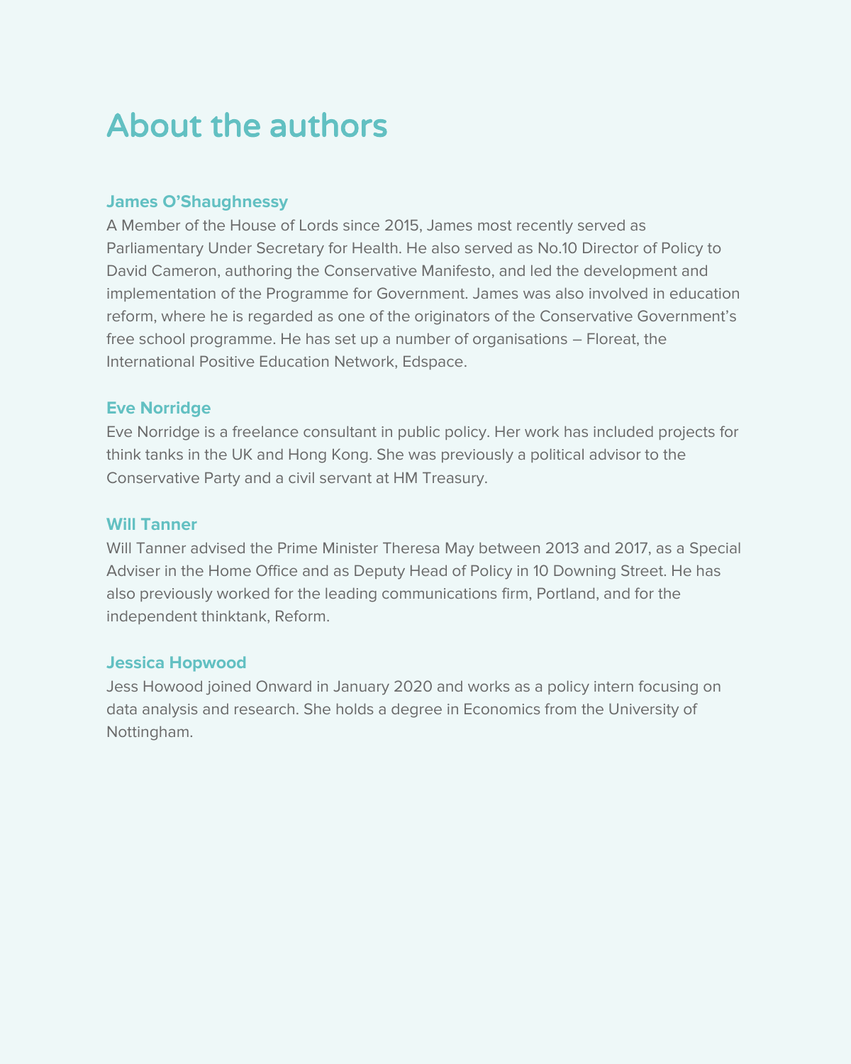# About the authors

### James O'Shaughnessy

A Member of the House of Lords since 2015, James most recently served as Parliamentary Under Secretary for Health. He also served as No.10 Director of Policy to David Cameron, authoring the Conservative Manifesto, and led the development and implementation of the Programme for Government. James was also involved in education reform, where he is regarded as one of the originators of the Conservative Government's free school programme. He has set up a number of organisations – Floreat, the International Positive Education Network, Edspace.

### Eve Norridge

Eve Norridge is a freelance consultant in public policy. Her work has included projects for think tanks in the UK and Hong Kong. She was previously a political advisor to the Conservative Party and a civil servant at HM Treasury.

### Will Tanner

Will Tanner advised the Prime Minister Theresa May between 2013 and 2017, as a Special Adviser in the Home Office and as Deputy Head of Policy in 10 Downing Street. He has also previously worked for the leading communications firm, Portland, and for the independent thinktank, Reform.

### Jessica Hopwood

Jess Howood joined Onward in January 2020 and works as a policy intern focusing on data analysis and research. She holds a degree in Economics from the University of Nottingham.